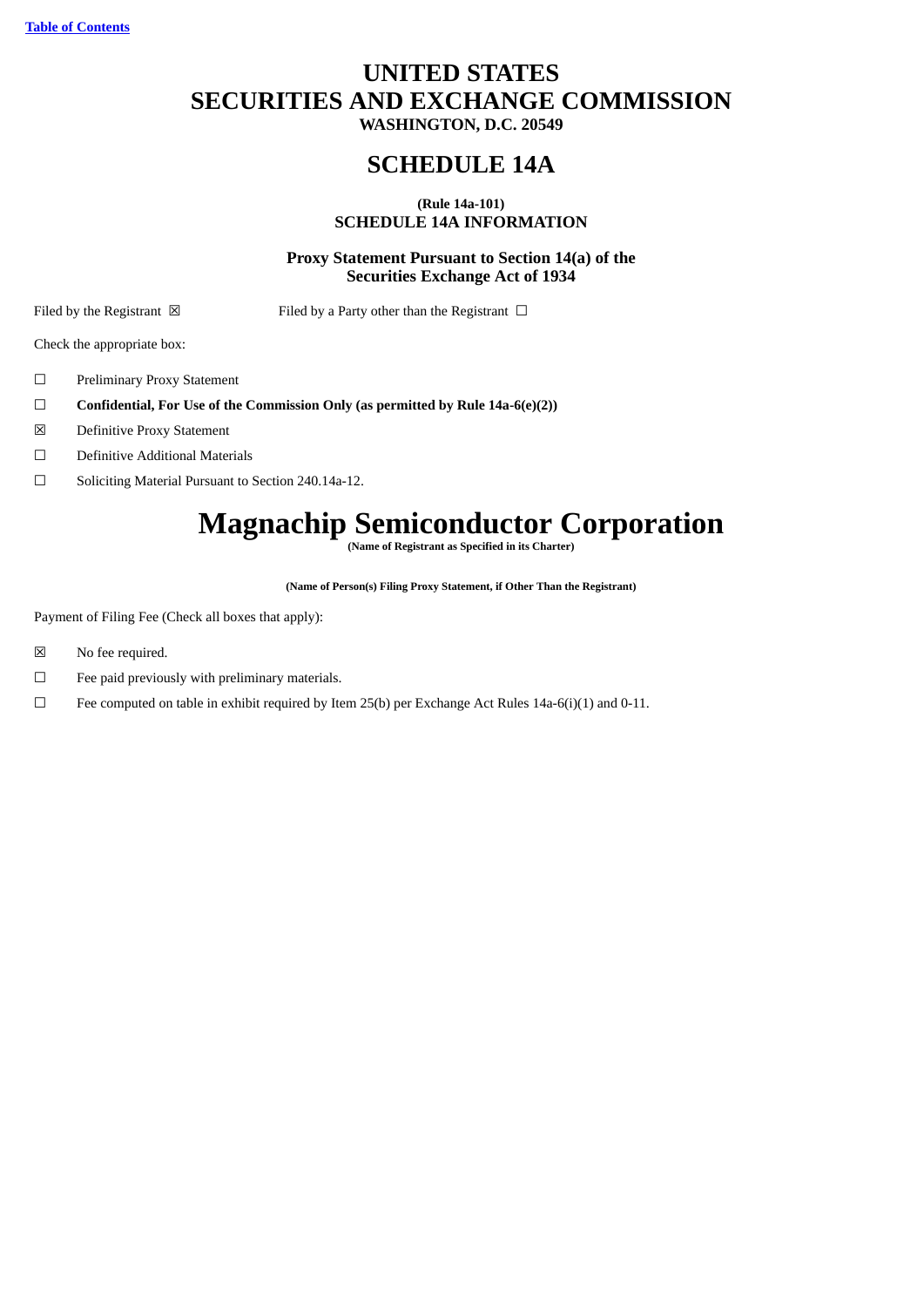[Table of Contents](#)

# UNITED STATES
# SECURITIES AND EXCHANGE COMMISSION
**WASHINGTON, D.C. 20549**

## SCHEDULE 14A

**(Rule 14a-101)**
**SCHEDULE 14A INFORMATION**

**Proxy Statement Pursuant to Section 14(a) of the Securities Exchange Act of 1934**

Filed by the Registrant ☒ Filed by a Party other than the Registrant ☐

Check the appropriate box:

☐ Preliminary Proxy Statement

☐ **Confidential, For Use of the Commission Only (as permitted by Rule 14a-6(e)(2))**

☒ Definitive Proxy Statement

☐ Definitive Additional Materials

☐ Soliciting Material Pursuant to Section 240.14a-12.

# Magnachip Semiconductor Corporation

**(Name of Registrant as Specified in its Charter)**

**(Name of Person(s) Filing Proxy Statement, if Other Than the Registrant)**

Payment of Filing Fee (Check all boxes that apply):

☒ No fee required.

☐ Fee paid previously with preliminary materials.

☐ Fee computed on table in exhibit required by Item 25(b) per Exchange Act Rules 14a-6(i)(1) and 0-11.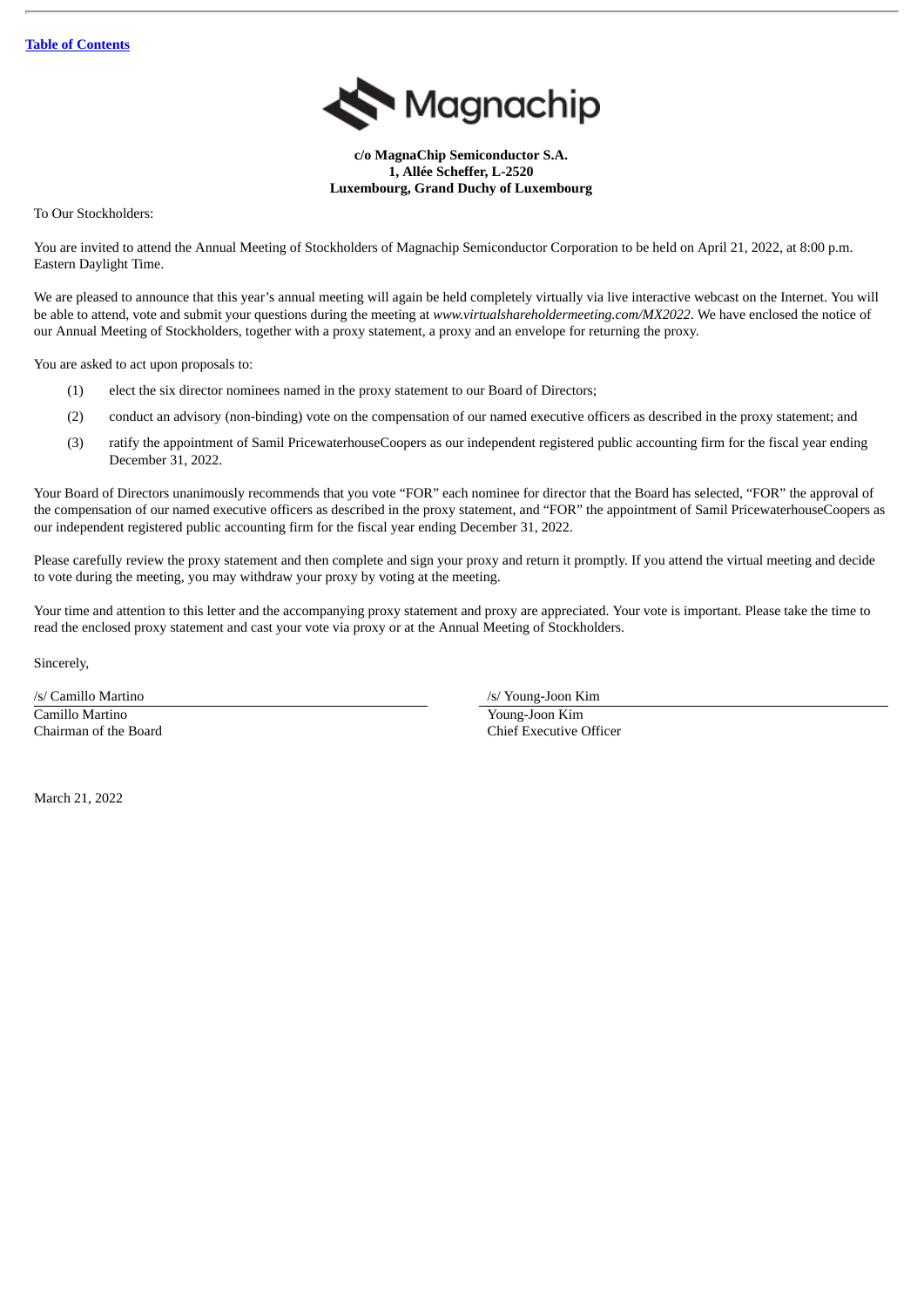[Table of Contents](#)

**c/o MagnaChip Semiconductor S.A.**
**1, Allée Scheffer, L-2520**
**Luxembourg, Grand Duchy of Luxembourg**

To Our Stockholders:

You are invited to attend the Annual Meeting of Stockholders of Magnachip Semiconductor Corporation to be held on April 21, 2022, at 8:00 p.m. Eastern Daylight Time.

We are pleased to announce that this year's annual meeting will again be held completely virtually via live interactive webcast on the Internet. You will be able to attend, vote and submit your questions during the meeting at *www.virtualshareholdermeeting.com/MX2022*. We have enclosed the notice of our Annual Meeting of Stockholders, together with a proxy statement, a proxy and an envelope for returning the proxy.

You are asked to act upon proposals to:

(1) elect the six director nominees named in the proxy statement to our Board of Directors;

(2) conduct an advisory (non-binding) vote on the compensation of our named executive officers as described in the proxy statement; and

(3) ratify the appointment of Samil PricewaterhouseCoopers as our independent registered public accounting firm for the fiscal year ending December 31, 2022.

Your Board of Directors unanimously recommends that you vote "FOR" each nominee for director that the Board has selected, "FOR" the approval of the compensation of our named executive officers as described in the proxy statement, and "FOR" the appointment of Samil PricewaterhouseCoopers as our independent registered public accounting firm for the fiscal year ending December 31, 2022.

Please carefully review the proxy statement and then complete and sign your proxy and return it promptly. If you attend the virtual meeting and decide to vote during the meeting, you may withdraw your proxy by voting at the meeting.

Your time and attention to this letter and the accompanying proxy statement and proxy are appreciated. Your vote is important. Please take the time to read the enclosed proxy statement and cast your vote via proxy or at the Annual Meeting of Stockholders.

Sincerely,

/s/ Camillo Martino
Camillo Martino
Chairman of the Board

/s/ Young-Joon Kim
Young-Joon Kim
Chief Executive Officer

March 21, 2022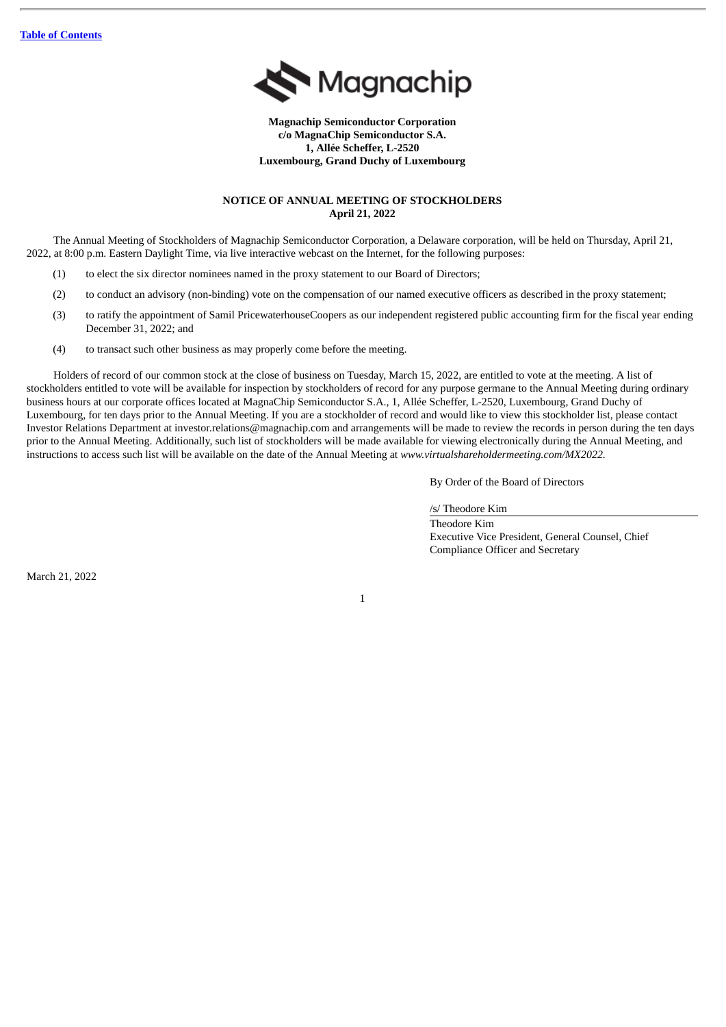[Table of Contents](#)

**Magnachip Semiconductor Corporation**
**c/o MagnaChip Semiconductor S.A.**
**1, Allée Scheffer, L-2520**
**Luxembourg, Grand Duchy of Luxembourg**

**NOTICE OF ANNUAL MEETING OF STOCKHOLDERS**
**April 21, 2022**

The Annual Meeting of Stockholders of Magnachip Semiconductor Corporation, a Delaware corporation, will be held on Thursday, April 21, 2022, at 8:00 p.m. Eastern Daylight Time, via live interactive webcast on the Internet, for the following purposes:

(1) to elect the six director nominees named in the proxy statement to our Board of Directors;

(2) to conduct an advisory (non-binding) vote on the compensation of our named executive officers as described in the proxy statement;

(3) to ratify the appointment of Samil PricewaterhouseCoopers as our independent registered public accounting firm for the fiscal year ending December 31, 2022; and

(4) to transact such other business as may properly come before the meeting.

Holders of record of our common stock at the close of business on Tuesday, March 15, 2022, are entitled to vote at the meeting. A list of stockholders entitled to vote will be available for inspection by stockholders of record for any purpose germane to the Annual Meeting during ordinary business hours at our corporate offices located at MagnaChip Semiconductor S.A., 1, Allée Scheffer, L-2520, Luxembourg, Grand Duchy of Luxembourg, for ten days prior to the Annual Meeting. If you are a stockholder of record and would like to view this stockholder list, please contact Investor Relations Department at investor.relations@magnachip.com and arrangements will be made to review the records in person during the ten days prior to the Annual Meeting. Additionally, such list of stockholders will be made available for viewing electronically during the Annual Meeting, and instructions to access such list will be available on the date of the Annual Meeting at *www.virtualshareholdermeeting.com/MX2022*.

By Order of the Board of Directors

/s/ Theodore Kim

Theodore Kim
Executive Vice President, General Counsel, Chief Compliance Officer and Secretary

March 21, 2022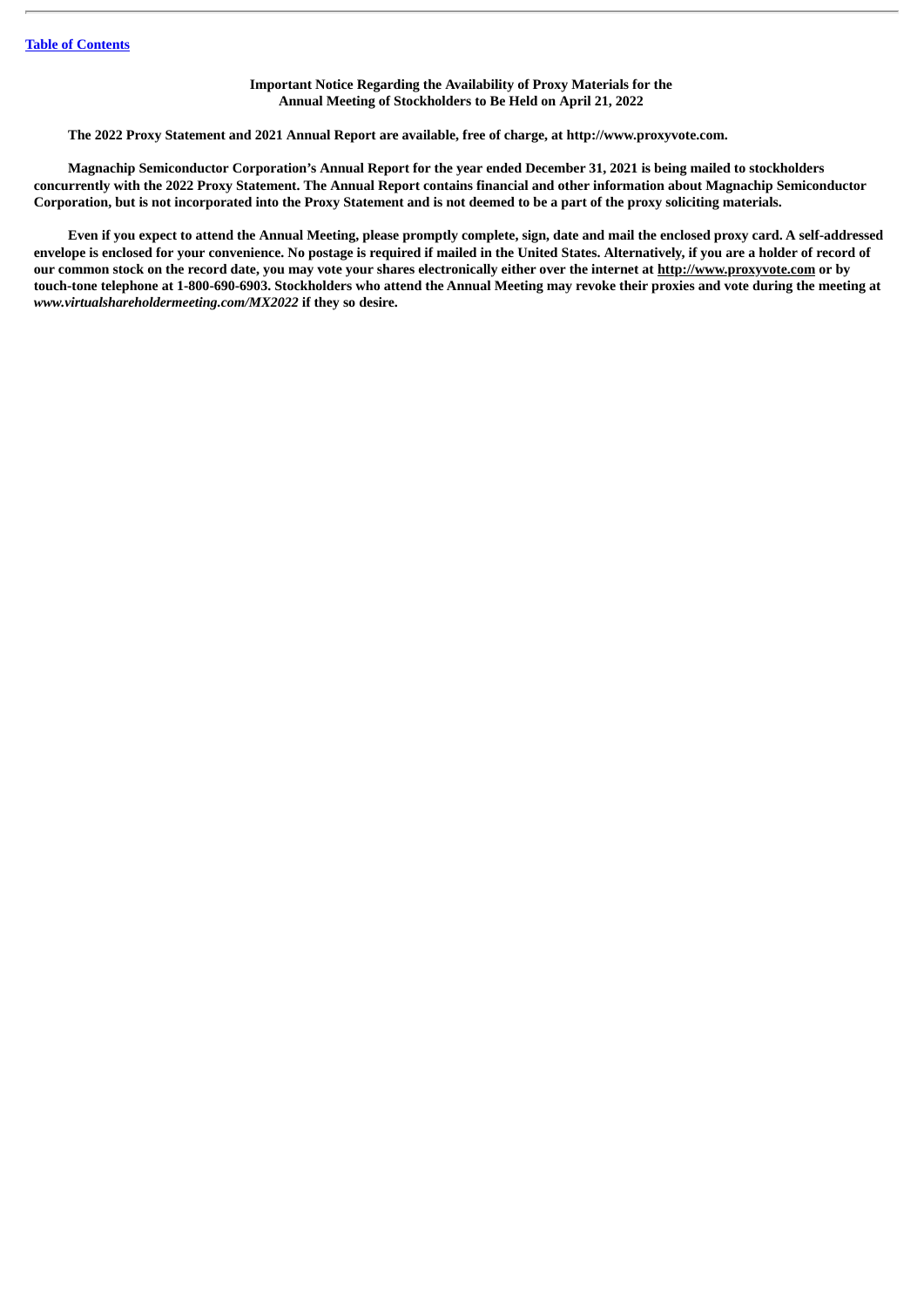**Important Notice Regarding the Availability of Proxy Materials for the Annual Meeting of Stockholders to Be Held on April 21, 2022**

**The 2022 Proxy Statement and 2021 Annual Report are available, free of charge, at http://www.proxyvote.com.**

**Magnachip Semiconductor Corporation's Annual Report for the year ended December 31, 2021 is being mailed to stockholders concurrently with the 2022 Proxy Statement. The Annual Report contains financial and other information about Magnachip Semiconductor Corporation, but is not incorporated into the Proxy Statement and is not deemed to be a part of the proxy soliciting materials.**

**Even if you expect to attend the Annual Meeting, please promptly complete, sign, date and mail the enclosed proxy card. A self-addressed envelope is enclosed for your convenience. No postage is required if mailed in the United States. Alternatively, if you are a holder of record of our common stock on the record date, you may vote your shares electronically either over the internet at http://www.proxyvote.com or by touch-tone telephone at 1-800-690-6903. Stockholders who attend the Annual Meeting may revoke their proxies and vote during the meeting at *www.virtualshareholdermeeting.com/MX2022* if they so desire.**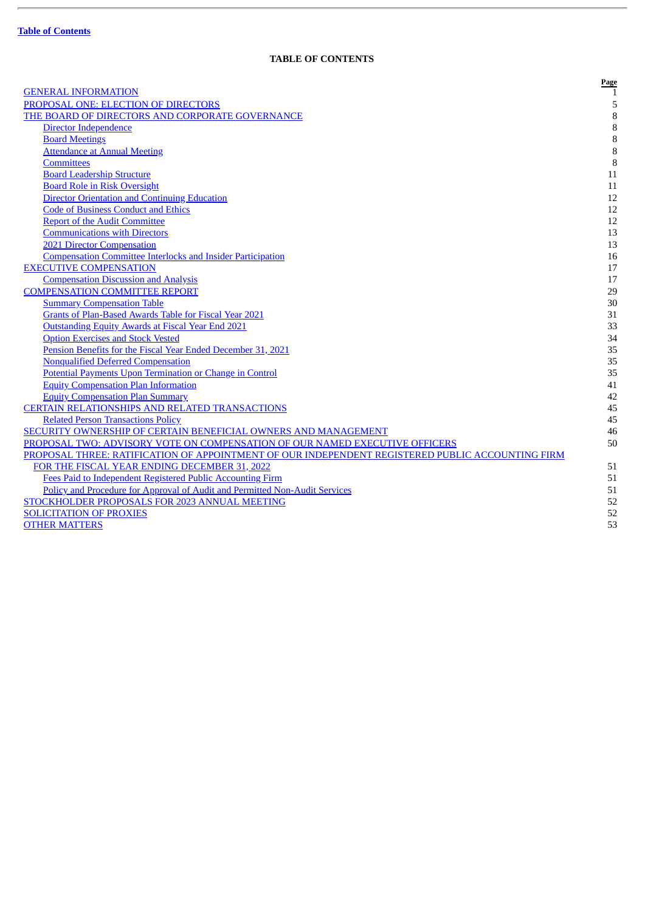[Table of Contents](#)

## TABLE OF CONTENTS

| | Page |
|---|---|
| GENERAL INFORMATION | 1 |
| PROPOSAL ONE: ELECTION OF DIRECTORS | 5 |
| THE BOARD OF DIRECTORS AND CORPORATE GOVERNANCE | 8 |
| Director Independence | 8 |
| Board Meetings | 8 |
| Attendance at Annual Meeting | 8 |
| Committees | 8 |
| Board Leadership Structure | 11 |
| Board Role in Risk Oversight | 11 |
| Director Orientation and Continuing Education | 12 |
| Code of Business Conduct and Ethics | 12 |
| Report of the Audit Committee | 12 |
| Communications with Directors | 13 |
| 2021 Director Compensation | 13 |
| Compensation Committee Interlocks and Insider Participation | 16 |
| EXECUTIVE COMPENSATION | 17 |
| Compensation Discussion and Analysis | 17 |
| COMPENSATION COMMITTEE REPORT | 29 |
| Summary Compensation Table | 30 |
| Grants of Plan-Based Awards Table for Fiscal Year 2021 | 31 |
| Outstanding Equity Awards at Fiscal Year End 2021 | 33 |
| Option Exercises and Stock Vested | 34 |
| Pension Benefits for the Fiscal Year Ended December 31, 2021 | 35 |
| Nonqualified Deferred Compensation | 35 |
| Potential Payments Upon Termination or Change in Control | 35 |
| Equity Compensation Plan Information | 41 |
| Equity Compensation Plan Summary | 42 |
| CERTAIN RELATIONSHIPS AND RELATED TRANSACTIONS | 45 |
| Related Person Transactions Policy | 45 |
| SECURITY OWNERSHIP OF CERTAIN BENEFICIAL OWNERS AND MANAGEMENT | 46 |
| PROPOSAL TWO: ADVISORY VOTE ON COMPENSATION OF OUR NAMED EXECUTIVE OFFICERS | 50 |
| PROPOSAL THREE: RATIFICATION OF APPOINTMENT OF OUR INDEPENDENT REGISTERED PUBLIC ACCOUNTING FIRM FOR THE FISCAL YEAR ENDING DECEMBER 31, 2022 | 51 |
| Fees Paid to Independent Registered Public Accounting Firm | 51 |
| Policy and Procedure for Approval of Audit and Permitted Non-Audit Services | 51 |
| STOCKHOLDER PROPOSALS FOR 2023 ANNUAL MEETING | 52 |
| SOLICITATION OF PROXIES | 52 |
| OTHER MATTERS | 53 |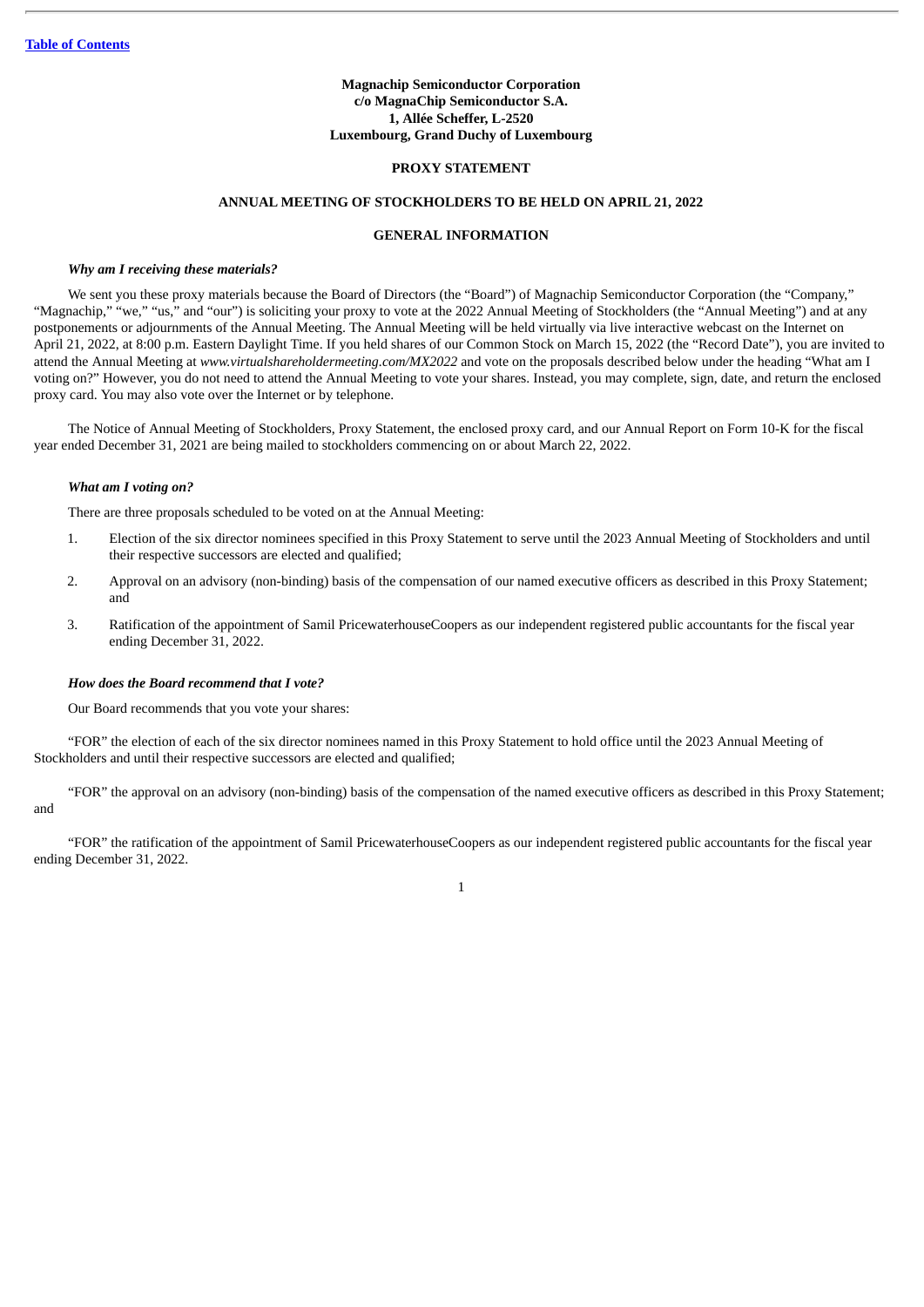[Table of Contents](#)

**Magnachip Semiconductor Corporation**
**c/o MagnaChip Semiconductor S.A.**
**1, Allée Scheffer, L-2520**
**Luxembourg, Grand Duchy of Luxembourg**

## PROXY STATEMENT

## ANNUAL MEETING OF STOCKHOLDERS TO BE HELD ON APRIL 21, 2022

## GENERAL INFORMATION

### *Why am I receiving these materials?*

We sent you these proxy materials because the Board of Directors (the "Board") of Magnachip Semiconductor Corporation (the "Company," "Magnachip," "we," "us," and "our") is soliciting your proxy to vote at the 2022 Annual Meeting of Stockholders (the "Annual Meeting") and at any postponements or adjournments of the Annual Meeting. The Annual Meeting will be held virtually via live interactive webcast on the Internet on April 21, 2022, at 8:00 p.m. Eastern Daylight Time. If you held shares of our Common Stock on March 15, 2022 (the "Record Date"), you are invited to attend the Annual Meeting at *www.virtualshareholdermeeting.com/MX2022* and vote on the proposals described below under the heading "What am I voting on?" However, you do not need to attend the Annual Meeting to vote your shares. Instead, you may complete, sign, date, and return the enclosed proxy card. You may also vote over the Internet or by telephone.

The Notice of Annual Meeting of Stockholders, Proxy Statement, the enclosed proxy card, and our Annual Report on Form 10-K for the fiscal year ended December 31, 2021 are being mailed to stockholders commencing on or about March 22, 2022.

### *What am I voting on?*

There are three proposals scheduled to be voted on at the Annual Meeting:

1. Election of the six director nominees specified in this Proxy Statement to serve until the 2023 Annual Meeting of Stockholders and until their respective successors are elected and qualified;
2. Approval on an advisory (non-binding) basis of the compensation of our named executive officers as described in this Proxy Statement; and
3. Ratification of the appointment of Samil PricewaterhouseCoopers as our independent registered public accountants for the fiscal year ending December 31, 2022.

### *How does the Board recommend that I vote?*

Our Board recommends that you vote your shares:

"FOR" the election of each of the six director nominees named in this Proxy Statement to hold office until the 2023 Annual Meeting of Stockholders and until their respective successors are elected and qualified;

"FOR" the approval on an advisory (non-binding) basis of the compensation of the named executive officers as described in this Proxy Statement; and

"FOR" the ratification of the appointment of Samil PricewaterhouseCoopers as our independent registered public accountants for the fiscal year ending December 31, 2022.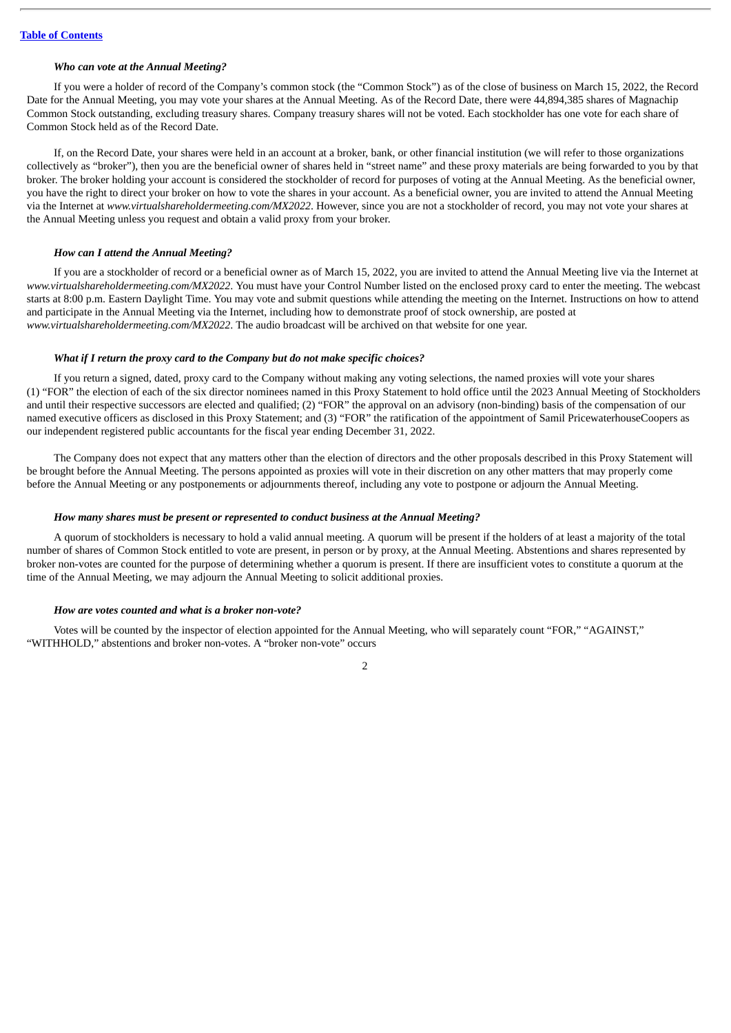[Table of Contents]

***Who can vote at the Annual Meeting?***

If you were a holder of record of the Company's common stock (the "Common Stock") as of the close of business on March 15, 2022, the Record Date for the Annual Meeting, you may vote your shares at the Annual Meeting. As of the Record Date, there were 44,894,385 shares of Magnachip Common Stock outstanding, excluding treasury shares. Company treasury shares will not be voted. Each stockholder has one vote for each share of Common Stock held as of the Record Date.

If, on the Record Date, your shares were held in an account at a broker, bank, or other financial institution (we will refer to those organizations collectively as "broker"), then you are the beneficial owner of shares held in "street name" and these proxy materials are being forwarded to you by that broker. The broker holding your account is considered the stockholder of record for purposes of voting at the Annual Meeting. As the beneficial owner, you have the right to direct your broker on how to vote the shares in your account. As a beneficial owner, you are invited to attend the Annual Meeting via the Internet at *www.virtualshareholdermeeting.com/MX2022*. However, since you are not a stockholder of record, you may not vote your shares at the Annual Meeting unless you request and obtain a valid proxy from your broker.

***How can I attend the Annual Meeting?***

If you are a stockholder of record or a beneficial owner as of March 15, 2022, you are invited to attend the Annual Meeting live via the Internet at *www.virtualshareholdermeeting.com/MX2022*. You must have your Control Number listed on the enclosed proxy card to enter the meeting. The webcast starts at 8:00 p.m. Eastern Daylight Time. You may vote and submit questions while attending the meeting on the Internet. Instructions on how to attend and participate in the Annual Meeting via the Internet, including how to demonstrate proof of stock ownership, are posted at *www.virtualshareholdermeeting.com/MX2022*. The audio broadcast will be archived on that website for one year.

***What if I return the proxy card to the Company but do not make specific choices?***

If you return a signed, dated, proxy card to the Company without making any voting selections, the named proxies will vote your shares (1) "FOR" the election of each of the six director nominees named in this Proxy Statement to hold office until the 2023 Annual Meeting of Stockholders and until their respective successors are elected and qualified; (2) "FOR" the approval on an advisory (non-binding) basis of the compensation of our named executive officers as disclosed in this Proxy Statement; and (3) "FOR" the ratification of the appointment of Samil PricewaterhouseCoopers as our independent registered public accountants for the fiscal year ending December 31, 2022.

The Company does not expect that any matters other than the election of directors and the other proposals described in this Proxy Statement will be brought before the Annual Meeting. The persons appointed as proxies will vote in their discretion on any other matters that may properly come before the Annual Meeting or any postponements or adjournments thereof, including any vote to postpone or adjourn the Annual Meeting.

***How many shares must be present or represented to conduct business at the Annual Meeting?***

A quorum of stockholders is necessary to hold a valid annual meeting. A quorum will be present if the holders of at least a majority of the total number of shares of Common Stock entitled to vote are present, in person or by proxy, at the Annual Meeting. Abstentions and shares represented by broker non-votes are counted for the purpose of determining whether a quorum is present. If there are insufficient votes to constitute a quorum at the time of the Annual Meeting, we may adjourn the Annual Meeting to solicit additional proxies.

***How are votes counted and what is a broker non-vote?***

Votes will be counted by the inspector of election appointed for the Annual Meeting, who will separately count "FOR," "AGAINST," "WITHHOLD," abstentions and broker non-votes. A "broker non-vote" occurs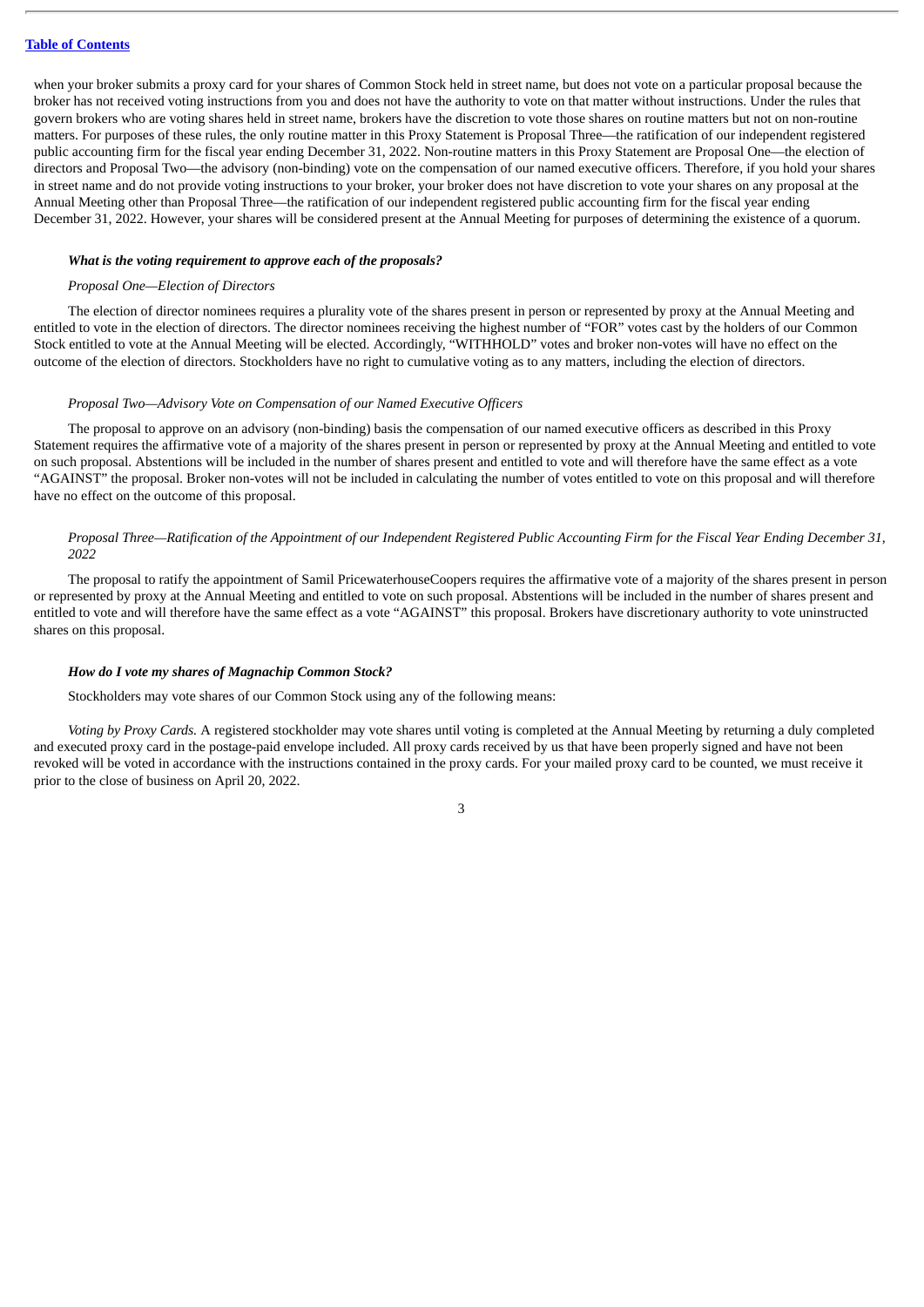when your broker submits a proxy card for your shares of Common Stock held in street name, but does not vote on a particular proposal because the broker has not received voting instructions from you and does not have the authority to vote on that matter without instructions. Under the rules that govern brokers who are voting shares held in street name, brokers have the discretion to vote those shares on routine matters but not on non-routine matters. For purposes of these rules, the only routine matter in this Proxy Statement is Proposal Three—the ratification of our independent registered public accounting firm for the fiscal year ending December 31, 2022. Non-routine matters in this Proxy Statement are Proposal One—the election of directors and Proposal Two—the advisory (non-binding) vote on the compensation of our named executive officers. Therefore, if you hold your shares in street name and do not provide voting instructions to your broker, your broker does not have discretion to vote your shares on any proposal at the Annual Meeting other than Proposal Three—the ratification of our independent registered public accounting firm for the fiscal year ending December 31, 2022. However, your shares will be considered present at the Annual Meeting for purposes of determining the existence of a quorum.

***What is the voting requirement to approve each of the proposals?***

*Proposal One—Election of Directors*

The election of director nominees requires a plurality vote of the shares present in person or represented by proxy at the Annual Meeting and entitled to vote in the election of directors. The director nominees receiving the highest number of "FOR" votes cast by the holders of our Common Stock entitled to vote at the Annual Meeting will be elected. Accordingly, "WITHHOLD" votes and broker non-votes will have no effect on the outcome of the election of directors. Stockholders have no right to cumulative voting as to any matters, including the election of directors.

*Proposal Two—Advisory Vote on Compensation of our Named Executive Officers*

The proposal to approve on an advisory (non-binding) basis the compensation of our named executive officers as described in this Proxy Statement requires the affirmative vote of a majority of the shares present in person or represented by proxy at the Annual Meeting and entitled to vote on such proposal. Abstentions will be included in the number of shares present and entitled to vote and will therefore have the same effect as a vote "AGAINST" the proposal. Broker non-votes will not be included in calculating the number of votes entitled to vote on this proposal and will therefore have no effect on the outcome of this proposal.

*Proposal Three—Ratification of the Appointment of our Independent Registered Public Accounting Firm for the Fiscal Year Ending December 31, 2022*

The proposal to ratify the appointment of Samil PricewaterhouseCoopers requires the affirmative vote of a majority of the shares present in person or represented by proxy at the Annual Meeting and entitled to vote on such proposal. Abstentions will be included in the number of shares present and entitled to vote and will therefore have the same effect as a vote "AGAINST" this proposal. Brokers have discretionary authority to vote uninstructed shares on this proposal.

***How do I vote my shares of Magnachip Common Stock?***

Stockholders may vote shares of our Common Stock using any of the following means:

*Voting by Proxy Cards.* A registered stockholder may vote shares until voting is completed at the Annual Meeting by returning a duly completed and executed proxy card in the postage-paid envelope included. All proxy cards received by us that have been properly signed and have not been revoked will be voted in accordance with the instructions contained in the proxy cards. For your mailed proxy card to be counted, we must receive it prior to the close of business on April 20, 2022.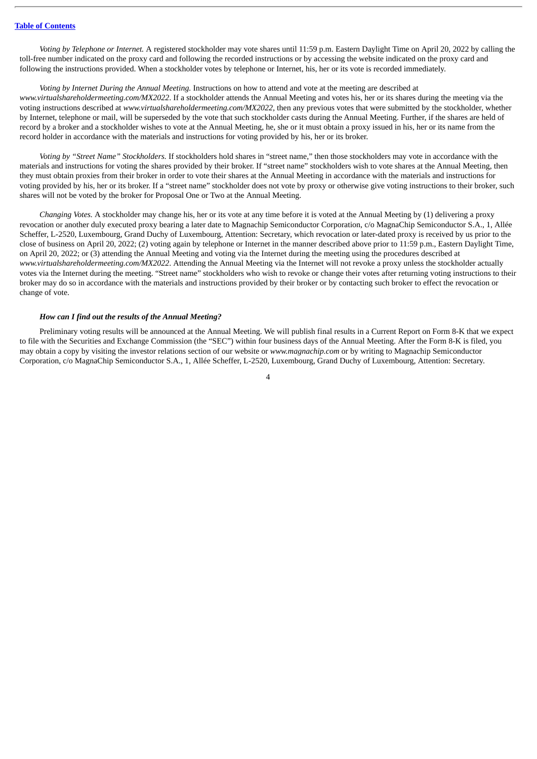*Voting by Telephone or Internet.* A registered stockholder may vote shares until 11:59 p.m. Eastern Daylight Time on April 20, 2022 by calling the toll-free number indicated on the proxy card and following the recorded instructions or by accessing the website indicated on the proxy card and following the instructions provided. When a stockholder votes by telephone or Internet, his, her or its vote is recorded immediately.

*Voting by Internet During the Annual Meeting.* Instructions on how to attend and vote at the meeting are described at *www.virtualshareholdermeeting.com/MX2022*. If a stockholder attends the Annual Meeting and votes his, her or its shares during the meeting via the voting instructions described at *www.virtualshareholdermeeting.com/MX2022*, then any previous votes that were submitted by the stockholder, whether by Internet, telephone or mail, will be superseded by the vote that such stockholder casts during the Annual Meeting. Further, if the shares are held of record by a broker and a stockholder wishes to vote at the Annual Meeting, he, she or it must obtain a proxy issued in his, her or its name from the record holder in accordance with the materials and instructions for voting provided by his, her or its broker.

*Voting by "Street Name" Stockholders.* If stockholders hold shares in "street name," then those stockholders may vote in accordance with the materials and instructions for voting the shares provided by their broker. If "street name" stockholders wish to vote shares at the Annual Meeting, then they must obtain proxies from their broker in order to vote their shares at the Annual Meeting in accordance with the materials and instructions for voting provided by his, her or its broker. If a "street name" stockholder does not vote by proxy or otherwise give voting instructions to their broker, such shares will not be voted by the broker for Proposal One or Two at the Annual Meeting.

*Changing Votes.* A stockholder may change his, her or its vote at any time before it is voted at the Annual Meeting by (1) delivering a proxy revocation or another duly executed proxy bearing a later date to Magnachip Semiconductor Corporation, c/o MagnaChip Semiconductor S.A., 1, Allée Scheffer, L-2520, Luxembourg, Grand Duchy of Luxembourg, Attention: Secretary, which revocation or later-dated proxy is received by us prior to the close of business on April 20, 2022; (2) voting again by telephone or Internet in the manner described above prior to 11:59 p.m., Eastern Daylight Time, on April 20, 2022; or (3) attending the Annual Meeting and voting via the Internet during the meeting using the procedures described at *www.virtualshareholdermeeting.com/MX2022*. Attending the Annual Meeting via the Internet will not revoke a proxy unless the stockholder actually votes via the Internet during the meeting. "Street name" stockholders who wish to revoke or change their votes after returning voting instructions to their broker may do so in accordance with the materials and instructions provided by their broker or by contacting such broker to effect the revocation or change of vote.

***How can I find out the results of the Annual Meeting?***

Preliminary voting results will be announced at the Annual Meeting. We will publish final results in a Current Report on Form 8-K that we expect to file with the Securities and Exchange Commission (the "SEC") within four business days of the Annual Meeting. After the Form 8-K is filed, you may obtain a copy by visiting the investor relations section of our website or *www.magnachip.com* or by writing to Magnachip Semiconductor Corporation, c/o MagnaChip Semiconductor S.A., 1, Allée Scheffer, L-2520, Luxembourg, Grand Duchy of Luxembourg, Attention: Secretary.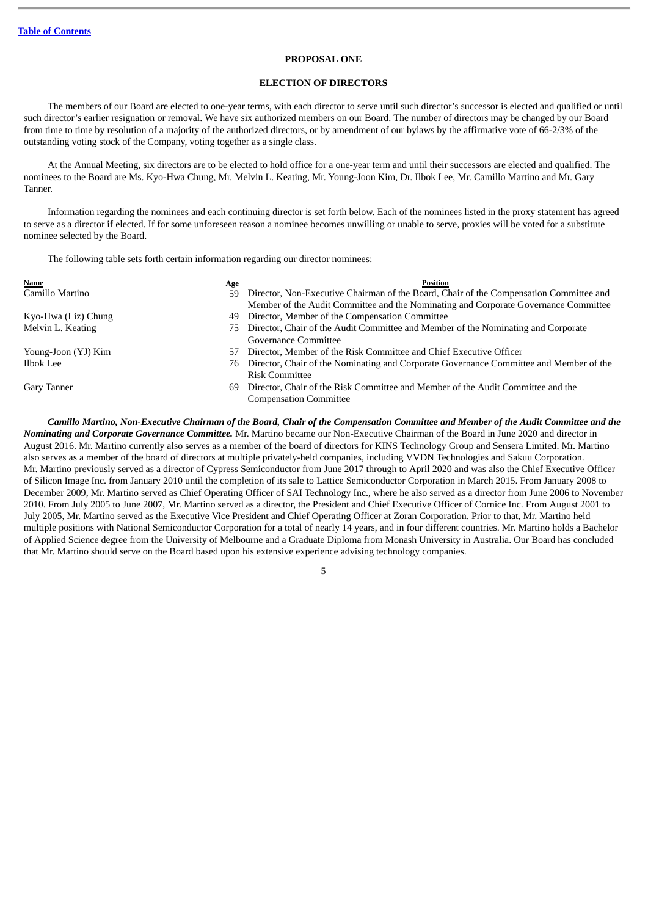[Table of Contents](#)

# PROPOSAL ONE

## ELECTION OF DIRECTORS

The members of our Board are elected to one-year terms, with each director to serve until such director's successor is elected and qualified or until such director's earlier resignation or removal. We have six authorized members on our Board. The number of directors may be changed by our Board from time to time by resolution of a majority of the authorized directors, or by amendment of our bylaws by the affirmative vote of 66-2/3% of the outstanding voting stock of the Company, voting together as a single class.

At the Annual Meeting, six directors are to be elected to hold office for a one-year term and until their successors are elected and qualified. The nominees to the Board are Ms. Kyo-Hwa Chung, Mr. Melvin L. Keating, Mr. Young-Joon Kim, Dr. Ilbok Lee, Mr. Camillo Martino and Mr. Gary Tanner.

Information regarding the nominees and each continuing director is set forth below. Each of the nominees listed in the proxy statement has agreed to serve as a director if elected. If for some unforeseen reason a nominee becomes unwilling or unable to serve, proxies will be voted for a substitute nominee selected by the Board.

The following table sets forth certain information regarding our director nominees:

| Name | Age | Position |
|---|---|---|
| Camillo Martino | 59 | Director, Non-Executive Chairman of the Board, Chair of the Compensation Committee and Member of the Audit Committee and the Nominating and Corporate Governance Committee |
| Kyo-Hwa (Liz) Chung | 49 | Director, Member of the Compensation Committee |
| Melvin L. Keating | 75 | Director, Chair of the Audit Committee and Member of the Nominating and Corporate Governance Committee |
| Young-Joon (YJ) Kim | 57 | Director, Member of the Risk Committee and Chief Executive Officer |
| Ilbok Lee | 76 | Director, Chair of the Nominating and Corporate Governance Committee and Member of the Risk Committee |
| Gary Tanner | 69 | Director, Chair of the Risk Committee and Member of the Audit Committee and the Compensation Committee |

***Camillo Martino, Non-Executive Chairman of the Board, Chair of the Compensation Committee and Member of the Audit Committee and the Nominating and Corporate Governance Committee.*** Mr. Martino became our Non-Executive Chairman of the Board in June 2020 and director in August 2016. Mr. Martino currently also serves as a member of the board of directors for KINS Technology Group and Sensera Limited. Mr. Martino also serves as a member of the board of directors at multiple privately-held companies, including VVDN Technologies and Sakuu Corporation. Mr. Martino previously served as a director of Cypress Semiconductor from June 2017 through to April 2020 and was also the Chief Executive Officer of Silicon Image Inc. from January 2010 until the completion of its sale to Lattice Semiconductor Corporation in March 2015. From January 2008 to December 2009, Mr. Martino served as Chief Operating Officer of SAI Technology Inc., where he also served as a director from June 2006 to November 2010. From July 2005 to June 2007, Mr. Martino served as a director, the President and Chief Executive Officer of Cornice Inc. From August 2001 to July 2005, Mr. Martino served as the Executive Vice President and Chief Operating Officer at Zoran Corporation. Prior to that, Mr. Martino held multiple positions with National Semiconductor Corporation for a total of nearly 14 years, and in four different countries. Mr. Martino holds a Bachelor of Applied Science degree from the University of Melbourne and a Graduate Diploma from Monash University in Australia. Our Board has concluded that Mr. Martino should serve on the Board based upon his extensive experience advising technology companies.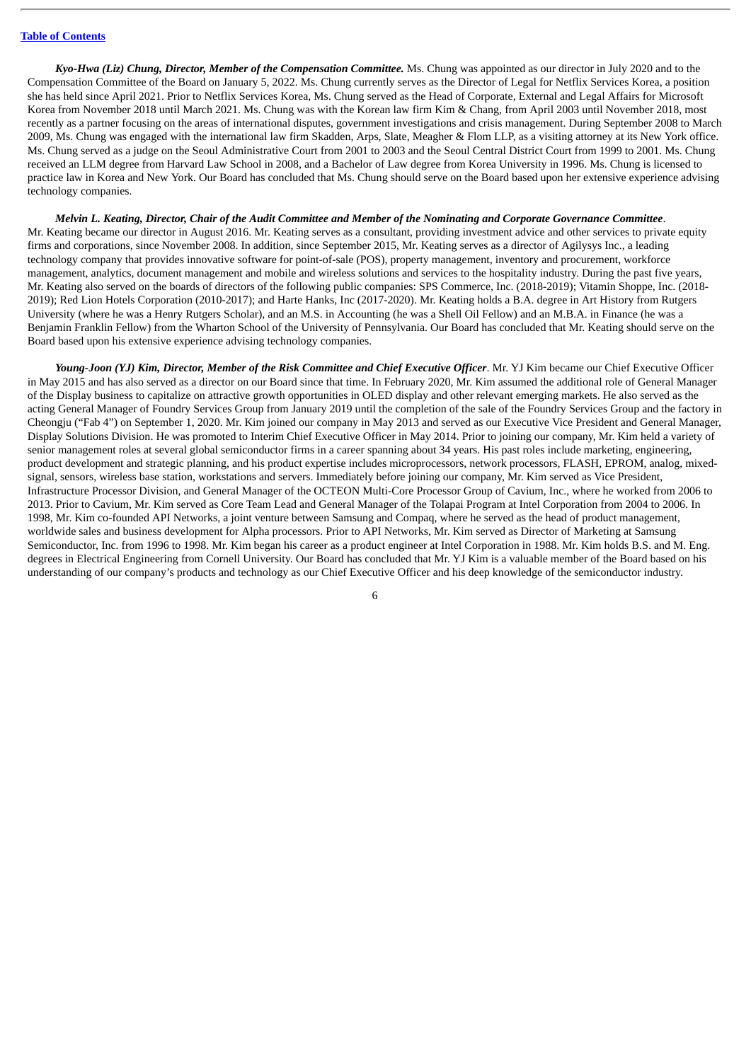[Table of Contents]

***Kyo-Hwa (Liz) Chung, Director, Member of the Compensation Committee.*** Ms. Chung was appointed as our director in July 2020 and to the Compensation Committee of the Board on January 5, 2022. Ms. Chung currently serves as the Director of Legal for Netflix Services Korea, a position she has held since April 2021. Prior to Netflix Services Korea, Ms. Chung served as the Head of Corporate, External and Legal Affairs for Microsoft Korea from November 2018 until March 2021. Ms. Chung was with the Korean law firm Kim & Chang, from April 2003 until November 2018, most recently as a partner focusing on the areas of international disputes, government investigations and crisis management. During September 2008 to March 2009, Ms. Chung was engaged with the international law firm Skadden, Arps, Slate, Meagher & Flom LLP, as a visiting attorney at its New York office. Ms. Chung served as a judge on the Seoul Administrative Court from 2001 to 2003 and the Seoul Central District Court from 1999 to 2001. Ms. Chung received an LLM degree from Harvard Law School in 2008, and a Bachelor of Law degree from Korea University in 1996. Ms. Chung is licensed to practice law in Korea and New York. Our Board has concluded that Ms. Chung should serve on the Board based upon her extensive experience advising technology companies.

***Melvin L. Keating, Director, Chair of the Audit Committee and Member of the Nominating and Corporate Governance Committee***. Mr. Keating became our director in August 2016. Mr. Keating serves as a consultant, providing investment advice and other services to private equity firms and corporations, since November 2008. In addition, since September 2015, Mr. Keating serves as a director of Agilysys Inc., a leading technology company that provides innovative software for point-of-sale (POS), property management, inventory and procurement, workforce management, analytics, document management and mobile and wireless solutions and services to the hospitality industry. During the past five years, Mr. Keating also served on the boards of directors of the following public companies: SPS Commerce, Inc. (2018-2019); Vitamin Shoppe, Inc. (2018-2019); Red Lion Hotels Corporation (2010-2017); and Harte Hanks, Inc (2017-2020). Mr. Keating holds a B.A. degree in Art History from Rutgers University (where he was a Henry Rutgers Scholar), and an M.S. in Accounting (he was a Shell Oil Fellow) and an M.B.A. in Finance (he was a Benjamin Franklin Fellow) from the Wharton School of the University of Pennsylvania. Our Board has concluded that Mr. Keating should serve on the Board based upon his extensive experience advising technology companies.

***Young-Joon (YJ) Kim, Director, Member of the Risk Committee and Chief Executive Officer***. Mr. YJ Kim became our Chief Executive Officer in May 2015 and has also served as a director on our Board since that time. In February 2020, Mr. Kim assumed the additional role of General Manager of the Display business to capitalize on attractive growth opportunities in OLED display and other relevant emerging markets. He also served as the acting General Manager of Foundry Services Group from January 2019 until the completion of the sale of the Foundry Services Group and the factory in Cheongju ("Fab 4") on September 1, 2020. Mr. Kim joined our company in May 2013 and served as our Executive Vice President and General Manager, Display Solutions Division. He was promoted to Interim Chief Executive Officer in May 2014. Prior to joining our company, Mr. Kim held a variety of senior management roles at several global semiconductor firms in a career spanning about 34 years. His past roles include marketing, engineering, product development and strategic planning, and his product expertise includes microprocessors, network processors, FLASH, EPROM, analog, mixed-signal, sensors, wireless base station, workstations and servers. Immediately before joining our company, Mr. Kim served as Vice President, Infrastructure Processor Division, and General Manager of the OCTEON Multi-Core Processor Group of Cavium, Inc., where he worked from 2006 to 2013. Prior to Cavium, Mr. Kim served as Core Team Lead and General Manager of the Tolapai Program at Intel Corporation from 2004 to 2006. In 1998, Mr. Kim co-founded API Networks, a joint venture between Samsung and Compaq, where he served as the head of product management, worldwide sales and business development for Alpha processors. Prior to API Networks, Mr. Kim served as Director of Marketing at Samsung Semiconductor, Inc. from 1996 to 1998. Mr. Kim began his career as a product engineer at Intel Corporation in 1988. Mr. Kim holds B.S. and M. Eng. degrees in Electrical Engineering from Cornell University. Our Board has concluded that Mr. YJ Kim is a valuable member of the Board based on his understanding of our company's products and technology as our Chief Executive Officer and his deep knowledge of the semiconductor industry.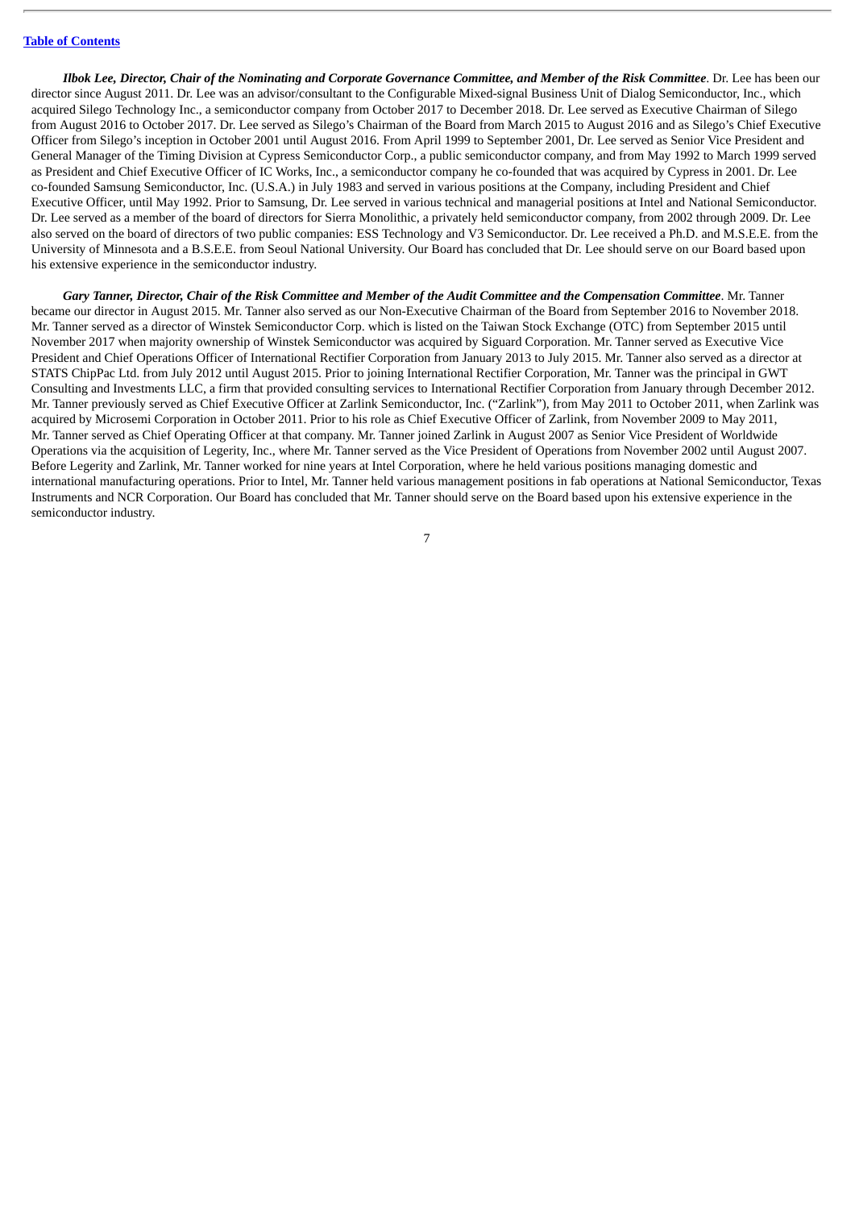***Ilbok Lee, Director, Chair of the Nominating and Corporate Governance Committee, and Member of the Risk Committee***. Dr. Lee has been our director since August 2011. Dr. Lee was an advisor/consultant to the Configurable Mixed-signal Business Unit of Dialog Semiconductor, Inc., which acquired Silego Technology Inc., a semiconductor company from October 2017 to December 2018. Dr. Lee served as Executive Chairman of Silego from August 2016 to October 2017. Dr. Lee served as Silego's Chairman of the Board from March 2015 to August 2016 and as Silego's Chief Executive Officer from Silego's inception in October 2001 until August 2016. From April 1999 to September 2001, Dr. Lee served as Senior Vice President and General Manager of the Timing Division at Cypress Semiconductor Corp., a public semiconductor company, and from May 1992 to March 1999 served as President and Chief Executive Officer of IC Works, Inc., a semiconductor company he co-founded that was acquired by Cypress in 2001. Dr. Lee co-founded Samsung Semiconductor, Inc. (U.S.A.) in July 1983 and served in various positions at the Company, including President and Chief Executive Officer, until May 1992. Prior to Samsung, Dr. Lee served in various technical and managerial positions at Intel and National Semiconductor. Dr. Lee served as a member of the board of directors for Sierra Monolithic, a privately held semiconductor company, from 2002 through 2009. Dr. Lee also served on the board of directors of two public companies: ESS Technology and V3 Semiconductor. Dr. Lee received a Ph.D. and M.S.E.E. from the University of Minnesota and a B.S.E.E. from Seoul National University. Our Board has concluded that Dr. Lee should serve on our Board based upon his extensive experience in the semiconductor industry.

***Gary Tanner, Director, Chair of the Risk Committee and Member of the Audit Committee and the Compensation Committee***. Mr. Tanner became our director in August 2015. Mr. Tanner also served as our Non-Executive Chairman of the Board from September 2016 to November 2018. Mr. Tanner served as a director of Winstek Semiconductor Corp. which is listed on the Taiwan Stock Exchange (OTC) from September 2015 until November 2017 when majority ownership of Winstek Semiconductor was acquired by Siguard Corporation. Mr. Tanner served as Executive Vice President and Chief Operations Officer of International Rectifier Corporation from January 2013 to July 2015. Mr. Tanner also served as a director at STATS ChipPac Ltd. from July 2012 until August 2015. Prior to joining International Rectifier Corporation, Mr. Tanner was the principal in GWT Consulting and Investments LLC, a firm that provided consulting services to International Rectifier Corporation from January through December 2012. Mr. Tanner previously served as Chief Executive Officer at Zarlink Semiconductor, Inc. ("Zarlink"), from May 2011 to October 2011, when Zarlink was acquired by Microsemi Corporation in October 2011. Prior to his role as Chief Executive Officer of Zarlink, from November 2009 to May 2011, Mr. Tanner served as Chief Operating Officer at that company. Mr. Tanner joined Zarlink in August 2007 as Senior Vice President of Worldwide Operations via the acquisition of Legerity, Inc., where Mr. Tanner served as the Vice President of Operations from November 2002 until August 2007. Before Legerity and Zarlink, Mr. Tanner worked for nine years at Intel Corporation, where he held various positions managing domestic and international manufacturing operations. Prior to Intel, Mr. Tanner held various management positions in fab operations at National Semiconductor, Texas Instruments and NCR Corporation. Our Board has concluded that Mr. Tanner should serve on the Board based upon his extensive experience in the semiconductor industry.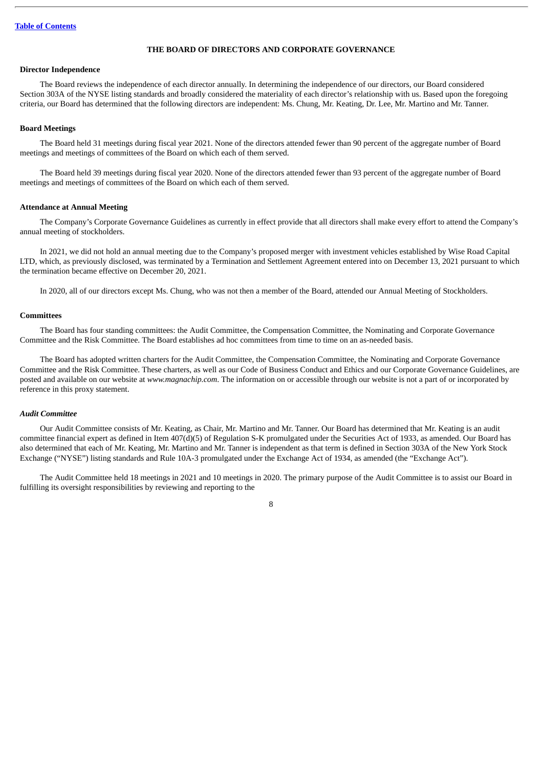## THE BOARD OF DIRECTORS AND CORPORATE GOVERNANCE

### Director Independence

The Board reviews the independence of each director annually. In determining the independence of our directors, our Board considered Section 303A of the NYSE listing standards and broadly considered the materiality of each director's relationship with us. Based upon the foregoing criteria, our Board has determined that the following directors are independent: Ms. Chung, Mr. Keating, Dr. Lee, Mr. Martino and Mr. Tanner.

### Board Meetings

The Board held 31 meetings during fiscal year 2021. None of the directors attended fewer than 90 percent of the aggregate number of Board meetings and meetings of committees of the Board on which each of them served.

The Board held 39 meetings during fiscal year 2020. None of the directors attended fewer than 93 percent of the aggregate number of Board meetings and meetings of committees of the Board on which each of them served.

### Attendance at Annual Meeting

The Company's Corporate Governance Guidelines as currently in effect provide that all directors shall make every effort to attend the Company's annual meeting of stockholders.

In 2021, we did not hold an annual meeting due to the Company's proposed merger with investment vehicles established by Wise Road Capital LTD, which, as previously disclosed, was terminated by a Termination and Settlement Agreement entered into on December 13, 2021 pursuant to which the termination became effective on December 20, 2021.

In 2020, all of our directors except Ms. Chung, who was not then a member of the Board, attended our Annual Meeting of Stockholders.

### Committees

The Board has four standing committees: the Audit Committee, the Compensation Committee, the Nominating and Corporate Governance Committee and the Risk Committee. The Board establishes ad hoc committees from time to time on an as-needed basis.

The Board has adopted written charters for the Audit Committee, the Compensation Committee, the Nominating and Corporate Governance Committee and the Risk Committee. These charters, as well as our Code of Business Conduct and Ethics and our Corporate Governance Guidelines, are posted and available on our website at *www.magnachip.com*. The information on or accessible through our website is not a part of or incorporated by reference in this proxy statement.

#### *Audit Committee*

Our Audit Committee consists of Mr. Keating, as Chair, Mr. Martino and Mr. Tanner. Our Board has determined that Mr. Keating is an audit committee financial expert as defined in Item 407(d)(5) of Regulation S-K promulgated under the Securities Act of 1933, as amended. Our Board has also determined that each of Mr. Keating, Mr. Martino and Mr. Tanner is independent as that term is defined in Section 303A of the New York Stock Exchange ("NYSE") listing standards and Rule 10A-3 promulgated under the Exchange Act of 1934, as amended (the "Exchange Act").

The Audit Committee held 18 meetings in 2021 and 10 meetings in 2020. The primary purpose of the Audit Committee is to assist our Board in fulfilling its oversight responsibilities by reviewing and reporting to the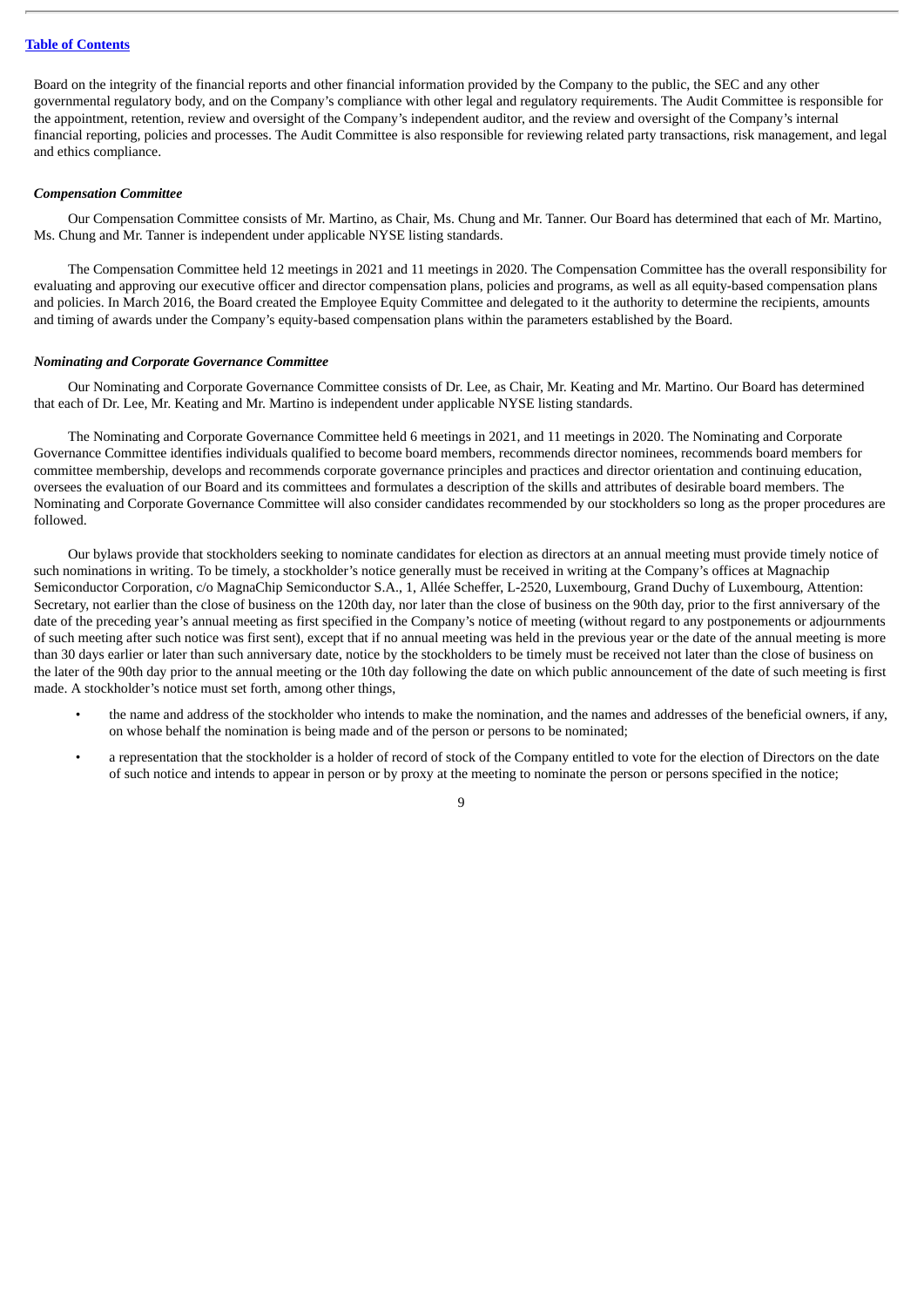Board on the integrity of the financial reports and other financial information provided by the Company to the public, the SEC and any other governmental regulatory body, and on the Company's compliance with other legal and regulatory requirements. The Audit Committee is responsible for the appointment, retention, review and oversight of the Company's independent auditor, and the review and oversight of the Company's internal financial reporting, policies and processes. The Audit Committee is also responsible for reviewing related party transactions, risk management, and legal and ethics compliance.

***Compensation Committee***

Our Compensation Committee consists of Mr. Martino, as Chair, Ms. Chung and Mr. Tanner. Our Board has determined that each of Mr. Martino, Ms. Chung and Mr. Tanner is independent under applicable NYSE listing standards.

The Compensation Committee held 12 meetings in 2021 and 11 meetings in 2020. The Compensation Committee has the overall responsibility for evaluating and approving our executive officer and director compensation plans, policies and programs, as well as all equity-based compensation plans and policies. In March 2016, the Board created the Employee Equity Committee and delegated to it the authority to determine the recipients, amounts and timing of awards under the Company's equity-based compensation plans within the parameters established by the Board.

***Nominating and Corporate Governance Committee***

Our Nominating and Corporate Governance Committee consists of Dr. Lee, as Chair, Mr. Keating and Mr. Martino. Our Board has determined that each of Dr. Lee, Mr. Keating and Mr. Martino is independent under applicable NYSE listing standards.

The Nominating and Corporate Governance Committee held 6 meetings in 2021, and 11 meetings in 2020. The Nominating and Corporate Governance Committee identifies individuals qualified to become board members, recommends director nominees, recommends board members for committee membership, develops and recommends corporate governance principles and practices and director orientation and continuing education, oversees the evaluation of our Board and its committees and formulates a description of the skills and attributes of desirable board members. The Nominating and Corporate Governance Committee will also consider candidates recommended by our stockholders so long as the proper procedures are followed.

Our bylaws provide that stockholders seeking to nominate candidates for election as directors at an annual meeting must provide timely notice of such nominations in writing. To be timely, a stockholder's notice generally must be received in writing at the Company's offices at Magnachip Semiconductor Corporation, c/o MagnaChip Semiconductor S.A., 1, Allée Scheffer, L-2520, Luxembourg, Grand Duchy of Luxembourg, Attention: Secretary, not earlier than the close of business on the 120th day, nor later than the close of business on the 90th day, prior to the first anniversary of the date of the preceding year's annual meeting as first specified in the Company's notice of meeting (without regard to any postponements or adjournments of such meeting after such notice was first sent), except that if no annual meeting was held in the previous year or the date of the annual meeting is more than 30 days earlier or later than such anniversary date, notice by the stockholders to be timely must be received not later than the close of business on the later of the 90th day prior to the annual meeting or the 10th day following the date on which public announcement of the date of such meeting is first made. A stockholder's notice must set forth, among other things,

- the name and address of the stockholder who intends to make the nomination, and the names and addresses of the beneficial owners, if any, on whose behalf the nomination is being made and of the person or persons to be nominated;
- a representation that the stockholder is a holder of record of stock of the Company entitled to vote for the election of Directors on the date of such notice and intends to appear in person or by proxy at the meeting to nominate the person or persons specified in the notice;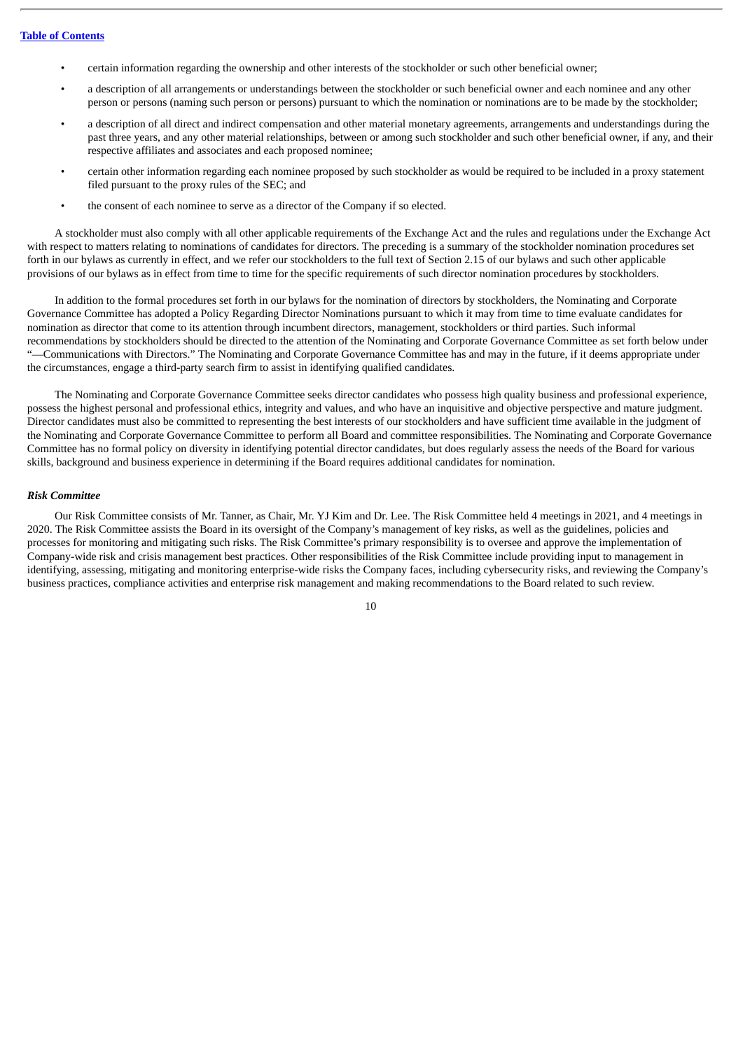- certain information regarding the ownership and other interests of the stockholder or such other beneficial owner;
- a description of all arrangements or understandings between the stockholder or such beneficial owner and each nominee and any other person or persons (naming such person or persons) pursuant to which the nomination or nominations are to be made by the stockholder;
- a description of all direct and indirect compensation and other material monetary agreements, arrangements and understandings during the past three years, and any other material relationships, between or among such stockholder and such other beneficial owner, if any, and their respective affiliates and associates and each proposed nominee;
- certain other information regarding each nominee proposed by such stockholder as would be required to be included in a proxy statement filed pursuant to the proxy rules of the SEC; and
- the consent of each nominee to serve as a director of the Company if so elected.

A stockholder must also comply with all other applicable requirements of the Exchange Act and the rules and regulations under the Exchange Act with respect to matters relating to nominations of candidates for directors. The preceding is a summary of the stockholder nomination procedures set forth in our bylaws as currently in effect, and we refer our stockholders to the full text of Section 2.15 of our bylaws and such other applicable provisions of our bylaws as in effect from time to time for the specific requirements of such director nomination procedures by stockholders.

In addition to the formal procedures set forth in our bylaws for the nomination of directors by stockholders, the Nominating and Corporate Governance Committee has adopted a Policy Regarding Director Nominations pursuant to which it may from time to time evaluate candidates for nomination as director that come to its attention through incumbent directors, management, stockholders or third parties. Such informal recommendations by stockholders should be directed to the attention of the Nominating and Corporate Governance Committee as set forth below under "—Communications with Directors." The Nominating and Corporate Governance Committee has and may in the future, if it deems appropriate under the circumstances, engage a third-party search firm to assist in identifying qualified candidates.

The Nominating and Corporate Governance Committee seeks director candidates who possess high quality business and professional experience, possess the highest personal and professional ethics, integrity and values, and who have an inquisitive and objective perspective and mature judgment. Director candidates must also be committed to representing the best interests of our stockholders and have sufficient time available in the judgment of the Nominating and Corporate Governance Committee to perform all Board and committee responsibilities. The Nominating and Corporate Governance Committee has no formal policy on diversity in identifying potential director candidates, but does regularly assess the needs of the Board for various skills, background and business experience in determining if the Board requires additional candidates for nomination.

***Risk Committee***

Our Risk Committee consists of Mr. Tanner, as Chair, Mr. YJ Kim and Dr. Lee. The Risk Committee held 4 meetings in 2021, and 4 meetings in 2020. The Risk Committee assists the Board in its oversight of the Company's management of key risks, as well as the guidelines, policies and processes for monitoring and mitigating such risks. The Risk Committee's primary responsibility is to oversee and approve the implementation of Company-wide risk and crisis management best practices. Other responsibilities of the Risk Committee include providing input to management in identifying, assessing, mitigating and monitoring enterprise-wide risks the Company faces, including cybersecurity risks, and reviewing the Company's business practices, compliance activities and enterprise risk management and making recommendations to the Board related to such review.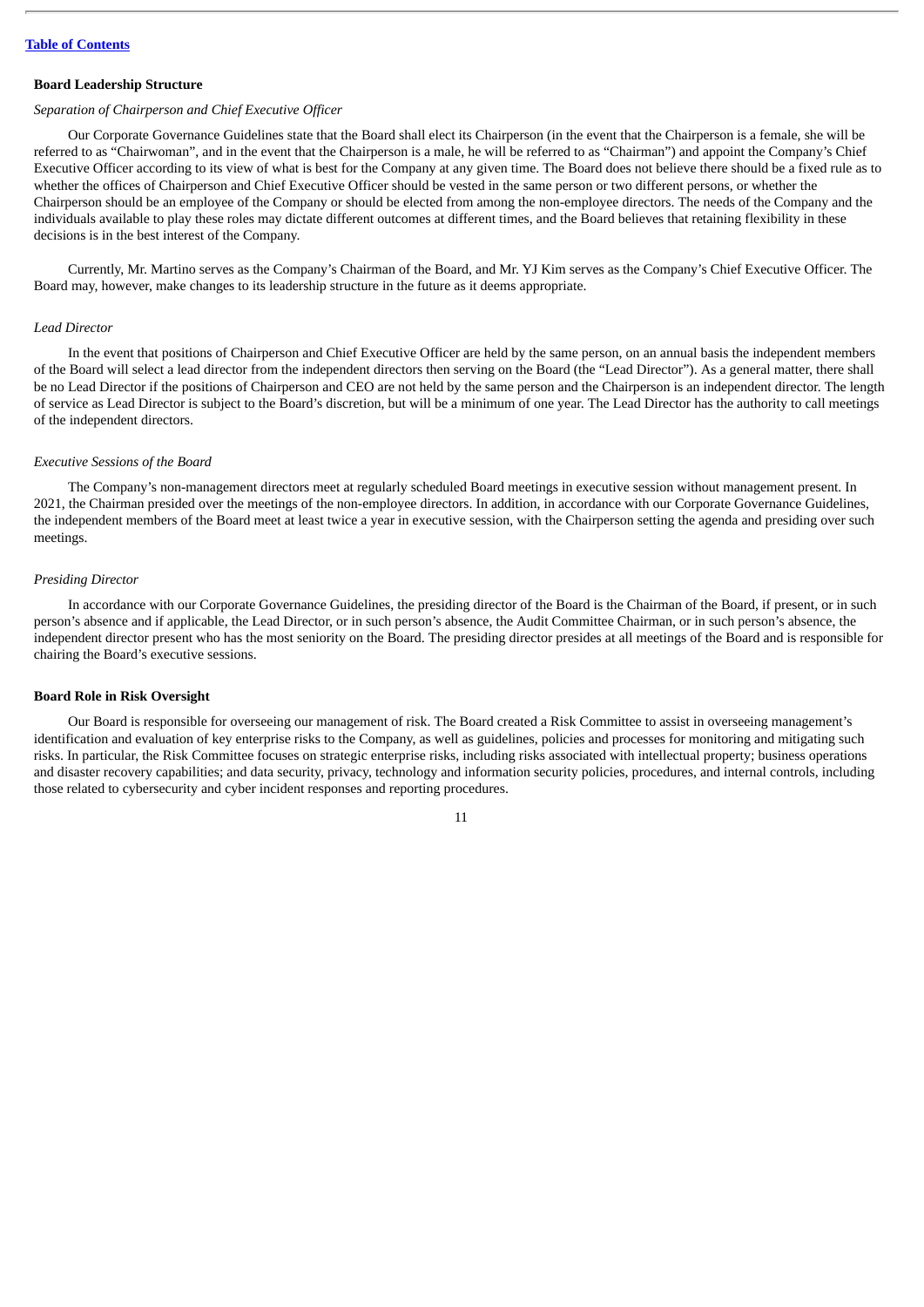[Table of Contents](#)

**Board Leadership Structure**

*Separation of Chairperson and Chief Executive Officer*

Our Corporate Governance Guidelines state that the Board shall elect its Chairperson (in the event that the Chairperson is a female, she will be referred to as "Chairwoman", and in the event that the Chairperson is a male, he will be referred to as "Chairman") and appoint the Company's Chief Executive Officer according to its view of what is best for the Company at any given time. The Board does not believe there should be a fixed rule as to whether the offices of Chairperson and Chief Executive Officer should be vested in the same person or two different persons, or whether the Chairperson should be an employee of the Company or should be elected from among the non-employee directors. The needs of the Company and the individuals available to play these roles may dictate different outcomes at different times, and the Board believes that retaining flexibility in these decisions is in the best interest of the Company.

Currently, Mr. Martino serves as the Company's Chairman of the Board, and Mr. YJ Kim serves as the Company's Chief Executive Officer. The Board may, however, make changes to its leadership structure in the future as it deems appropriate.

*Lead Director*

In the event that positions of Chairperson and Chief Executive Officer are held by the same person, on an annual basis the independent members of the Board will select a lead director from the independent directors then serving on the Board (the "Lead Director"). As a general matter, there shall be no Lead Director if the positions of Chairperson and CEO are not held by the same person and the Chairperson is an independent director. The length of service as Lead Director is subject to the Board's discretion, but will be a minimum of one year. The Lead Director has the authority to call meetings of the independent directors.

*Executive Sessions of the Board*

The Company's non-management directors meet at regularly scheduled Board meetings in executive session without management present. In 2021, the Chairman presided over the meetings of the non-employee directors. In addition, in accordance with our Corporate Governance Guidelines, the independent members of the Board meet at least twice a year in executive session, with the Chairperson setting the agenda and presiding over such meetings.

*Presiding Director*

In accordance with our Corporate Governance Guidelines, the presiding director of the Board is the Chairman of the Board, if present, or in such person's absence and if applicable, the Lead Director, or in such person's absence, the Audit Committee Chairman, or in such person's absence, the independent director present who has the most seniority on the Board. The presiding director presides at all meetings of the Board and is responsible for chairing the Board's executive sessions.

**Board Role in Risk Oversight**

Our Board is responsible for overseeing our management of risk. The Board created a Risk Committee to assist in overseeing management's identification and evaluation of key enterprise risks to the Company, as well as guidelines, policies and processes for monitoring and mitigating such risks. In particular, the Risk Committee focuses on strategic enterprise risks, including risks associated with intellectual property; business operations and disaster recovery capabilities; and data security, privacy, technology and information security policies, procedures, and internal controls, including those related to cybersecurity and cyber incident responses and reporting procedures.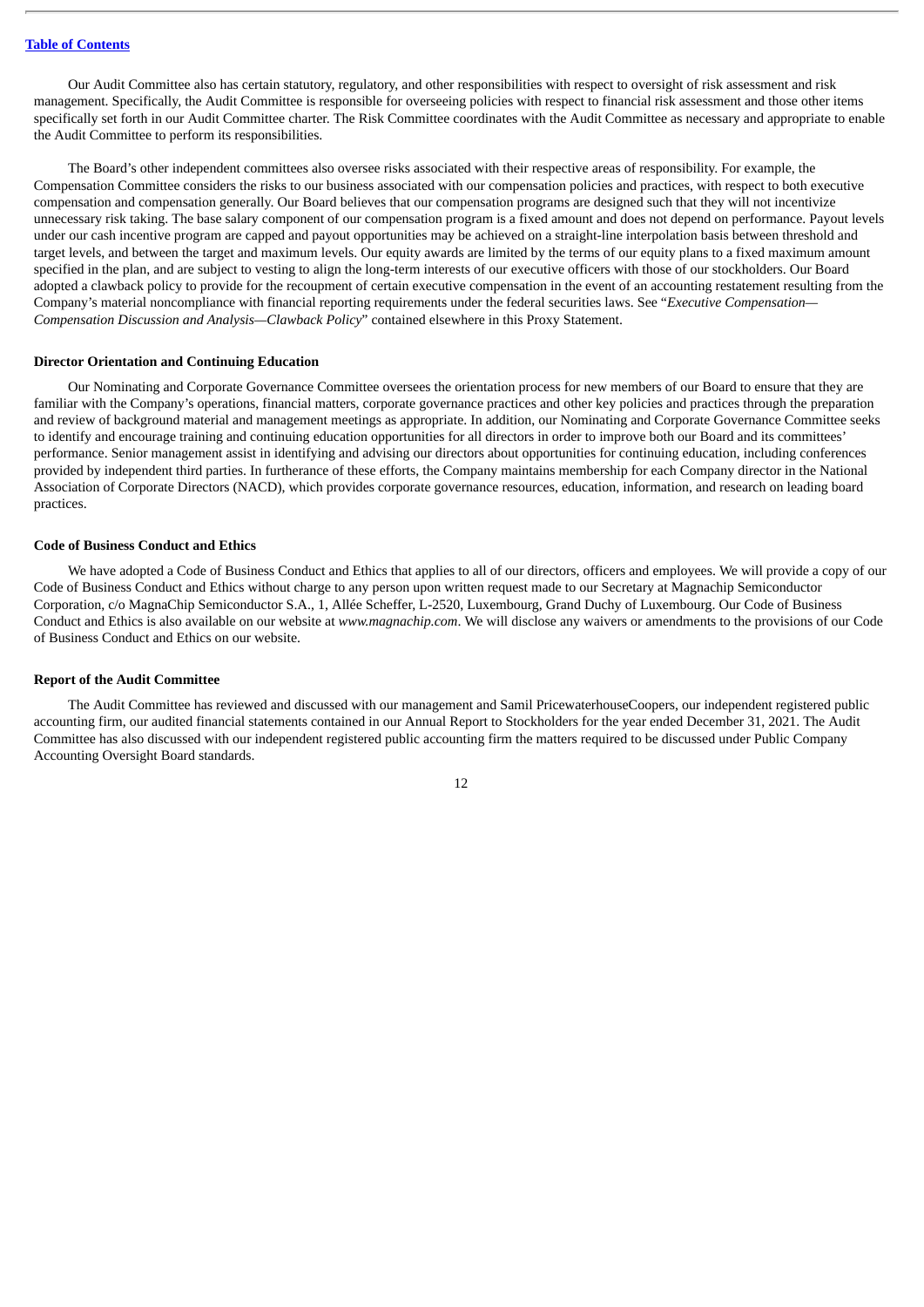Our Audit Committee also has certain statutory, regulatory, and other responsibilities with respect to oversight of risk assessment and risk management. Specifically, the Audit Committee is responsible for overseeing policies with respect to financial risk assessment and those other items specifically set forth in our Audit Committee charter. The Risk Committee coordinates with the Audit Committee as necessary and appropriate to enable the Audit Committee to perform its responsibilities.

The Board's other independent committees also oversee risks associated with their respective areas of responsibility. For example, the Compensation Committee considers the risks to our business associated with our compensation policies and practices, with respect to both executive compensation and compensation generally. Our Board believes that our compensation programs are designed such that they will not incentivize unnecessary risk taking. The base salary component of our compensation program is a fixed amount and does not depend on performance. Payout levels under our cash incentive program are capped and payout opportunities may be achieved on a straight-line interpolation basis between threshold and target levels, and between the target and maximum levels. Our equity awards are limited by the terms of our equity plans to a fixed maximum amount specified in the plan, and are subject to vesting to align the long-term interests of our executive officers with those of our stockholders. Our Board adopted a clawback policy to provide for the recoupment of certain executive compensation in the event of an accounting restatement resulting from the Company's material noncompliance with financial reporting requirements under the federal securities laws. See "*Executive Compensation—Compensation Discussion and Analysis—Clawback Policy*" contained elsewhere in this Proxy Statement.

**Director Orientation and Continuing Education**

Our Nominating and Corporate Governance Committee oversees the orientation process for new members of our Board to ensure that they are familiar with the Company's operations, financial matters, corporate governance practices and other key policies and practices through the preparation and review of background material and management meetings as appropriate. In addition, our Nominating and Corporate Governance Committee seeks to identify and encourage training and continuing education opportunities for all directors in order to improve both our Board and its committees' performance. Senior management assist in identifying and advising our directors about opportunities for continuing education, including conferences provided by independent third parties. In furtherance of these efforts, the Company maintains membership for each Company director in the National Association of Corporate Directors (NACD), which provides corporate governance resources, education, information, and research on leading board practices.

**Code of Business Conduct and Ethics**

We have adopted a Code of Business Conduct and Ethics that applies to all of our directors, officers and employees. We will provide a copy of our Code of Business Conduct and Ethics without charge to any person upon written request made to our Secretary at Magnachip Semiconductor Corporation, c/o MagnaChip Semiconductor S.A., 1, Allée Scheffer, L-2520, Luxembourg, Grand Duchy of Luxembourg. Our Code of Business Conduct and Ethics is also available on our website at *www.magnachip.com*. We will disclose any waivers or amendments to the provisions of our Code of Business Conduct and Ethics on our website.

**Report of the Audit Committee**

The Audit Committee has reviewed and discussed with our management and Samil PricewaterhouseCoopers, our independent registered public accounting firm, our audited financial statements contained in our Annual Report to Stockholders for the year ended December 31, 2021. The Audit Committee has also discussed with our independent registered public accounting firm the matters required to be discussed under Public Company Accounting Oversight Board standards.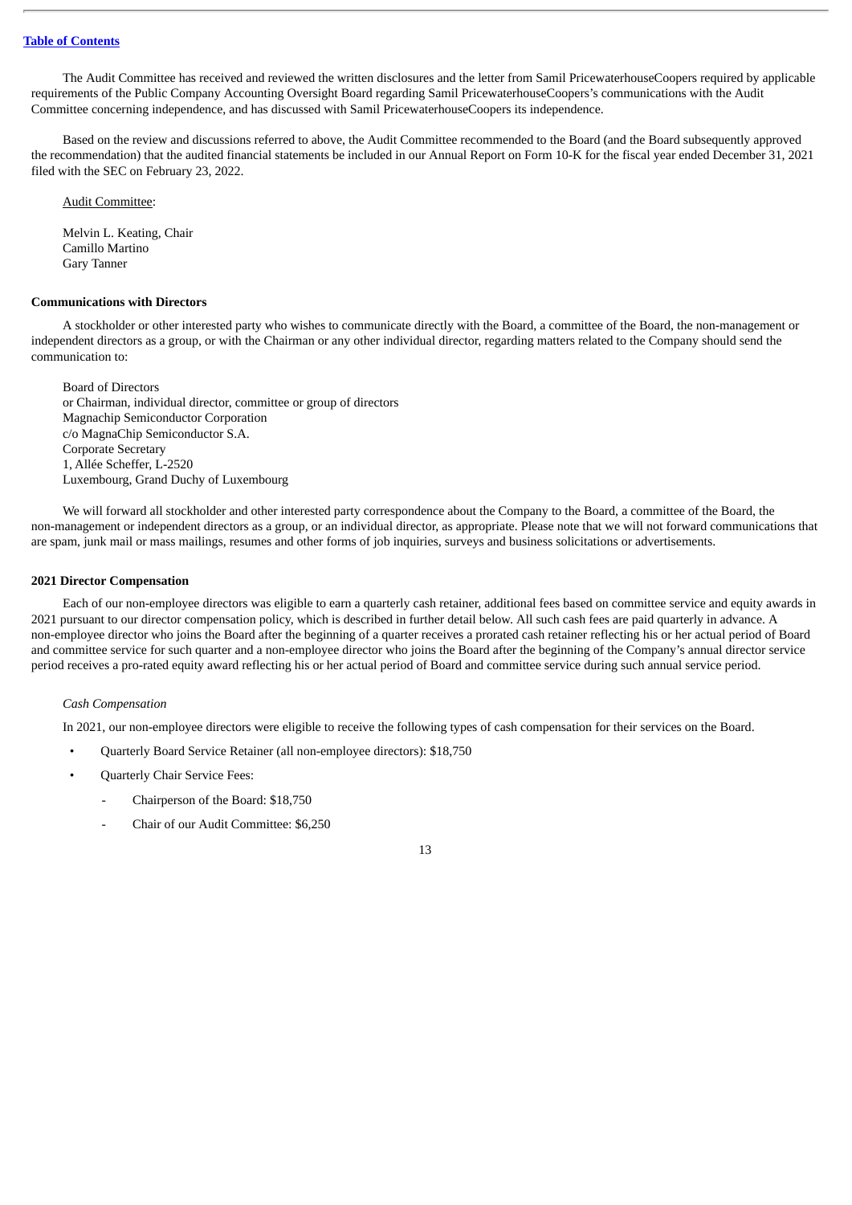The Audit Committee has received and reviewed the written disclosures and the letter from Samil PricewaterhouseCoopers required by applicable requirements of the Public Company Accounting Oversight Board regarding Samil PricewaterhouseCoopers's communications with the Audit Committee concerning independence, and has discussed with Samil PricewaterhouseCoopers its independence.

Based on the review and discussions referred to above, the Audit Committee recommended to the Board (and the Board subsequently approved the recommendation) that the audited financial statements be included in our Annual Report on Form 10-K for the fiscal year ended December 31, 2021 filed with the SEC on February 23, 2022.

Audit Committee:

Melvin L. Keating, Chair
Camillo Martino
Gary Tanner

**Communications with Directors**

A stockholder or other interested party who wishes to communicate directly with the Board, a committee of the Board, the non-management or independent directors as a group, or with the Chairman or any other individual director, regarding matters related to the Company should send the communication to:

Board of Directors
or Chairman, individual director, committee or group of directors
Magnachip Semiconductor Corporation
c/o MagnaChip Semiconductor S.A.
Corporate Secretary
1, Allée Scheffer, L-2520
Luxembourg, Grand Duchy of Luxembourg

We will forward all stockholder and other interested party correspondence about the Company to the Board, a committee of the Board, the non-management or independent directors as a group, or an individual director, as appropriate. Please note that we will not forward communications that are spam, junk mail or mass mailings, resumes and other forms of job inquiries, surveys and business solicitations or advertisements.

**2021 Director Compensation**

Each of our non-employee directors was eligible to earn a quarterly cash retainer, additional fees based on committee service and equity awards in 2021 pursuant to our director compensation policy, which is described in further detail below. All such cash fees are paid quarterly in advance. A non-employee director who joins the Board after the beginning of a quarter receives a prorated cash retainer reflecting his or her actual period of Board and committee service for such quarter and a non-employee director who joins the Board after the beginning of the Company's annual director service period receives a pro-rated equity award reflecting his or her actual period of Board and committee service during such annual service period.

*Cash Compensation*

In 2021, our non-employee directors were eligible to receive the following types of cash compensation for their services on the Board.

- Quarterly Board Service Retainer (all non-employee directors): $18,750
- Quarterly Chair Service Fees:
  - Chairperson of the Board: $18,750
  - Chair of our Audit Committee: $6,250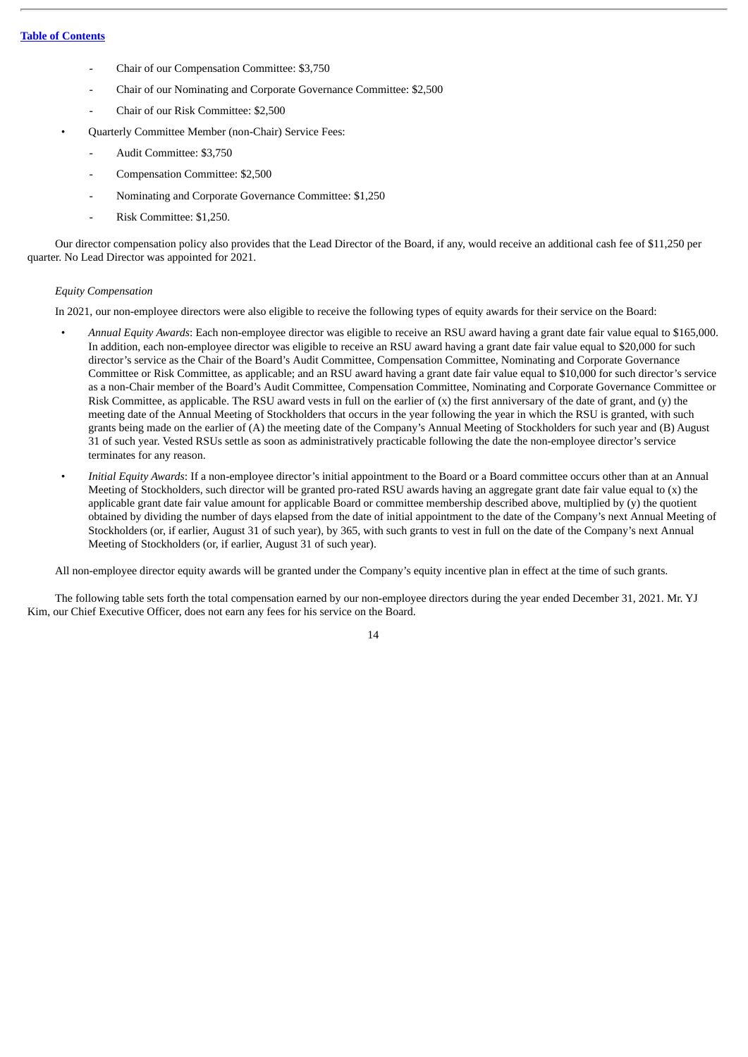- Chair of our Compensation Committee: $3,750
- Chair of our Nominating and Corporate Governance Committee: $2,500
- Chair of our Risk Committee: $2,500

- Quarterly Committee Member (non-Chair) Service Fees:
  - Audit Committee: $3,750
  - Compensation Committee: $2,500
  - Nominating and Corporate Governance Committee: $1,250
  - Risk Committee: $1,250.

Our director compensation policy also provides that the Lead Director of the Board, if any, would receive an additional cash fee of $11,250 per quarter. No Lead Director was appointed for 2021.

*Equity Compensation*

In 2021, our non-employee directors were also eligible to receive the following types of equity awards for their service on the Board:

- *Annual Equity Awards*: Each non-employee director was eligible to receive an RSU award having a grant date fair value equal to $165,000. In addition, each non-employee director was eligible to receive an RSU award having a grant date fair value equal to $20,000 for such director's service as the Chair of the Board's Audit Committee, Compensation Committee, Nominating and Corporate Governance Committee or Risk Committee, as applicable; and an RSU award having a grant date fair value equal to $10,000 for such director's service as a non-Chair member of the Board's Audit Committee, Compensation Committee, Nominating and Corporate Governance Committee or Risk Committee, as applicable. The RSU award vests in full on the earlier of (x) the first anniversary of the date of grant, and (y) the meeting date of the Annual Meeting of Stockholders that occurs in the year following the year in which the RSU is granted, with such grants being made on the earlier of (A) the meeting date of the Company's Annual Meeting of Stockholders for such year and (B) August 31 of such year. Vested RSUs settle as soon as administratively practicable following the date the non-employee director's service terminates for any reason.
- *Initial Equity Awards*: If a non-employee director's initial appointment to the Board or a Board committee occurs other than at an Annual Meeting of Stockholders, such director will be granted pro-rated RSU awards having an aggregate grant date fair value equal to (x) the applicable grant date fair value amount for applicable Board or committee membership described above, multiplied by (y) the quotient obtained by dividing the number of days elapsed from the date of initial appointment to the date of the Company's next Annual Meeting of Stockholders (or, if earlier, August 31 of such year), by 365, with such grants to vest in full on the date of the Company's next Annual Meeting of Stockholders (or, if earlier, August 31 of such year).

All non-employee director equity awards will be granted under the Company's equity incentive plan in effect at the time of such grants.

The following table sets forth the total compensation earned by our non-employee directors during the year ended December 31, 2021. Mr. YJ Kim, our Chief Executive Officer, does not earn any fees for his service on the Board.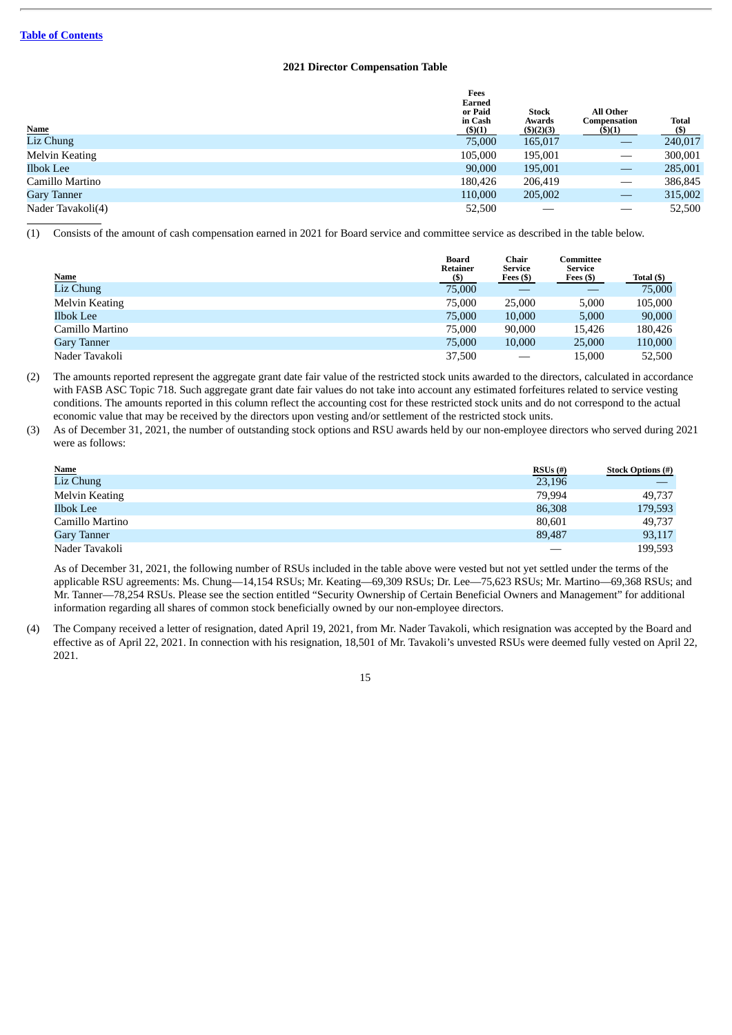[Table of Contents](#)

### 2021 Director Compensation Table

| Name | Fees Earned or Paid in Cash ($)(1) | Stock Awards ($)(2)(3) | All Other Compensation ($)(1) | Total ($) |
|---|---|---|---|---|
| Liz Chung | 75,000 | 165,017 | — | 240,017 |
| Melvin Keating | 105,000 | 195,001 | — | 300,001 |
| Ilbok Lee | 90,000 | 195,001 | — | 285,001 |
| Camillo Martino | 180,426 | 206,419 | — | 386,845 |
| Gary Tanner | 110,000 | 205,002 | — | 315,002 |
| Nader Tavakoli(4) | 52,500 | — | — | 52,500 |

(1) Consists of the amount of cash compensation earned in 2021 for Board service and committee service as described in the table below.

| Name | Board Retainer ($) | Chair Service Fees ($) | Committee Service Fees ($) | Total ($) |
|---|---|---|---|---|
| Liz Chung | 75,000 | — | — | 75,000 |
| Melvin Keating | 75,000 | 25,000 | 5,000 | 105,000 |
| Ilbok Lee | 75,000 | 10,000 | 5,000 | 90,000 |
| Camillo Martino | 75,000 | 90,000 | 15,426 | 180,426 |
| Gary Tanner | 75,000 | 10,000 | 25,000 | 110,000 |
| Nader Tavakoli | 37,500 | — | 15,000 | 52,500 |

(2) The amounts reported represent the aggregate grant date fair value of the restricted stock units awarded to the directors, calculated in accordance with FASB ASC Topic 718. Such aggregate grant date fair values do not take into account any estimated forfeitures related to service vesting conditions. The amounts reported in this column reflect the accounting cost for these restricted stock units and do not correspond to the actual economic value that may be received by the directors upon vesting and/or settlement of the restricted stock units.

(3) As of December 31, 2021, the number of outstanding stock options and RSU awards held by our non-employee directors who served during 2021 were as follows:

| Name | RSUs (#) | Stock Options (#) |
|---|---|---|
| Liz Chung | 23,196 | — |
| Melvin Keating | 79,994 | 49,737 |
| Ilbok Lee | 86,308 | 179,593 |
| Camillo Martino | 80,601 | 49,737 |
| Gary Tanner | 89,487 | 93,117 |
| Nader Tavakoli | — | 199,593 |

As of December 31, 2021, the following number of RSUs included in the table above were vested but not yet settled under the terms of the applicable RSU agreements: Ms. Chung—14,154 RSUs; Mr. Keating—69,309 RSUs; Dr. Lee—75,623 RSUs; Mr. Martino—69,368 RSUs; and Mr. Tanner—78,254 RSUs. Please see the section entitled "Security Ownership of Certain Beneficial Owners and Management" for additional information regarding all shares of common stock beneficially owned by our non-employee directors.

(4) The Company received a letter of resignation, dated April 19, 2021, from Mr. Nader Tavakoli, which resignation was accepted by the Board and effective as of April 22, 2021. In connection with his resignation, 18,501 of Mr. Tavakoli's unvested RSUs were deemed fully vested on April 22, 2021.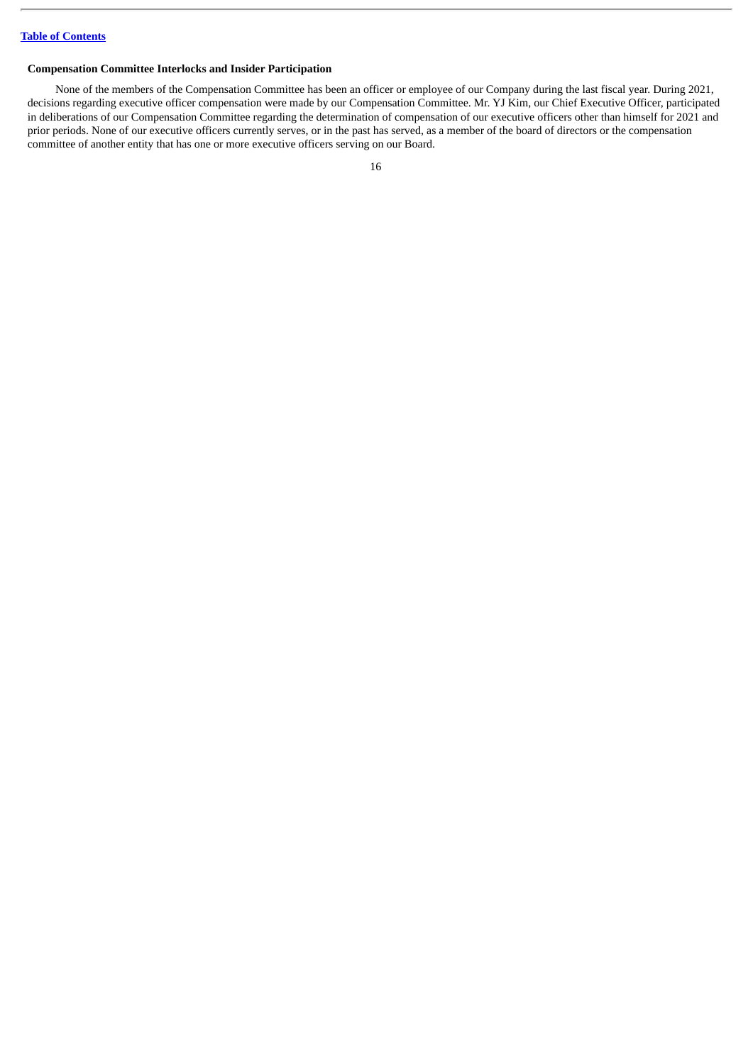### Compensation Committee Interlocks and Insider Participation

None of the members of the Compensation Committee has been an officer or employee of our Company during the last fiscal year. During 2021, decisions regarding executive officer compensation were made by our Compensation Committee. Mr. YJ Kim, our Chief Executive Officer, participated in deliberations of our Compensation Committee regarding the determination of compensation of our executive officers other than himself for 2021 and prior periods. None of our executive officers currently serves, or in the past has served, as a member of the board of directors or the compensation committee of another entity that has one or more executive officers serving on our Board.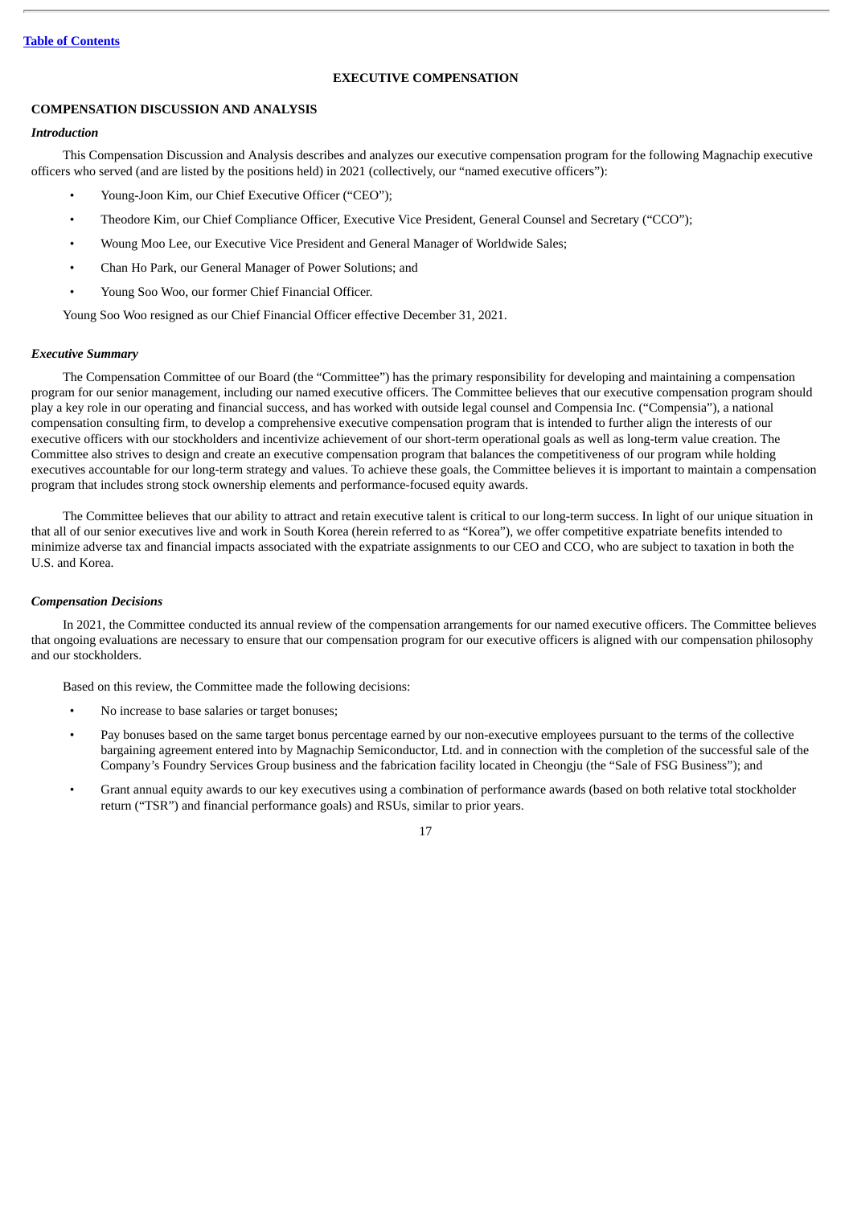[Table of Contents](#)

# EXECUTIVE COMPENSATION

## COMPENSATION DISCUSSION AND ANALYSIS

### *Introduction*

This Compensation Discussion and Analysis describes and analyzes our executive compensation program for the following Magnachip executive officers who served (and are listed by the positions held) in 2021 (collectively, our "named executive officers"):

- Young-Joon Kim, our Chief Executive Officer ("CEO");
- Theodore Kim, our Chief Compliance Officer, Executive Vice President, General Counsel and Secretary ("CCO");
- Woung Moo Lee, our Executive Vice President and General Manager of Worldwide Sales;
- Chan Ho Park, our General Manager of Power Solutions; and
- Young Soo Woo, our former Chief Financial Officer.

Young Soo Woo resigned as our Chief Financial Officer effective December 31, 2021.

### *Executive Summary*

The Compensation Committee of our Board (the "Committee") has the primary responsibility for developing and maintaining a compensation program for our senior management, including our named executive officers. The Committee believes that our executive compensation program should play a key role in our operating and financial success, and has worked with outside legal counsel and Compensia Inc. ("Compensia"), a national compensation consulting firm, to develop a comprehensive executive compensation program that is intended to further align the interests of our executive officers with our stockholders and incentivize achievement of our short-term operational goals as well as long-term value creation. The Committee also strives to design and create an executive compensation program that balances the competitiveness of our program while holding executives accountable for our long-term strategy and values. To achieve these goals, the Committee believes it is important to maintain a compensation program that includes strong stock ownership elements and performance-focused equity awards.

The Committee believes that our ability to attract and retain executive talent is critical to our long-term success. In light of our unique situation in that all of our senior executives live and work in South Korea (herein referred to as "Korea"), we offer competitive expatriate benefits intended to minimize adverse tax and financial impacts associated with the expatriate assignments to our CEO and CCO, who are subject to taxation in both the U.S. and Korea.

### *Compensation Decisions*

In 2021, the Committee conducted its annual review of the compensation arrangements for our named executive officers. The Committee believes that ongoing evaluations are necessary to ensure that our compensation program for our executive officers is aligned with our compensation philosophy and our stockholders.

Based on this review, the Committee made the following decisions:

- No increase to base salaries or target bonuses;
- Pay bonuses based on the same target bonus percentage earned by our non-executive employees pursuant to the terms of the collective bargaining agreement entered into by Magnachip Semiconductor, Ltd. and in connection with the completion of the successful sale of the Company's Foundry Services Group business and the fabrication facility located in Cheongju (the "Sale of FSG Business"); and
- Grant annual equity awards to our key executives using a combination of performance awards (based on both relative total stockholder return ("TSR") and financial performance goals) and RSUs, similar to prior years.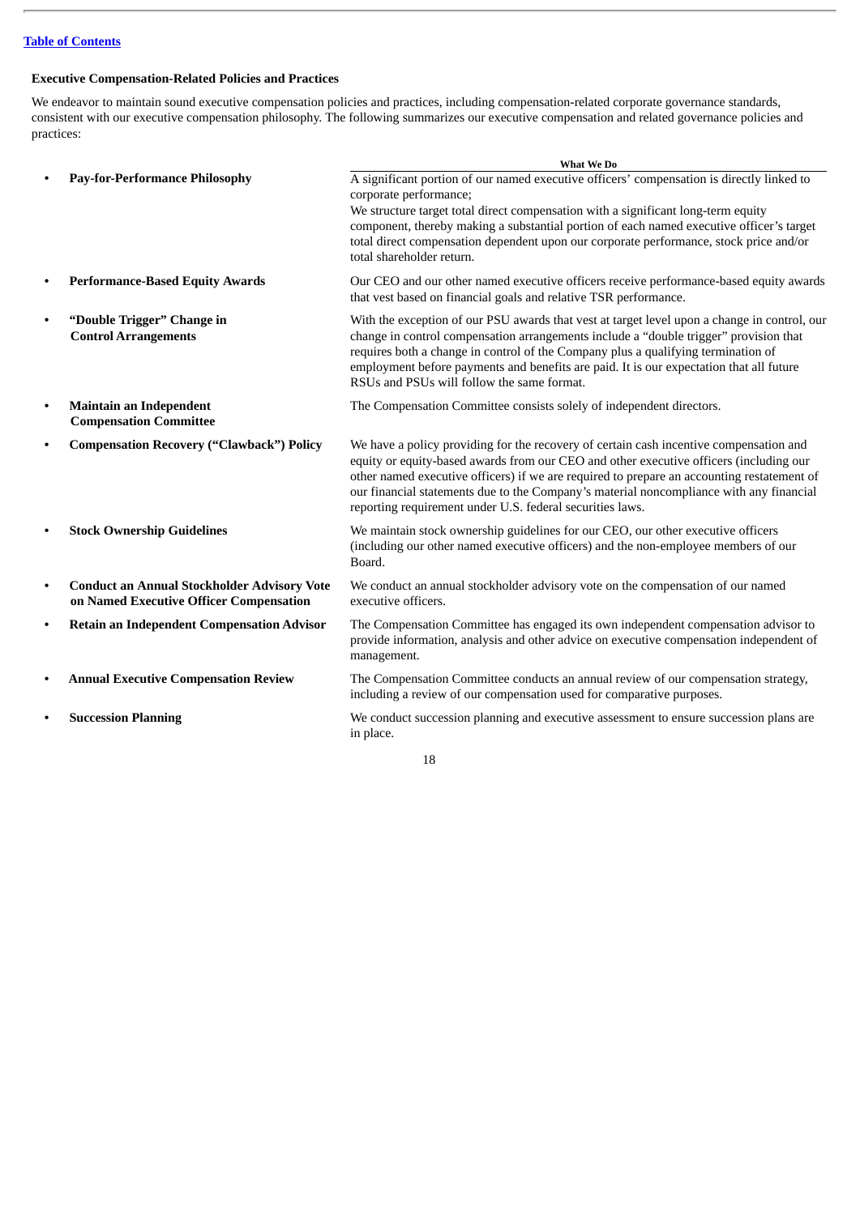[Table of Contents]

**Executive Compensation-Related Policies and Practices**

We endeavor to maintain sound executive compensation policies and practices, including compensation-related corporate governance standards, consistent with our executive compensation philosophy. The following summarizes our executive compensation and related governance policies and practices:

| | What We Do |
|---|---|
| • **Pay-for-Performance Philosophy** | A significant portion of our named executive officers' compensation is directly linked to corporate performance; We structure target total direct compensation with a significant long-term equity component, thereby making a substantial portion of each named executive officer's target total direct compensation dependent upon our corporate performance, stock price and/or total shareholder return. |
| • **Performance-Based Equity Awards** | Our CEO and our other named executive officers receive performance-based equity awards that vest based on financial goals and relative TSR performance. |
| • **"Double Trigger" Change in Control Arrangements** | With the exception of our PSU awards that vest at target level upon a change in control, our change in control compensation arrangements include a "double trigger" provision that requires both a change in control of the Company plus a qualifying termination of employment before payments and benefits are paid. It is our expectation that all future RSUs and PSUs will follow the same format. |
| • **Maintain an Independent Compensation Committee** | The Compensation Committee consists solely of independent directors. |
| • **Compensation Recovery ("Clawback") Policy** | We have a policy providing for the recovery of certain cash incentive compensation and equity or equity-based awards from our CEO and other executive officers (including our other named executive officers) if we are required to prepare an accounting restatement of our financial statements due to the Company's material noncompliance with any financial reporting requirement under U.S. federal securities laws. |
| • **Stock Ownership Guidelines** | We maintain stock ownership guidelines for our CEO, our other executive officers (including our other named executive officers) and the non-employee members of our Board. |
| • **Conduct an Annual Stockholder Advisory Vote on Named Executive Officer Compensation** | We conduct an annual stockholder advisory vote on the compensation of our named executive officers. |
| • **Retain an Independent Compensation Advisor** | The Compensation Committee has engaged its own independent compensation advisor to provide information, analysis and other advice on executive compensation independent of management. |
| • **Annual Executive Compensation Review** | The Compensation Committee conducts an annual review of our compensation strategy, including a review of our compensation used for comparative purposes. |
| • **Succession Planning** | We conduct succession planning and executive assessment to ensure succession plans are in place. |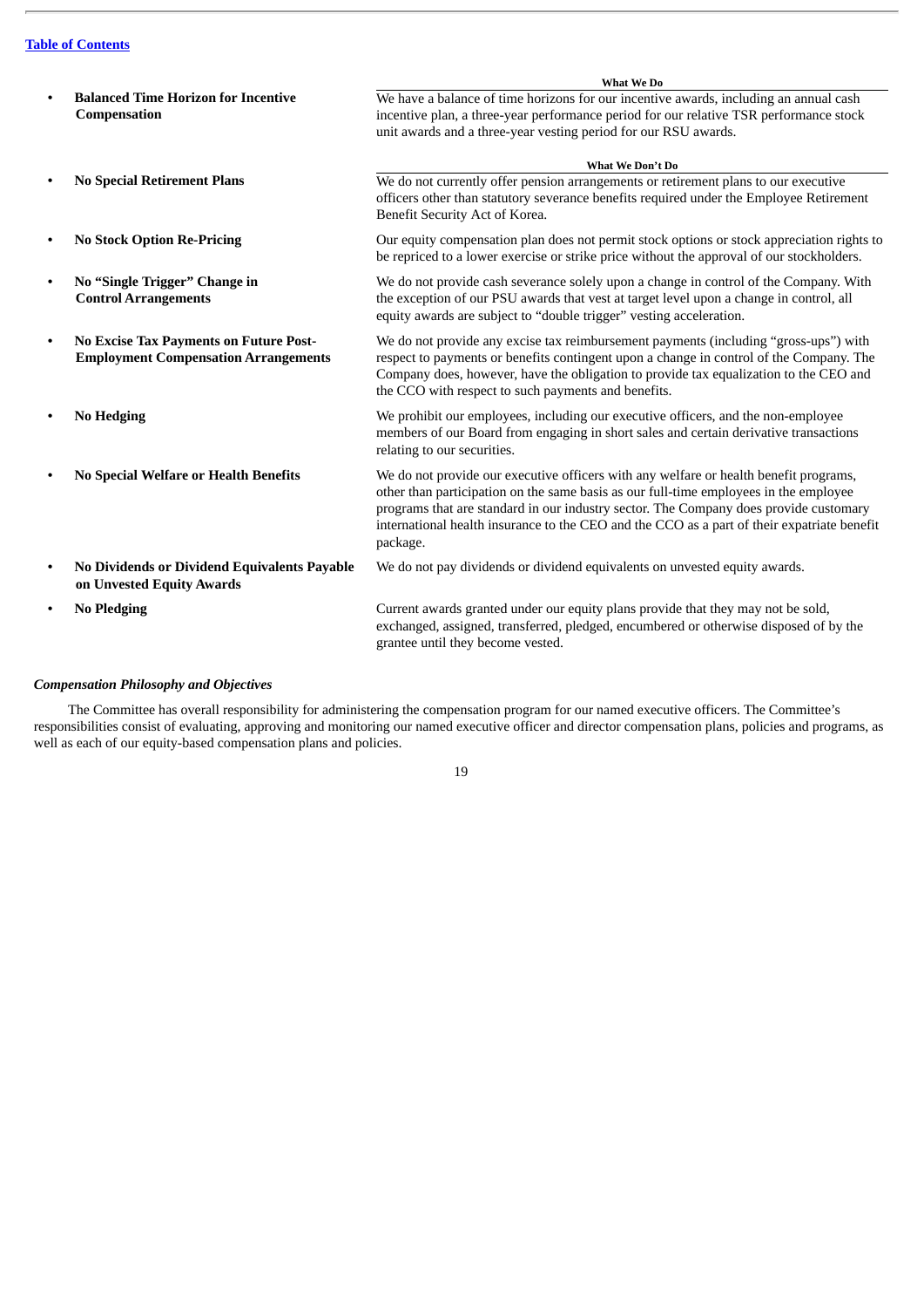| | What We Do |
|---|---|
| • **Balanced Time Horizon for Incentive Compensation** | We have a balance of time horizons for our incentive awards, including an annual cash incentive plan, a three-year performance period for our relative TSR performance stock unit awards and a three-year vesting period for our RSU awards. |

| | What We Don't Do |
|---|---|
| • **No Special Retirement Plans** | We do not currently offer pension arrangements or retirement plans to our executive officers other than statutory severance benefits required under the Employee Retirement Benefit Security Act of Korea. |
| • **No Stock Option Re-Pricing** | Our equity compensation plan does not permit stock options or stock appreciation rights to be repriced to a lower exercise or strike price without the approval of our stockholders. |
| • **No "Single Trigger" Change in Control Arrangements** | We do not provide cash severance solely upon a change in control of the Company. With the exception of our PSU awards that vest at target level upon a change in control, all equity awards are subject to "double trigger" vesting acceleration. |
| • **No Excise Tax Payments on Future Post-Employment Compensation Arrangements** | We do not provide any excise tax reimbursement payments (including "gross-ups") with respect to payments or benefits contingent upon a change in control of the Company. The Company does, however, have the obligation to provide tax equalization to the CEO and the CCO with respect to such payments and benefits. |
| • **No Hedging** | We prohibit our employees, including our executive officers, and the non-employee members of our Board from engaging in short sales and certain derivative transactions relating to our securities. |
| • **No Special Welfare or Health Benefits** | We do not provide our executive officers with any welfare or health benefit programs, other than participation on the same basis as our full-time employees in the employee programs that are standard in our industry sector. The Company does provide customary international health insurance to the CEO and the CCO as a part of their expatriate benefit package. |
| • **No Dividends or Dividend Equivalents Payable on Unvested Equity Awards** | We do not pay dividends or dividend equivalents on unvested equity awards. |
| • **No Pledging** | Current awards granted under our equity plans provide that they may not be sold, exchanged, assigned, transferred, pledged, encumbered or otherwise disposed of by the grantee until they become vested. |

***Compensation Philosophy and Objectives***

The Committee has overall responsibility for administering the compensation program for our named executive officers. The Committee's responsibilities consist of evaluating, approving and monitoring our named executive officer and director compensation plans, policies and programs, as well as each of our equity-based compensation plans and policies.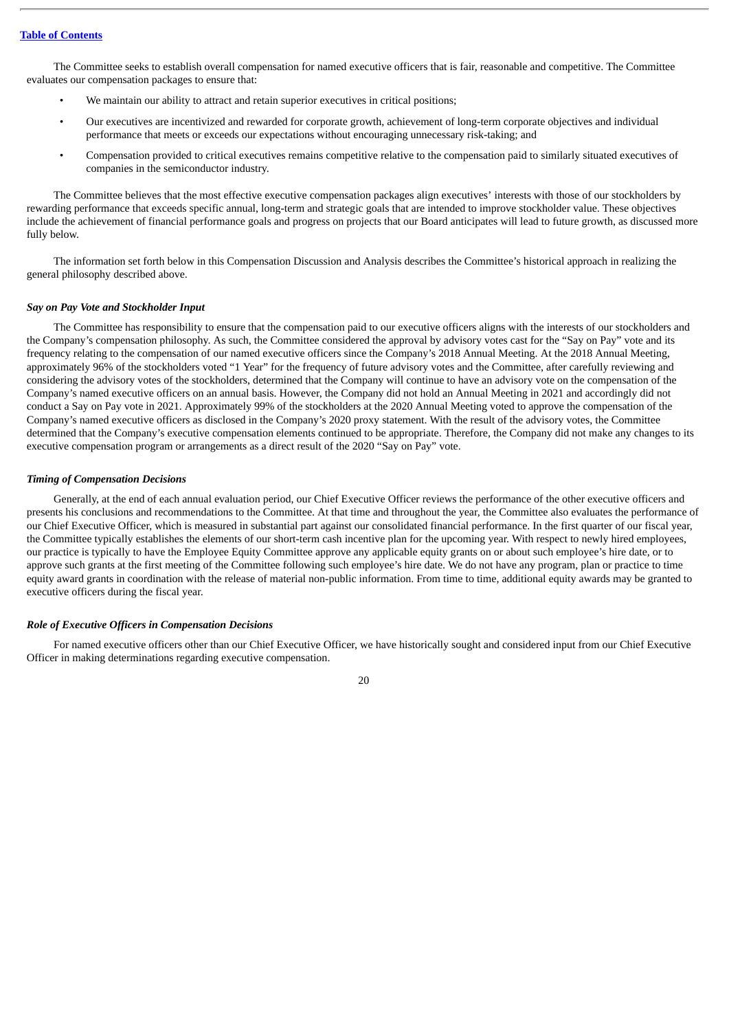The Committee seeks to establish overall compensation for named executive officers that is fair, reasonable and competitive. The Committee evaluates our compensation packages to ensure that:

- We maintain our ability to attract and retain superior executives in critical positions;
- Our executives are incentivized and rewarded for corporate growth, achievement of long-term corporate objectives and individual performance that meets or exceeds our expectations without encouraging unnecessary risk-taking; and
- Compensation provided to critical executives remains competitive relative to the compensation paid to similarly situated executives of companies in the semiconductor industry.

The Committee believes that the most effective executive compensation packages align executives' interests with those of our stockholders by rewarding performance that exceeds specific annual, long-term and strategic goals that are intended to improve stockholder value. These objectives include the achievement of financial performance goals and progress on projects that our Board anticipates will lead to future growth, as discussed more fully below.

The information set forth below in this Compensation Discussion and Analysis describes the Committee's historical approach in realizing the general philosophy described above.

***Say on Pay Vote and Stockholder Input***

The Committee has responsibility to ensure that the compensation paid to our executive officers aligns with the interests of our stockholders and the Company's compensation philosophy. As such, the Committee considered the approval by advisory votes cast for the "Say on Pay" vote and its frequency relating to the compensation of our named executive officers since the Company's 2018 Annual Meeting. At the 2018 Annual Meeting, approximately 96% of the stockholders voted "1 Year" for the frequency of future advisory votes and the Committee, after carefully reviewing and considering the advisory votes of the stockholders, determined that the Company will continue to have an advisory vote on the compensation of the Company's named executive officers on an annual basis. However, the Company did not hold an Annual Meeting in 2021 and accordingly did not conduct a Say on Pay vote in 2021. Approximately 99% of the stockholders at the 2020 Annual Meeting voted to approve the compensation of the Company's named executive officers as disclosed in the Company's 2020 proxy statement. With the result of the advisory votes, the Committee determined that the Company's executive compensation elements continued to be appropriate. Therefore, the Company did not make any changes to its executive compensation program or arrangements as a direct result of the 2020 "Say on Pay" vote.

***Timing of Compensation Decisions***

Generally, at the end of each annual evaluation period, our Chief Executive Officer reviews the performance of the other executive officers and presents his conclusions and recommendations to the Committee. At that time and throughout the year, the Committee also evaluates the performance of our Chief Executive Officer, which is measured in substantial part against our consolidated financial performance. In the first quarter of our fiscal year, the Committee typically establishes the elements of our short-term cash incentive plan for the upcoming year. With respect to newly hired employees, our practice is typically to have the Employee Equity Committee approve any applicable equity grants on or about such employee's hire date, or to approve such grants at the first meeting of the Committee following such employee's hire date. We do not have any program, plan or practice to time equity award grants in coordination with the release of material non-public information. From time to time, additional equity awards may be granted to executive officers during the fiscal year.

***Role of Executive Officers in Compensation Decisions***

For named executive officers other than our Chief Executive Officer, we have historically sought and considered input from our Chief Executive Officer in making determinations regarding executive compensation.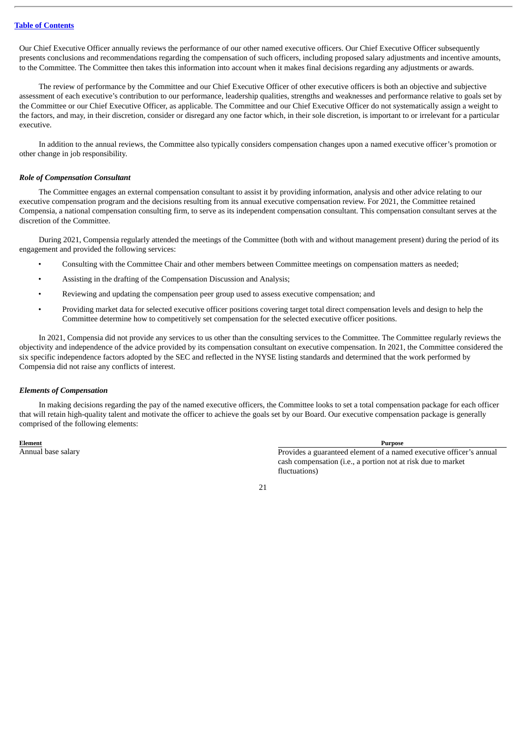Our Chief Executive Officer annually reviews the performance of our other named executive officers. Our Chief Executive Officer subsequently presents conclusions and recommendations regarding the compensation of such officers, including proposed salary adjustments and incentive amounts, to the Committee. The Committee then takes this information into account when it makes final decisions regarding any adjustments or awards.

The review of performance by the Committee and our Chief Executive Officer of other executive officers is both an objective and subjective assessment of each executive's contribution to our performance, leadership qualities, strengths and weaknesses and performance relative to goals set by the Committee or our Chief Executive Officer, as applicable. The Committee and our Chief Executive Officer do not systematically assign a weight to the factors, and may, in their discretion, consider or disregard any one factor which, in their sole discretion, is important to or irrelevant for a particular executive.

In addition to the annual reviews, the Committee also typically considers compensation changes upon a named executive officer's promotion or other change in job responsibility.

***Role of Compensation Consultant***

The Committee engages an external compensation consultant to assist it by providing information, analysis and other advice relating to our executive compensation program and the decisions resulting from its annual executive compensation review. For 2021, the Committee retained Compensia, a national compensation consulting firm, to serve as its independent compensation consultant. This compensation consultant serves at the discretion of the Committee.

During 2021, Compensia regularly attended the meetings of the Committee (both with and without management present) during the period of its engagement and provided the following services:

- Consulting with the Committee Chair and other members between Committee meetings on compensation matters as needed;
- Assisting in the drafting of the Compensation Discussion and Analysis;
- Reviewing and updating the compensation peer group used to assess executive compensation; and
- Providing market data for selected executive officer positions covering target total direct compensation levels and design to help the Committee determine how to competitively set compensation for the selected executive officer positions.

In 2021, Compensia did not provide any services to us other than the consulting services to the Committee. The Committee regularly reviews the objectivity and independence of the advice provided by its compensation consultant on executive compensation. In 2021, the Committee considered the six specific independence factors adopted by the SEC and reflected in the NYSE listing standards and determined that the work performed by Compensia did not raise any conflicts of interest.

***Elements of Compensation***

In making decisions regarding the pay of the named executive officers, the Committee looks to set a total compensation package for each officer that will retain high-quality talent and motivate the officer to achieve the goals set by our Board. Our executive compensation package is generally comprised of the following elements:

| Element | Purpose |
| --- | --- |
| Annual base salary | Provides a guaranteed element of a named executive officer's annual cash compensation (i.e., a portion not at risk due to market fluctuations) |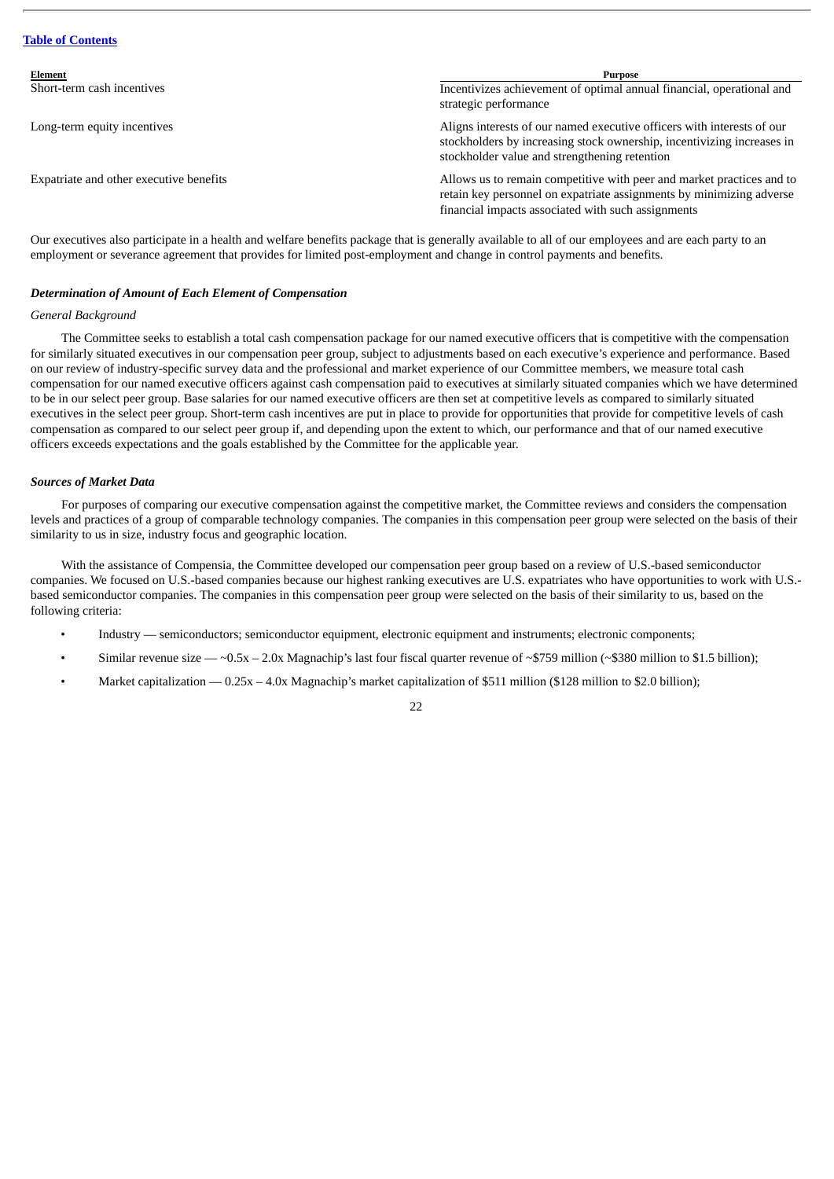[Table of Contents](#)

| Element | Purpose |
| --- | --- |
| Short-term cash incentives | Incentivizes achievement of optimal annual financial, operational and strategic performance |
| Long-term equity incentives | Aligns interests of our named executive officers with interests of our stockholders by increasing stock ownership, incentivizing increases in stockholder value and strengthening retention |
| Expatriate and other executive benefits | Allows us to remain competitive with peer and market practices and to retain key personnel on expatriate assignments by minimizing adverse financial impacts associated with such assignments |

Our executives also participate in a health and welfare benefits package that is generally available to all of our employees and are each party to an employment or severance agreement that provides for limited post-employment and change in control payments and benefits.

### *Determination of Amount of Each Element of Compensation*

*General Background*

The Committee seeks to establish a total cash compensation package for our named executive officers that is competitive with the compensation for similarly situated executives in our compensation peer group, subject to adjustments based on each executive's experience and performance. Based on our review of industry-specific survey data and the professional and market experience of our Committee members, we measure total cash compensation for our named executive officers against cash compensation paid to executives at similarly situated companies which we have determined to be in our select peer group. Base salaries for our named executive officers are then set at competitive levels as compared to similarly situated executives in the select peer group. Short-term cash incentives are put in place to provide for opportunities that provide for competitive levels of cash compensation as compared to our select peer group if, and depending upon the extent to which, our performance and that of our named executive officers exceeds expectations and the goals established by the Committee for the applicable year.

### *Sources of Market Data*

For purposes of comparing our executive compensation against the competitive market, the Committee reviews and considers the compensation levels and practices of a group of comparable technology companies. The companies in this compensation peer group were selected on the basis of their similarity to us in size, industry focus and geographic location.

With the assistance of Compensia, the Committee developed our compensation peer group based on a review of U.S.-based semiconductor companies. We focused on U.S.-based companies because our highest ranking executives are U.S. expatriates who have opportunities to work with U.S.-based semiconductor companies. The companies in this compensation peer group were selected on the basis of their similarity to us, based on the following criteria:

- Industry — semiconductors; semiconductor equipment, electronic equipment and instruments; electronic components;
- Similar revenue size — ~0.5x – 2.0x Magnachip's last four fiscal quarter revenue of ~$759 million (~$380 million to $1.5 billion);
- Market capitalization — 0.25x – 4.0x Magnachip's market capitalization of $511 million ($128 million to $2.0 billion);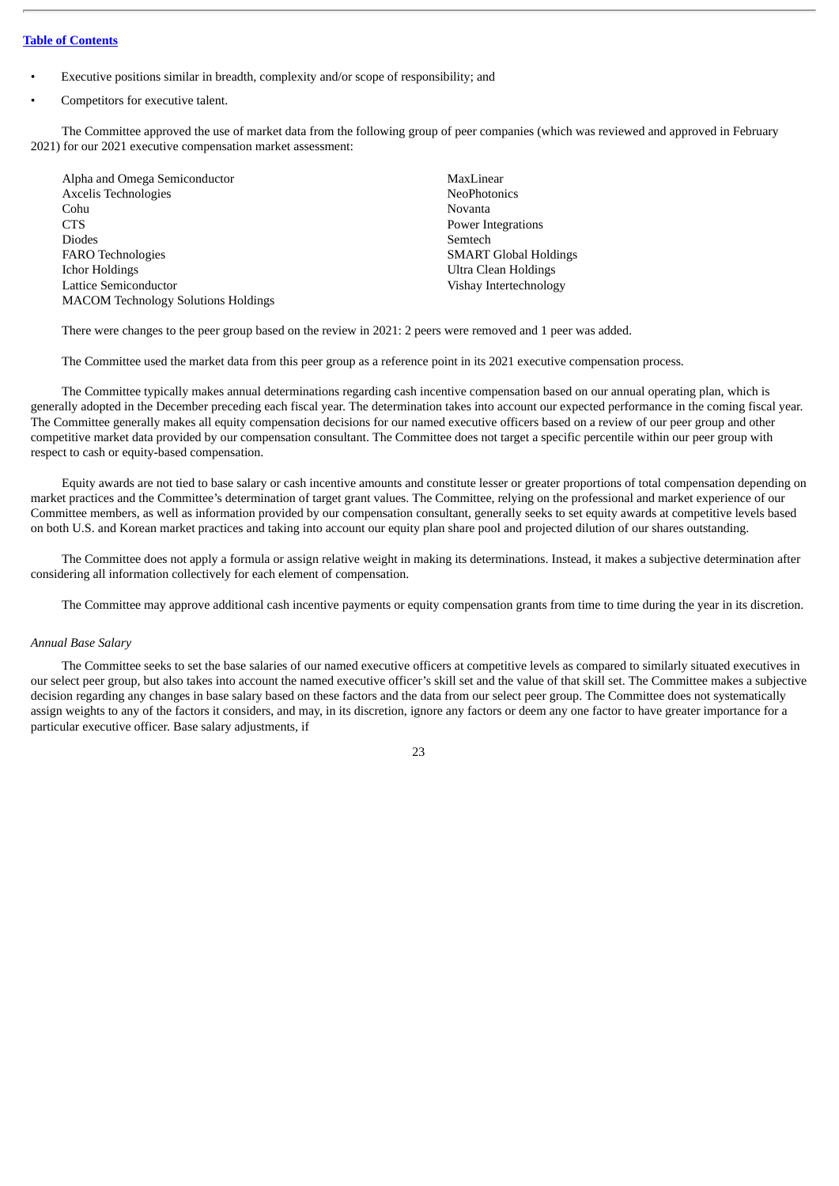- Executive positions similar in breadth, complexity and/or scope of responsibility; and
- Competitors for executive talent.

The Committee approved the use of market data from the following group of peer companies (which was reviewed and approved in February 2021) for our 2021 executive compensation market assessment:

- Alpha and Omega Semiconductor
- Axcelis Technologies
- Cohu
- CTS
- Diodes
- FARO Technologies
- Ichor Holdings
- Lattice Semiconductor
- MACOM Technology Solutions Holdings
- MaxLinear
- NeoPhotonics
- Novanta
- Power Integrations
- Semtech
- SMART Global Holdings
- Ultra Clean Holdings
- Vishay Intertechnology

There were changes to the peer group based on the review in 2021: 2 peers were removed and 1 peer was added.

The Committee used the market data from this peer group as a reference point in its 2021 executive compensation process.

The Committee typically makes annual determinations regarding cash incentive compensation based on our annual operating plan, which is generally adopted in the December preceding each fiscal year. The determination takes into account our expected performance in the coming fiscal year. The Committee generally makes all equity compensation decisions for our named executive officers based on a review of our peer group and other competitive market data provided by our compensation consultant. The Committee does not target a specific percentile within our peer group with respect to cash or equity-based compensation.

Equity awards are not tied to base salary or cash incentive amounts and constitute lesser or greater proportions of total compensation depending on market practices and the Committee's determination of target grant values. The Committee, relying on the professional and market experience of our Committee members, as well as information provided by our compensation consultant, generally seeks to set equity awards at competitive levels based on both U.S. and Korean market practices and taking into account our equity plan share pool and projected dilution of our shares outstanding.

The Committee does not apply a formula or assign relative weight in making its determinations. Instead, it makes a subjective determination after considering all information collectively for each element of compensation.

The Committee may approve additional cash incentive payments or equity compensation grants from time to time during the year in its discretion.

*Annual Base Salary*

The Committee seeks to set the base salaries of our named executive officers at competitive levels as compared to similarly situated executives in our select peer group, but also takes into account the named executive officer's skill set and the value of that skill set. The Committee makes a subjective decision regarding any changes in base salary based on these factors and the data from our select peer group. The Committee does not systematically assign weights to any of the factors it considers, and may, in its discretion, ignore any factors or deem any one factor to have greater importance for a particular executive officer. Base salary adjustments, if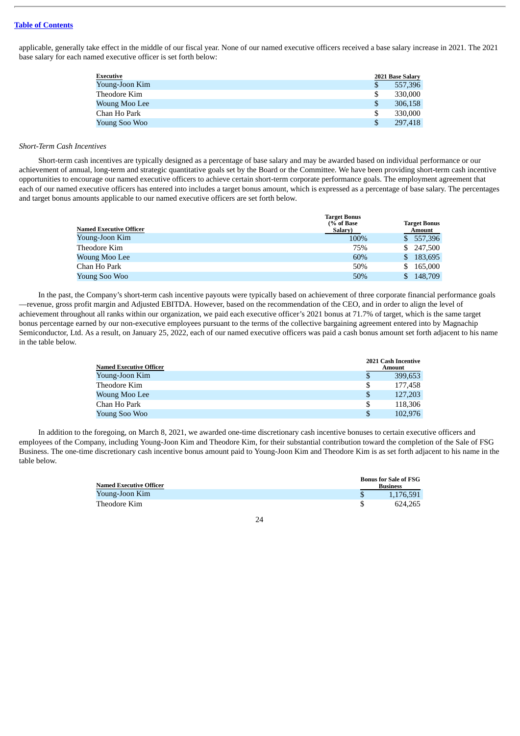[Table of Contents](#)

applicable, generally take effect in the middle of our fiscal year. None of our named executive officers received a base salary increase in 2021. The 2021 base salary for each named executive officer is set forth below:

| Executive | 2021 Base Salary |
|---|---|
| Young-Joon Kim | $ 557,396 |
| Theodore Kim | $ 330,000 |
| Woung Moo Lee | $ 306,158 |
| Chan Ho Park | $ 330,000 |
| Young Soo Woo | $ 297,418 |

*Short-Term Cash Incentives*

Short-term cash incentives are typically designed as a percentage of base salary and may be awarded based on individual performance or our achievement of annual, long-term and strategic quantitative goals set by the Board or the Committee. We have been providing short-term cash incentive opportunities to encourage our named executive officers to achieve certain short-term corporate performance goals. The employment agreement that each of our named executive officers has entered into includes a target bonus amount, which is expressed as a percentage of base salary. The percentages and target bonus amounts applicable to our named executive officers are set forth below.

| Named Executive Officer | Target Bonus (% of Base Salary) | Target Bonus Amount |
|---|---|---|
| Young-Joon Kim | 100% | $ 557,396 |
| Theodore Kim | 75% | $ 247,500 |
| Woung Moo Lee | 60% | $ 183,695 |
| Chan Ho Park | 50% | $ 165,000 |
| Young Soo Woo | 50% | $ 148,709 |

In the past, the Company's short-term cash incentive payouts were typically based on achievement of three corporate financial performance goals—revenue, gross profit margin and Adjusted EBITDA. However, based on the recommendation of the CEO, and in order to align the level of achievement throughout all ranks within our organization, we paid each executive officer's 2021 bonus at 71.7% of target, which is the same target bonus percentage earned by our non-executive employees pursuant to the terms of the collective bargaining agreement entered into by Magnachip Semiconductor, Ltd. As a result, on January 25, 2022, each of our named executive officers was paid a cash bonus amount set forth adjacent to his name in the table below.

| Named Executive Officer | 2021 Cash Incentive Amount |
|---|---|
| Young-Joon Kim | $ 399,653 |
| Theodore Kim | $ 177,458 |
| Woung Moo Lee | $ 127,203 |
| Chan Ho Park | $ 118,306 |
| Young Soo Woo | $ 102,976 |

In addition to the foregoing, on March 8, 2021, we awarded one-time discretionary cash incentive bonuses to certain executive officers and employees of the Company, including Young-Joon Kim and Theodore Kim, for their substantial contribution toward the completion of the Sale of FSG Business. The one-time discretionary cash incentive bonus amount paid to Young-Joon Kim and Theodore Kim is as set forth adjacent to his name in the table below.

| Named Executive Officer | Bonus for Sale of FSG Business |
|---|---|
| Young-Joon Kim | $ 1,176,591 |
| Theodore Kim | $ 624,265 |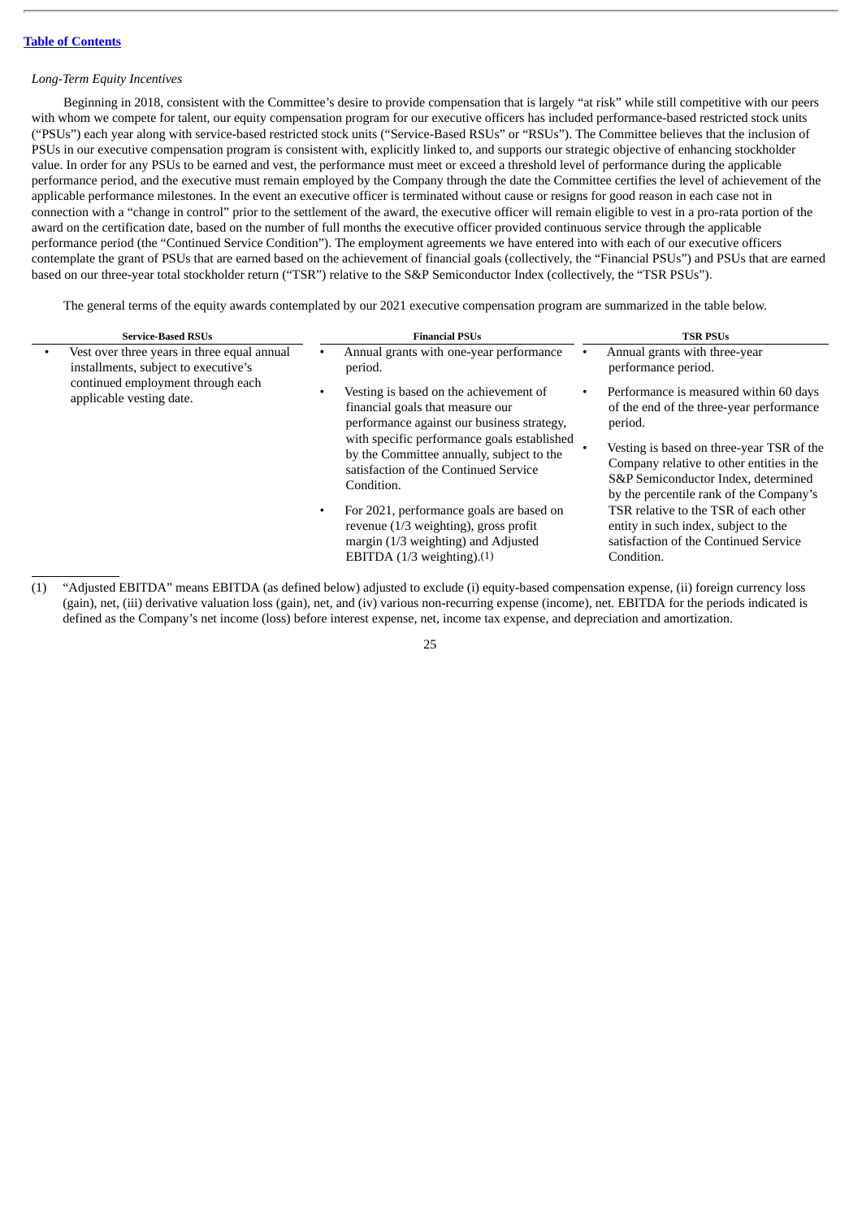[Table of Contents](#)

*Long-Term Equity Incentives*

Beginning in 2018, consistent with the Committee's desire to provide compensation that is largely "at risk" while still competitive with our peers with whom we compete for talent, our equity compensation program for our executive officers has included performance-based restricted stock units ("PSUs") each year along with service-based restricted stock units ("Service-Based RSUs" or "RSUs"). The Committee believes that the inclusion of PSUs in our executive compensation program is consistent with, explicitly linked to, and supports our strategic objective of enhancing stockholder value. In order for any PSUs to be earned and vest, the performance must meet or exceed a threshold level of performance during the applicable performance period, and the executive must remain employed by the Company through the date the Committee certifies the level of achievement of the applicable performance milestones. In the event an executive officer is terminated without cause or resigns for good reason in each case not in connection with a "change in control" prior to the settlement of the award, the executive officer will remain eligible to vest in a pro-rata portion of the award on the certification date, based on the number of full months the executive officer provided continuous service through the applicable performance period (the "Continued Service Condition"). The employment agreements we have entered into with each of our executive officers contemplate the grant of PSUs that are earned based on the achievement of financial goals (collectively, the "Financial PSUs") and PSUs that are earned based on our three-year total stockholder return ("TSR") relative to the S&P Semiconductor Index (collectively, the "TSR PSUs").

The general terms of the equity awards contemplated by our 2021 executive compensation program are summarized in the table below.

| Service-Based RSUs | Financial PSUs | TSR PSUs |
|---|---|---|
| • Vest over three years in three equal annual installments, subject to executive's continued employment through each applicable vesting date. | • Annual grants with one-year performance period.<br>• Vesting is based on the achievement of financial goals that measure our performance against our business strategy, with specific performance goals established by the Committee annually, subject to the satisfaction of the Continued Service Condition.<br>• For 2021, performance goals are based on revenue (1/3 weighting), gross profit margin (1/3 weighting) and Adjusted EBITDA (1/3 weighting).(1) | • Annual grants with three-year performance period.<br>• Performance is measured within 60 days of the end of the three-year performance period.<br>• Vesting is based on three-year TSR of the Company relative to other entities in the S&P Semiconductor Index, determined by the percentile rank of the Company's TSR relative to the TSR of each other entity in such index, subject to the satisfaction of the Continued Service Condition. |

(1) "Adjusted EBITDA" means EBITDA (as defined below) adjusted to exclude (i) equity-based compensation expense, (ii) foreign currency loss (gain), net, (iii) derivative valuation loss (gain), net, and (iv) various non-recurring expense (income), net. EBITDA for the periods indicated is defined as the Company's net income (loss) before interest expense, net, income tax expense, and depreciation and amortization.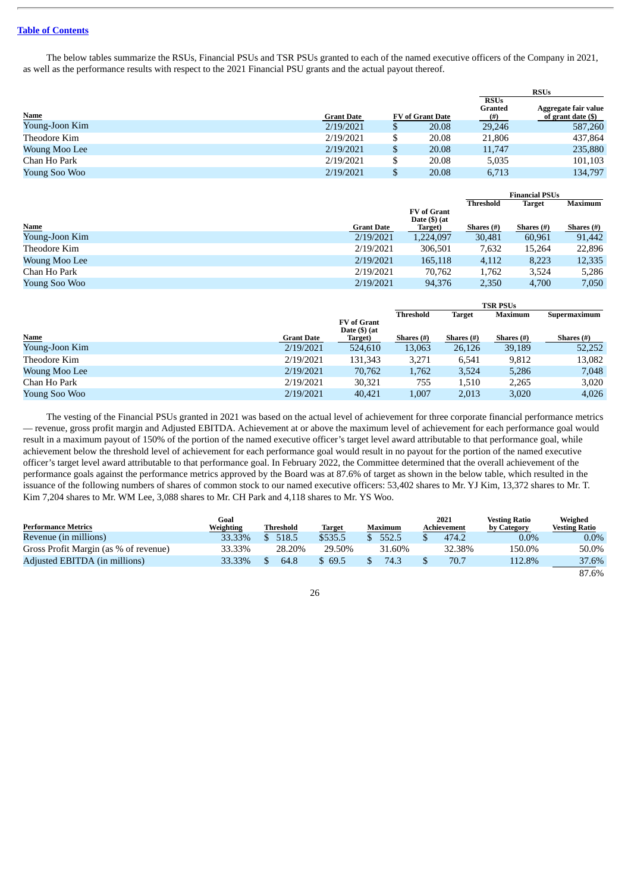The below tables summarize the RSUs, Financial PSUs and TSR PSUs granted to each of the named executive officers of the Company in 2021, as well as the performance results with respect to the 2021 Financial PSU grants and the actual payout thereof.

| | | | RSUs | |
|---|---|---|---|---|
| **Name** | **Grant Date** | **FV of Grant Date** | **RSUs Granted (#)** | **Aggregate fair value of grant date ($)** |
| Young-Joon Kim | 2/19/2021 | $ 20.08 | 29,246 | 587,260 |
| Theodore Kim | 2/19/2021 | $ 20.08 | 21,806 | 437,864 |
| Woung Moo Lee | 2/19/2021 | $ 20.08 | 11,747 | 235,880 |
| Chan Ho Park | 2/19/2021 | $ 20.08 | 5,035 | 101,103 |
| Young Soo Woo | 2/19/2021 | $ 20.08 | 6,713 | 134,797 |

| | | | Financial PSUs | | |
|---|---|---|---|---|---|
| | | | **Threshold** | **Target** | **Maximum** |
| **Name** | **Grant Date** | **FV of Grant Date ($) (at Target)** | **Shares (#)** | **Shares (#)** | **Shares (#)** |
| Young-Joon Kim | 2/19/2021 | 1,224,097 | 30,481 | 60,961 | 91,442 |
| Theodore Kim | 2/19/2021 | 306,501 | 7,632 | 15,264 | 22,896 |
| Woung Moo Lee | 2/19/2021 | 165,118 | 4,112 | 8,223 | 12,335 |
| Chan Ho Park | 2/19/2021 | 70,762 | 1,762 | 3,524 | 5,286 |
| Young Soo Woo | 2/19/2021 | 94,376 | 2,350 | 4,700 | 7,050 |

| | | | TSR PSUs | | | |
|---|---|---|---|---|---|---|
| | | | **Threshold** | **Target** | **Maximum** | **Supermaximum** |
| **Name** | **Grant Date** | **FV of Grant Date ($) (at Target)** | **Shares (#)** | **Shares (#)** | **Shares (#)** | **Shares (#)** |
| Young-Joon Kim | 2/19/2021 | 524,610 | 13,063 | 26,126 | 39,189 | 52,252 |
| Theodore Kim | 2/19/2021 | 131,343 | 3,271 | 6,541 | 9,812 | 13,082 |
| Woung Moo Lee | 2/19/2021 | 70,762 | 1,762 | 3,524 | 5,286 | 7,048 |
| Chan Ho Park | 2/19/2021 | 30,321 | 755 | 1,510 | 2,265 | 3,020 |
| Young Soo Woo | 2/19/2021 | 40,421 | 1,007 | 2,013 | 3,020 | 4,026 |

The vesting of the Financial PSUs granted in 2021 was based on the actual level of achievement for three corporate financial performance metrics — revenue, gross profit margin and Adjusted EBITDA. Achievement at or above the maximum level of achievement for each performance goal would result in a maximum payout of 150% of the portion of the named executive officer's target level award attributable to that performance goal, while achievement below the threshold level of achievement for each performance goal would result in no payout for the portion of the named executive officer's target level award attributable to that performance goal. In February 2022, the Committee determined that the overall achievement of the performance goals against the performance metrics approved by the Board was at 87.6% of target as shown in the below table, which resulted in the issuance of the following numbers of shares of common stock to our named executive officers: 53,402 shares to Mr. YJ Kim, 13,372 shares to Mr. T. Kim 7,204 shares to Mr. WM Lee, 3,088 shares to Mr. CH Park and 4,118 shares to Mr. YS Woo.

| **Performance Metrics** | **Goal Weighting** | **Threshold** | **Target** | **Maximum** | **2021 Achievement** | **Vesting Ratio by Category** | **Weighed Vesting Ratio** |
|---|---|---|---|---|---|---|---|
| Revenue (in millions) | 33.33% | $ 518.5 | $535.5 | $ 552.5 | $ 474.2 | 0.0% | 0.0% |
| Gross Profit Margin (as % of revenue) | 33.33% | 28.20% | 29.50% | 31.60% | 32.38% | 150.0% | 50.0% |
| Adjusted EBITDA (in millions) | 33.33% | $ 64.8 | $ 69.5 | $ 74.3 | $ 70.7 | 112.8% | 37.6% |
| | | | | | | | 87.6% |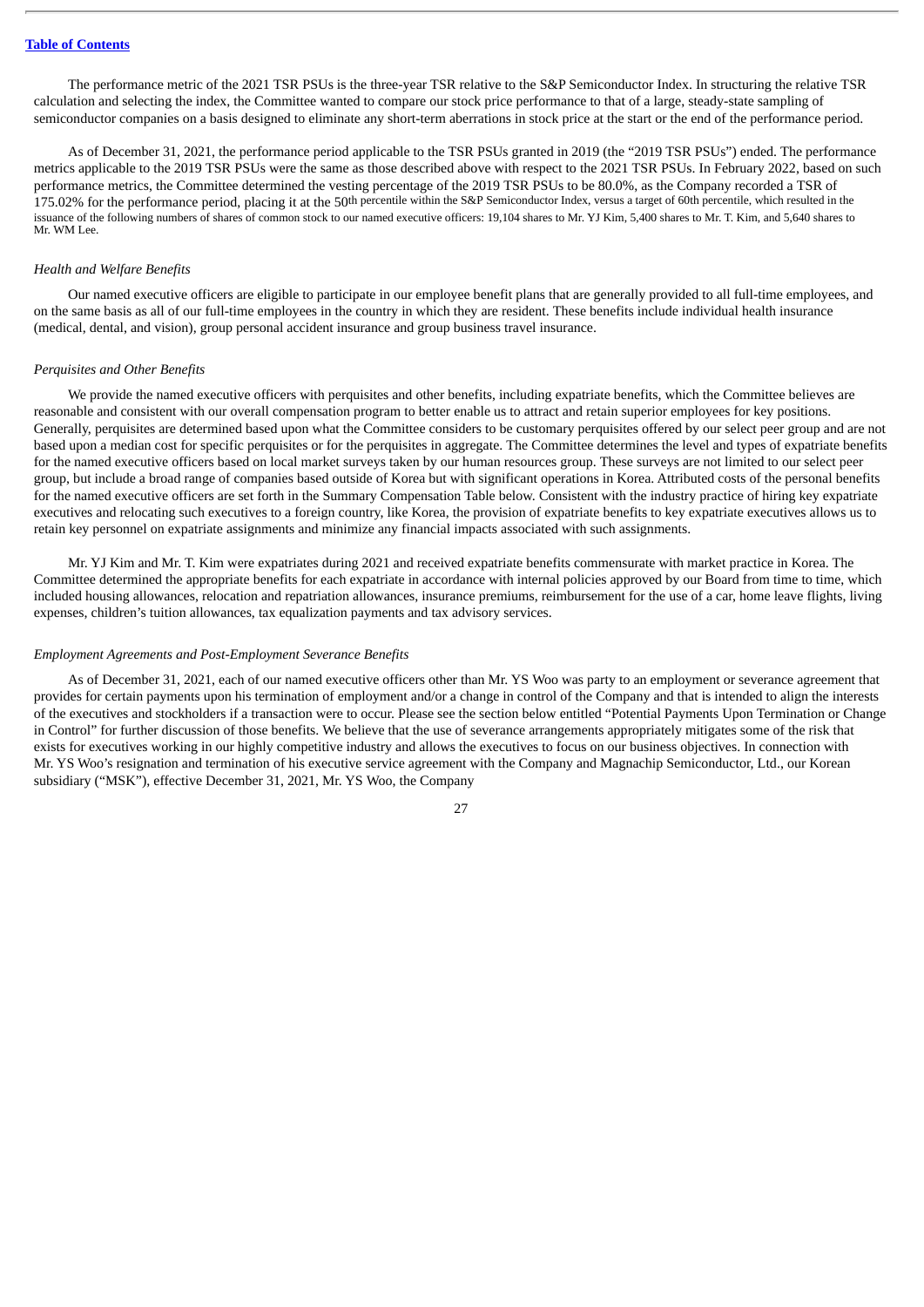The performance metric of the 2021 TSR PSUs is the three-year TSR relative to the S&P Semiconductor Index. In structuring the relative TSR calculation and selecting the index, the Committee wanted to compare our stock price performance to that of a large, steady-state sampling of semiconductor companies on a basis designed to eliminate any short-term aberrations in stock price at the start or the end of the performance period.

As of December 31, 2021, the performance period applicable to the TSR PSUs granted in 2019 (the "2019 TSR PSUs") ended. The performance metrics applicable to the 2019 TSR PSUs were the same as those described above with respect to the 2021 TSR PSUs. In February 2022, based on such performance metrics, the Committee determined the vesting percentage of the 2019 TSR PSUs to be 80.0%, as the Company recorded a TSR of 175.02% for the performance period, placing it at the 50th percentile within the S&P Semiconductor Index, versus a target of 60th percentile, which resulted in the issuance of the following numbers of shares of common stock to our named executive officers: 19,104 shares to Mr. YJ Kim, 5,400 shares to Mr. T. Kim, and 5,640 shares to Mr. WM Lee.

*Health and Welfare Benefits*

Our named executive officers are eligible to participate in our employee benefit plans that are generally provided to all full-time employees, and on the same basis as all of our full-time employees in the country in which they are resident. These benefits include individual health insurance (medical, dental, and vision), group personal accident insurance and group business travel insurance.

*Perquisites and Other Benefits*

We provide the named executive officers with perquisites and other benefits, including expatriate benefits, which the Committee believes are reasonable and consistent with our overall compensation program to better enable us to attract and retain superior employees for key positions. Generally, perquisites are determined based upon what the Committee considers to be customary perquisites offered by our select peer group and are not based upon a median cost for specific perquisites or for the perquisites in aggregate. The Committee determines the level and types of expatriate benefits for the named executive officers based on local market surveys taken by our human resources group. These surveys are not limited to our select peer group, but include a broad range of companies based outside of Korea but with significant operations in Korea. Attributed costs of the personal benefits for the named executive officers are set forth in the Summary Compensation Table below. Consistent with the industry practice of hiring key expatriate executives and relocating such executives to a foreign country, like Korea, the provision of expatriate benefits to key expatriate executives allows us to retain key personnel on expatriate assignments and minimize any financial impacts associated with such assignments.

Mr. YJ Kim and Mr. T. Kim were expatriates during 2021 and received expatriate benefits commensurate with market practice in Korea. The Committee determined the appropriate benefits for each expatriate in accordance with internal policies approved by our Board from time to time, which included housing allowances, relocation and repatriation allowances, insurance premiums, reimbursement for the use of a car, home leave flights, living expenses, children's tuition allowances, tax equalization payments and tax advisory services.

*Employment Agreements and Post-Employment Severance Benefits*

As of December 31, 2021, each of our named executive officers other than Mr. YS Woo was party to an employment or severance agreement that provides for certain payments upon his termination of employment and/or a change in control of the Company and that is intended to align the interests of the executives and stockholders if a transaction were to occur. Please see the section below entitled "Potential Payments Upon Termination or Change in Control" for further discussion of those benefits. We believe that the use of severance arrangements appropriately mitigates some of the risk that exists for executives working in our highly competitive industry and allows the executives to focus on our business objectives. In connection with Mr. YS Woo's resignation and termination of his executive service agreement with the Company and Magnachip Semiconductor, Ltd., our Korean subsidiary ("MSK"), effective December 31, 2021, Mr. YS Woo, the Company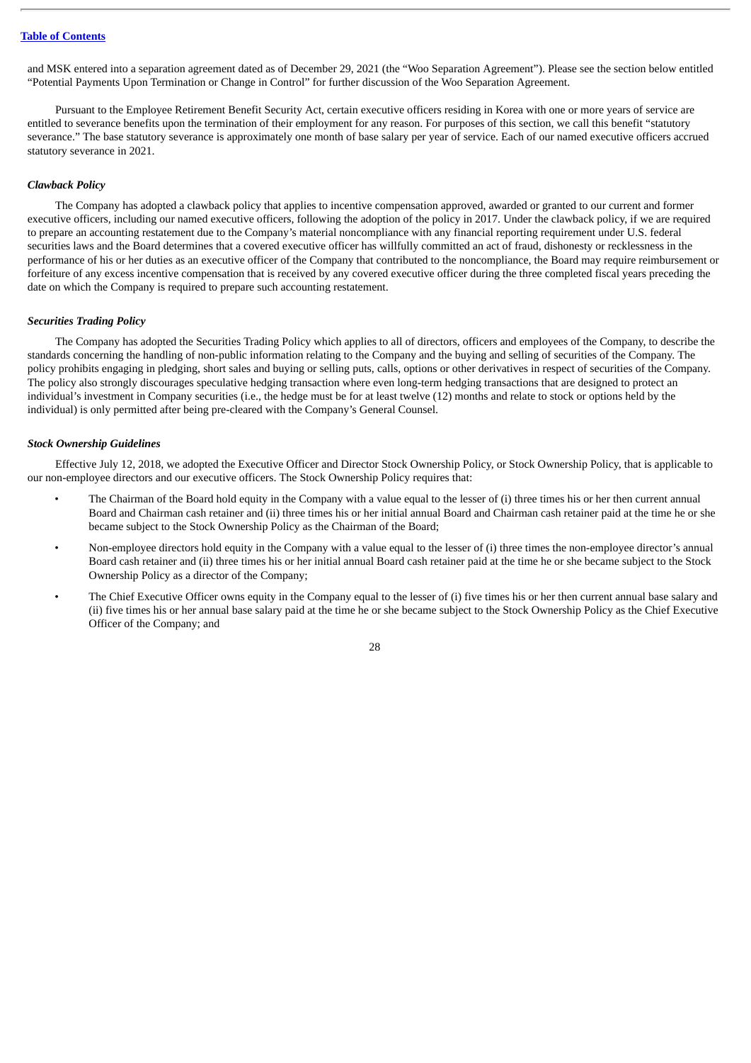and MSK entered into a separation agreement dated as of December 29, 2021 (the "Woo Separation Agreement"). Please see the section below entitled "Potential Payments Upon Termination or Change in Control" for further discussion of the Woo Separation Agreement.

Pursuant to the Employee Retirement Benefit Security Act, certain executive officers residing in Korea with one or more years of service are entitled to severance benefits upon the termination of their employment for any reason. For purposes of this section, we call this benefit "statutory severance." The base statutory severance is approximately one month of base salary per year of service. Each of our named executive officers accrued statutory severance in 2021.

### *Clawback Policy*

The Company has adopted a clawback policy that applies to incentive compensation approved, awarded or granted to our current and former executive officers, including our named executive officers, following the adoption of the policy in 2017. Under the clawback policy, if we are required to prepare an accounting restatement due to the Company's material noncompliance with any financial reporting requirement under U.S. federal securities laws and the Board determines that a covered executive officer has willfully committed an act of fraud, dishonesty or recklessness in the performance of his or her duties as an executive officer of the Company that contributed to the noncompliance, the Board may require reimbursement or forfeiture of any excess incentive compensation that is received by any covered executive officer during the three completed fiscal years preceding the date on which the Company is required to prepare such accounting restatement.

### *Securities Trading Policy*

The Company has adopted the Securities Trading Policy which applies to all of directors, officers and employees of the Company, to describe the standards concerning the handling of non-public information relating to the Company and the buying and selling of securities of the Company. The policy prohibits engaging in pledging, short sales and buying or selling puts, calls, options or other derivatives in respect of securities of the Company. The policy also strongly discourages speculative hedging transaction where even long-term hedging transactions that are designed to protect an individual's investment in Company securities (i.e., the hedge must be for at least twelve (12) months and relate to stock or options held by the individual) is only permitted after being pre-cleared with the Company's General Counsel.

### *Stock Ownership Guidelines*

Effective July 12, 2018, we adopted the Executive Officer and Director Stock Ownership Policy, or Stock Ownership Policy, that is applicable to our non-employee directors and our executive officers. The Stock Ownership Policy requires that:

- The Chairman of the Board hold equity in the Company with a value equal to the lesser of (i) three times his or her then current annual Board and Chairman cash retainer and (ii) three times his or her initial annual Board and Chairman cash retainer paid at the time he or she became subject to the Stock Ownership Policy as the Chairman of the Board;
- Non-employee directors hold equity in the Company with a value equal to the lesser of (i) three times the non-employee director's annual Board cash retainer and (ii) three times his or her initial annual Board cash retainer paid at the time he or she became subject to the Stock Ownership Policy as a director of the Company;
- The Chief Executive Officer owns equity in the Company equal to the lesser of (i) five times his or her then current annual base salary and (ii) five times his or her annual base salary paid at the time he or she became subject to the Stock Ownership Policy as the Chief Executive Officer of the Company; and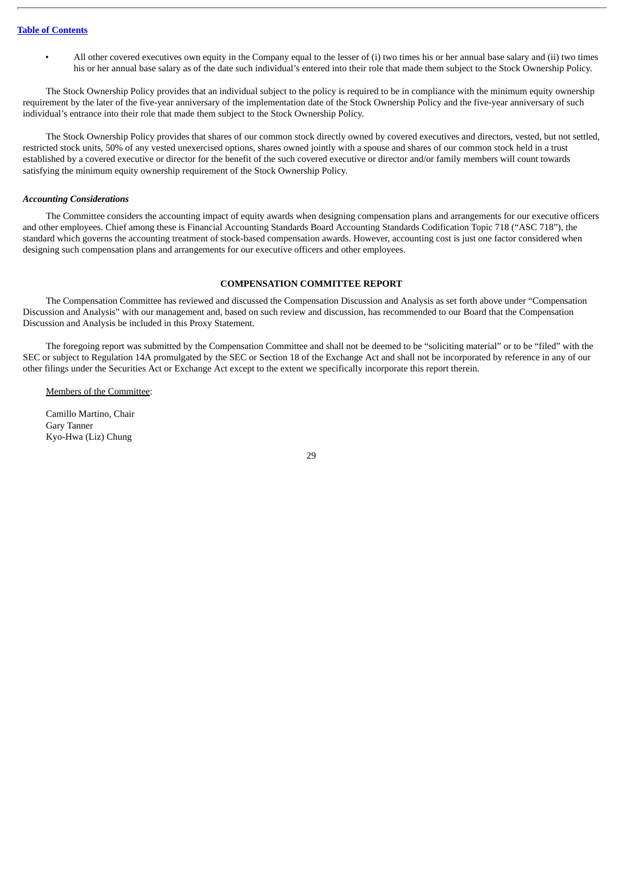- All other covered executives own equity in the Company equal to the lesser of (i) two times his or her annual base salary and (ii) two times his or her annual base salary as of the date such individual's entered into their role that made them subject to the Stock Ownership Policy.

The Stock Ownership Policy provides that an individual subject to the policy is required to be in compliance with the minimum equity ownership requirement by the later of the five-year anniversary of the implementation date of the Stock Ownership Policy and the five-year anniversary of such individual's entrance into their role that made them subject to the Stock Ownership Policy.

The Stock Ownership Policy provides that shares of our common stock directly owned by covered executives and directors, vested, but not settled, restricted stock units, 50% of any vested unexercised options, shares owned jointly with a spouse and shares of our common stock held in a trust established by a covered executive or director for the benefit of the such covered executive or director and/or family members will count towards satisfying the minimum equity ownership requirement of the Stock Ownership Policy.

***Accounting Considerations***

The Committee considers the accounting impact of equity awards when designing compensation plans and arrangements for our executive officers and other employees. Chief among these is Financial Accounting Standards Board Accounting Standards Codification Topic 718 ("ASC 718"), the standard which governs the accounting treatment of stock-based compensation awards. However, accounting cost is just one factor considered when designing such compensation plans and arrangements for our executive officers and other employees.

## COMPENSATION COMMITTEE REPORT

The Compensation Committee has reviewed and discussed the Compensation Discussion and Analysis as set forth above under "Compensation Discussion and Analysis" with our management and, based on such review and discussion, has recommended to our Board that the Compensation Discussion and Analysis be included in this Proxy Statement.

The foregoing report was submitted by the Compensation Committee and shall not be deemed to be "soliciting material" or to be "filed" with the SEC or subject to Regulation 14A promulgated by the SEC or Section 18 of the Exchange Act and shall not be incorporated by reference in any of our other filings under the Securities Act or Exchange Act except to the extent we specifically incorporate this report therein.

Members of the Committee:

Camillo Martino, Chair
Gary Tanner
Kyo-Hwa (Liz) Chung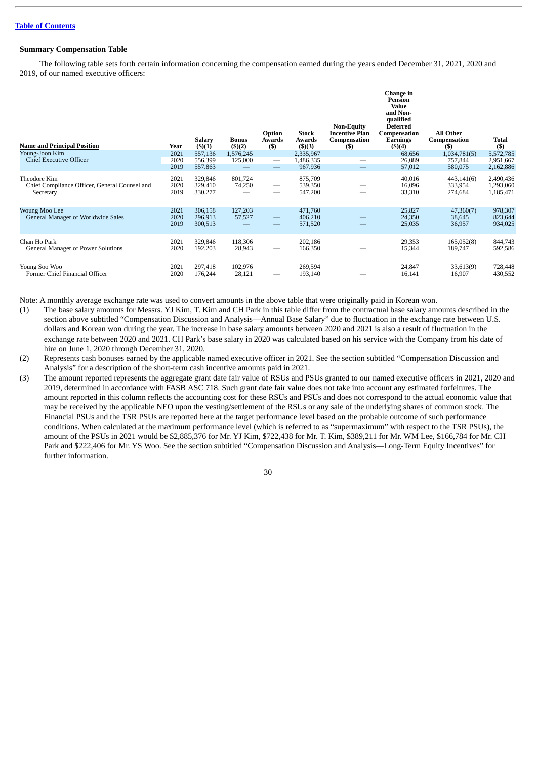### Summary Compensation Table

The following table sets forth certain information concerning the compensation earned during the years ended December 31, 2021, 2020 and 2019, of our named executive officers:

| Name and Principal Position | Year | Salary ($)(1) | Bonus ($)(2) | Option Awards ($) | Stock Awards ($)(3) | Non-Equity Incentive Plan Compensation ($) | Change in Pension Value and Non-qualified Deferred Compensation Earnings ($)(4) | All Other Compensation ($) | Total ($) |
|---|---|---|---|---|---|---|---|---|---|
| Young-Joon Kim | 2021 | 557,136 | 1,576,245 | | 2,335,967 | | 68,656 | 1,034,781(5) | 5,572,785 |
| Chief Executive Officer | 2020 | 556,399 | 125,000 | — | 1,486,335 | — | 26,089 | 757,844 | 2,951,667 |
| | 2019 | 557,863 | — | — | 967,936 | — | 57,012 | 580,075 | 2,162,886 |
| Theodore Kim | 2021 | 329,846 | 801,724 | | 875,709 | | 40,016 | 443,141(6) | 2,490,436 |
| Chief Compliance Officer, General Counsel and Secretary | 2020 | 329,410 | 74,250 | — | 539,350 | — | 16,096 | 333,954 | 1,293,060 |
| | 2019 | 330,277 | — | — | 547,200 | — | 33,310 | 274,684 | 1,185,471 |
| Woung Moo Lee | 2021 | 306,158 | 127,203 | | 471,760 | | 25,827 | 47,360(7) | 978,307 |
| General Manager of Worldwide Sales | 2020 | 296,913 | 57,527 | — | 406,210 | — | 24,350 | 38,645 | 823,644 |
| | 2019 | 300,513 | — | — | 571,520 | — | 25,035 | 36,957 | 934,025 |
| Chan Ho Park | 2021 | 329,846 | 118,306 | | 202,186 | | 29,353 | 165,052(8) | 844,743 |
| General Manager of Power Solutions | 2020 | 192,203 | 28,943 | — | 166,350 | — | 15,344 | 189,747 | 592,586 |
| Young Soo Woo | 2021 | 297,418 | 102,976 | | 269,594 | | 24,847 | 33,613(9) | 728,448 |
| Former Chief Financial Officer | 2020 | 176,244 | 28,121 | — | 193,140 | — | 16,141 | 16,907 | 430,552 |

Note: A monthly average exchange rate was used to convert amounts in the above table that were originally paid in Korean won.

(1) The base salary amounts for Messrs. YJ Kim, T. Kim and CH Park in this table differ from the contractual base salary amounts described in the section above subtitled "Compensation Discussion and Analysis—Annual Base Salary" due to fluctuation in the exchange rate between U.S. dollars and Korean won during the year. The increase in base salary amounts between 2020 and 2021 is also a result of fluctuation in the exchange rate between 2020 and 2021. CH Park's base salary in 2020 was calculated based on his service with the Company from his date of hire on June 1, 2020 through December 31, 2020.

(2) Represents cash bonuses earned by the applicable named executive officer in 2021. See the section subtitled "Compensation Discussion and Analysis" for a description of the short-term cash incentive amounts paid in 2021.

(3) The amount reported represents the aggregate grant date fair value of RSUs and PSUs granted to our named executive officers in 2021, 2020 and 2019, determined in accordance with FASB ASC 718. Such grant date fair value does not take into account any estimated forfeitures. The amount reported in this column reflects the accounting cost for these RSUs and PSUs and does not correspond to the actual economic value that may be received by the applicable NEO upon the vesting/settlement of the RSUs or any sale of the underlying shares of common stock. The Financial PSUs and the TSR PSUs are reported here at the target performance level based on the probable outcome of such performance conditions. When calculated at the maximum performance level (which is referred to as "supermaximum" with respect to the TSR PSUs), the amount of the PSUs in 2021 would be $2,885,376 for Mr. YJ Kim, $722,438 for Mr. T. Kim, $389,211 for Mr. WM Lee, $166,784 for Mr. CH Park and $222,406 for Mr. YS Woo. See the section subtitled "Compensation Discussion and Analysis—Long-Term Equity Incentives" for further information.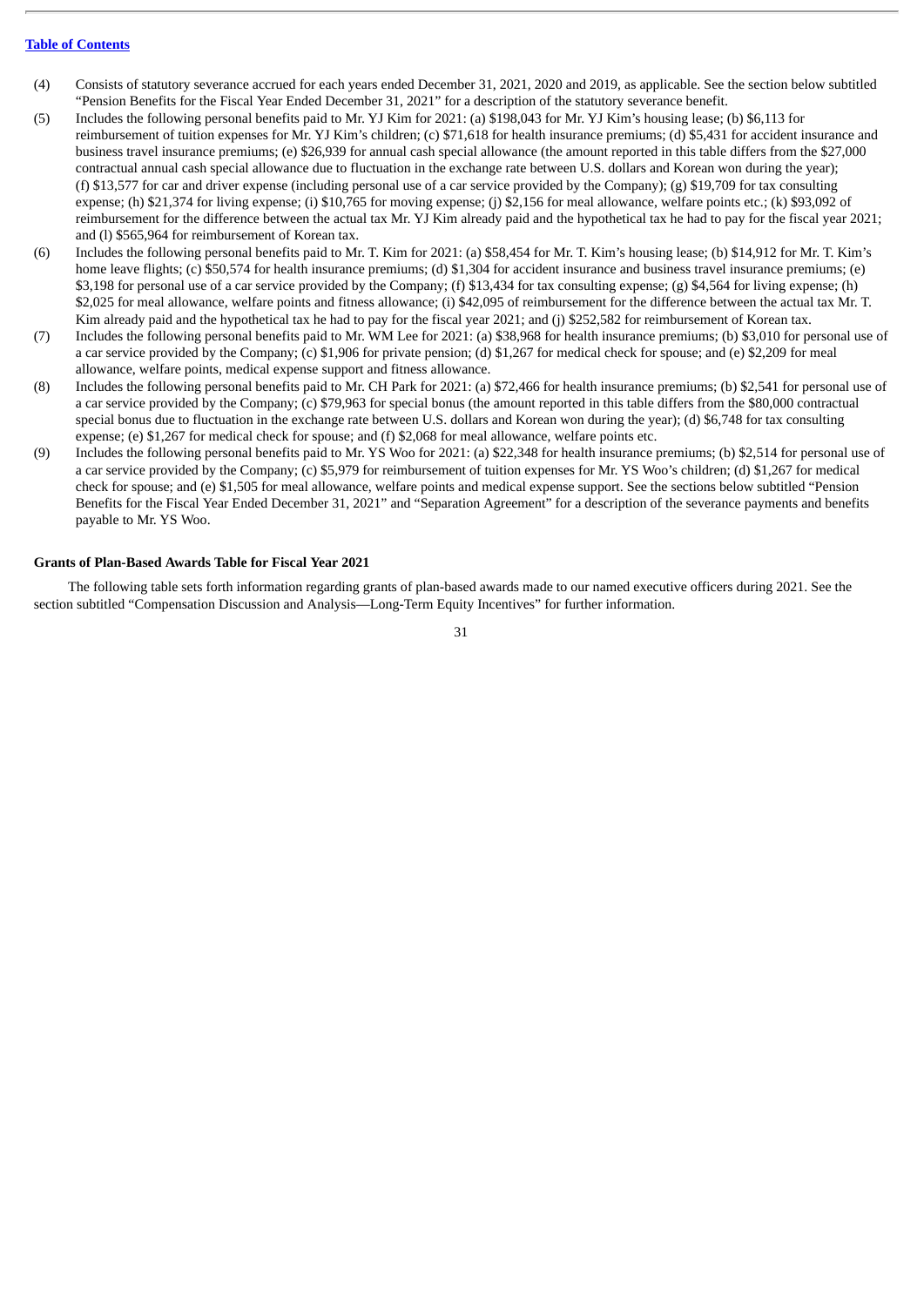(4) Consists of statutory severance accrued for each years ended December 31, 2021, 2020 and 2019, as applicable. See the section below subtitled "Pension Benefits for the Fiscal Year Ended December 31, 2021" for a description of the statutory severance benefit.

(5) Includes the following personal benefits paid to Mr. YJ Kim for 2021: (a) $198,043 for Mr. YJ Kim's housing lease; (b) $6,113 for reimbursement of tuition expenses for Mr. YJ Kim's children; (c) $71,618 for health insurance premiums; (d) $5,431 for accident insurance and business travel insurance premiums; (e) $26,939 for annual cash special allowance (the amount reported in this table differs from the $27,000 contractual annual cash special allowance due to fluctuation in the exchange rate between U.S. dollars and Korean won during the year); (f) $13,577 for car and driver expense (including personal use of a car service provided by the Company); (g) $19,709 for tax consulting expense; (h) $21,374 for living expense; (i) $10,765 for moving expense; (j) $2,156 for meal allowance, welfare points etc.; (k) $93,092 of reimbursement for the difference between the actual tax Mr. YJ Kim already paid and the hypothetical tax he had to pay for the fiscal year 2021; and (l) $565,964 for reimbursement of Korean tax.

(6) Includes the following personal benefits paid to Mr. T. Kim for 2021: (a) $58,454 for Mr. T. Kim's housing lease; (b) $14,912 for Mr. T. Kim's home leave flights; (c) $50,574 for health insurance premiums; (d) $1,304 for accident insurance and business travel insurance premiums; (e) $3,198 for personal use of a car service provided by the Company; (f) $13,434 for tax consulting expense; (g) $4,564 for living expense; (h) $2,025 for meal allowance, welfare points and fitness allowance; (i) $42,095 of reimbursement for the difference between the actual tax Mr. T. Kim already paid and the hypothetical tax he had to pay for the fiscal year 2021; and (j) $252,582 for reimbursement of Korean tax.

(7) Includes the following personal benefits paid to Mr. WM Lee for 2021: (a) $38,968 for health insurance premiums; (b) $3,010 for personal use of a car service provided by the Company; (c) $1,906 for private pension; (d) $1,267 for medical check for spouse; and (e) $2,209 for meal allowance, welfare points, medical expense support and fitness allowance.

(8) Includes the following personal benefits paid to Mr. CH Park for 2021: (a) $72,466 for health insurance premiums; (b) $2,541 for personal use of a car service provided by the Company; (c) $79,963 for special bonus (the amount reported in this table differs from the $80,000 contractual special bonus due to fluctuation in the exchange rate between U.S. dollars and Korean won during the year); (d) $6,748 for tax consulting expense; (e) $1,267 for medical check for spouse; and (f) $2,068 for meal allowance, welfare points etc.

(9) Includes the following personal benefits paid to Mr. YS Woo for 2021: (a) $22,348 for health insurance premiums; (b) $2,514 for personal use of a car service provided by the Company; (c) $5,979 for reimbursement of tuition expenses for Mr. YS Woo's children; (d) $1,267 for medical check for spouse; and (e) $1,505 for meal allowance, welfare points and medical expense support. See the sections below subtitled "Pension Benefits for the Fiscal Year Ended December 31, 2021" and "Separation Agreement" for a description of the severance payments and benefits payable to Mr. YS Woo.

**Grants of Plan-Based Awards Table for Fiscal Year 2021**

The following table sets forth information regarding grants of plan-based awards made to our named executive officers during 2021. See the section subtitled "Compensation Discussion and Analysis—Long-Term Equity Incentives" for further information.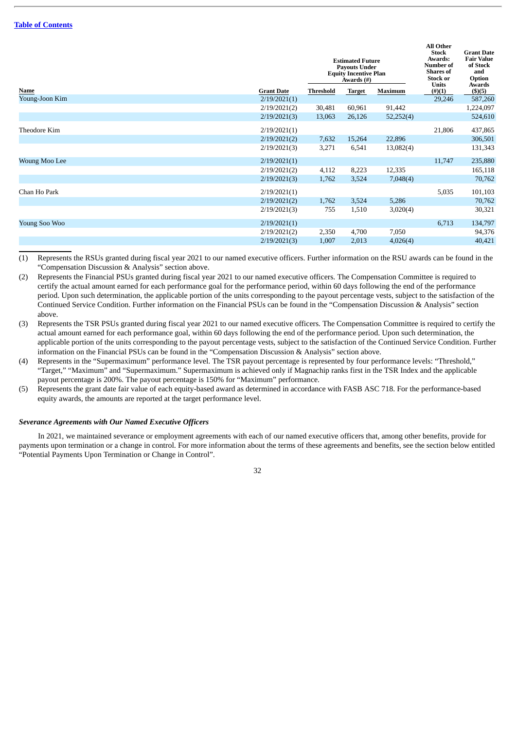| Name | Grant Date | Estimated Future Payouts Under Equity Incentive Plan Awards (#) | | | All Other Stock Awards: Number of Shares of Stock or Units (#)(1) | Grant Date Fair Value of Stock and Option Awards ($)(5) |
|---|---|---|---|---|---|---|
| | | Threshold | Target | Maximum | | |
| Young-Joon Kim | 2/19/2021(1) | | | | 29,246 | 587,260 |
| | 2/19/2021(2) | 30,481 | 60,961 | 91,442 | | 1,224,097 |
| | 2/19/2021(3) | 13,063 | 26,126 | 52,252(4) | | 524,610 |
| Theodore Kim | 2/19/2021(1) | | | | 21,806 | 437,865 |
| | 2/19/2021(2) | 7,632 | 15,264 | 22,896 | | 306,501 |
| | 2/19/2021(3) | 3,271 | 6,541 | 13,082(4) | | 131,343 |
| Woung Moo Lee | 2/19/2021(1) | | | | 11,747 | 235,880 |
| | 2/19/2021(2) | 4,112 | 8,223 | 12,335 | | 165,118 |
| | 2/19/2021(3) | 1,762 | 3,524 | 7,048(4) | | 70,762 |
| Chan Ho Park | 2/19/2021(1) | | | | 5,035 | 101,103 |
| | 2/19/2021(2) | 1,762 | 3,524 | 5,286 | | 70,762 |
| | 2/19/2021(3) | 755 | 1,510 | 3,020(4) | | 30,321 |
| Young Soo Woo | 2/19/2021(1) | | | | 6,713 | 134,797 |
| | 2/19/2021(2) | 2,350 | 4,700 | 7,050 | | 94,376 |
| | 2/19/2021(3) | 1,007 | 2,013 | 4,026(4) | | 40,421 |

(1) Represents the RSUs granted during fiscal year 2021 to our named executive officers. Further information on the RSU awards can be found in the "Compensation Discussion & Analysis" section above.

(2) Represents the Financial PSUs granted during fiscal year 2021 to our named executive officers. The Compensation Committee is required to certify the actual amount earned for each performance goal for the performance period, within 60 days following the end of the performance period. Upon such determination, the applicable portion of the units corresponding to the payout percentage vests, subject to the satisfaction of the Continued Service Condition. Further information on the Financial PSUs can be found in the "Compensation Discussion & Analysis" section above.

(3) Represents the TSR PSUs granted during fiscal year 2021 to our named executive officers. The Compensation Committee is required to certify the actual amount earned for each performance goal, within 60 days following the end of the performance period. Upon such determination, the applicable portion of the units corresponding to the payout percentage vests, subject to the satisfaction of the Continued Service Condition. Further information on the Financial PSUs can be found in the "Compensation Discussion & Analysis" section above.

(4) Represents in the "Supermaximum" performance level. The TSR payout percentage is represented by four performance levels: "Threshold," "Target," "Maximum" and "Supermaximum." Supermaximum is achieved only if Magnachip ranks first in the TSR Index and the applicable payout percentage is 200%. The payout percentage is 150% for "Maximum" performance.

(5) Represents the grant date fair value of each equity-based award as determined in accordance with FASB ASC 718. For the performance-based equity awards, the amounts are reported at the target performance level.

***Severance Agreements with Our Named Executive Officers***

In 2021, we maintained severance or employment agreements with each of our named executive officers that, among other benefits, provide for payments upon termination or a change in control. For more information about the terms of these agreements and benefits, see the section below entitled "Potential Payments Upon Termination or Change in Control".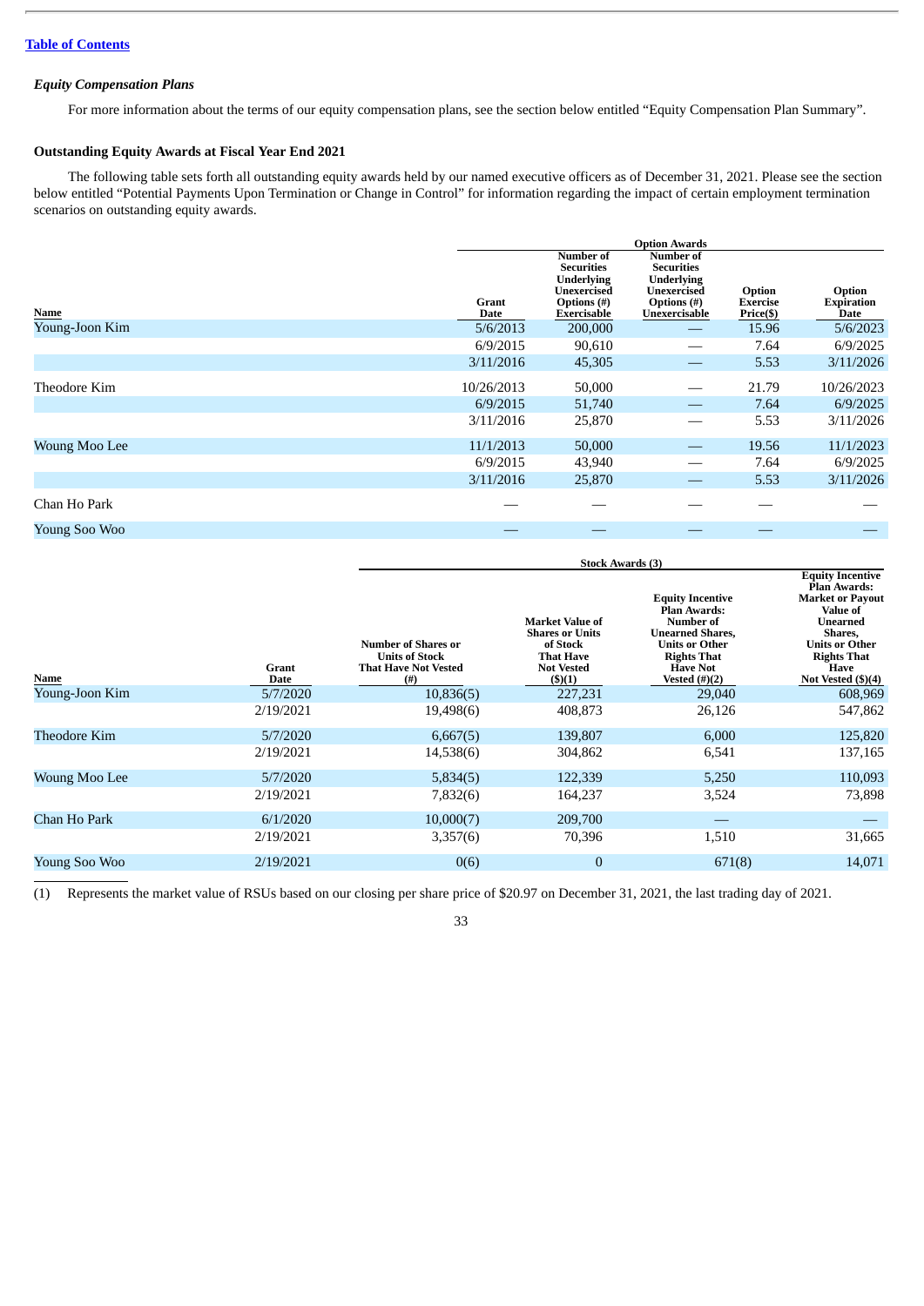[Table of Contents](#)

*Equity Compensation Plans*

For more information about the terms of our equity compensation plans, see the section below entitled "Equity Compensation Plan Summary".

**Outstanding Equity Awards at Fiscal Year End 2021**

The following table sets forth all outstanding equity awards held by our named executive officers as of December 31, 2021. Please see the section below entitled "Potential Payments Upon Termination or Change in Control" for information regarding the impact of certain employment termination scenarios on outstanding equity awards.

| | Option Awards | | | | |
|---|---|---|---|---|---|
| Name | Grant Date | Number of Securities Underlying Unexercised Options (#) Exercisable | Number of Securities Underlying Unexercised Options (#) Unexercisable | Option Exercise Price($) | Option Expiration Date |
| Young-Joon Kim | 5/6/2013 | 200,000 | — | 15.96 | 5/6/2023 |
| | 6/9/2015 | 90,610 | — | 7.64 | 6/9/2025 |
| | 3/11/2016 | 45,305 | — | 5.53 | 3/11/2026 |
| Theodore Kim | 10/26/2013 | 50,000 | — | 21.79 | 10/26/2023 |
| | 6/9/2015 | 51,740 | — | 7.64 | 6/9/2025 |
| | 3/11/2016 | 25,870 | — | 5.53 | 3/11/2026 |
| Woung Moo Lee | 11/1/2013 | 50,000 | — | 19.56 | 11/1/2023 |
| | 6/9/2015 | 43,940 | — | 7.64 | 6/9/2025 |
| | 3/11/2016 | 25,870 | — | 5.53 | 3/11/2026 |
| Chan Ho Park | — | — | — | — | — |
| Young Soo Woo | — | — | — | — | — |

| | | Stock Awards (3) | | | |
|---|---|---|---|---|---|
| Name | Grant Date | Number of Shares or Units of Stock That Have Not Vested (#) | Market Value of Shares or Units of Stock That Have Not Vested ($)(1) | Equity Incentive Plan Awards: Number of Unearned Shares, Units or Other Rights That Have Not Vested (#)(2) | Equity Incentive Plan Awards: Market or Payout Value of Unearned Shares, Units or Other Rights That Have Not Vested ($)(4) |
| Young-Joon Kim | 5/7/2020 | 10,836(5) | 227,231 | 29,040 | 608,969 |
| | 2/19/2021 | 19,498(6) | 408,873 | 26,126 | 547,862 |
| Theodore Kim | 5/7/2020 | 6,667(5) | 139,807 | 6,000 | 125,820 |
| | 2/19/2021 | 14,538(6) | 304,862 | 6,541 | 137,165 |
| Woung Moo Lee | 5/7/2020 | 5,834(5) | 122,339 | 5,250 | 110,093 |
| | 2/19/2021 | 7,832(6) | 164,237 | 3,524 | 73,898 |
| Chan Ho Park | 6/1/2020 | 10,000(7) | 209,700 | — | — |
| | 2/19/2021 | 3,357(6) | 70,396 | 1,510 | 31,665 |
| Young Soo Woo | 2/19/2021 | 0(6) | 0 | 671(8) | 14,071 |

(1) Represents the market value of RSUs based on our closing per share price of $20.97 on December 31, 2021, the last trading day of 2021.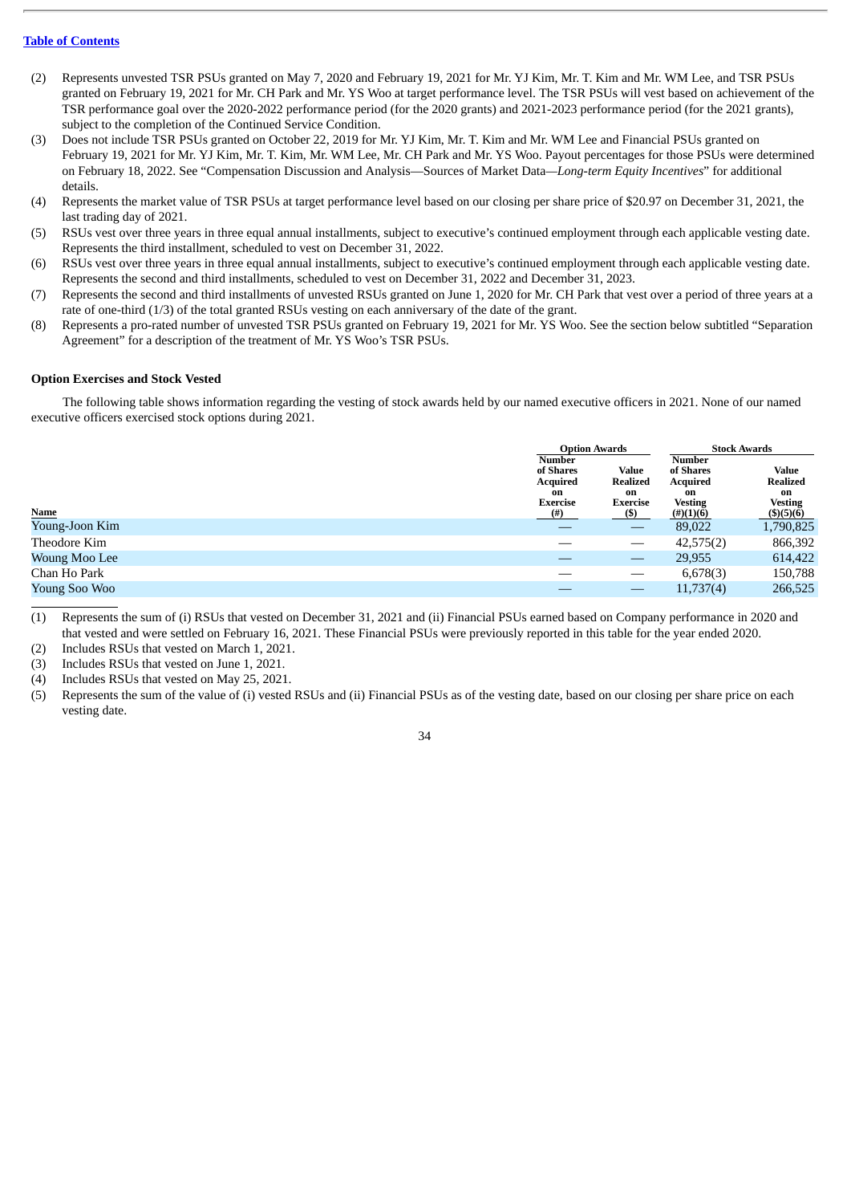(2) Represents unvested TSR PSUs granted on May 7, 2020 and February 19, 2021 for Mr. YJ Kim, Mr. T. Kim and Mr. WM Lee, and TSR PSUs granted on February 19, 2021 for Mr. CH Park and Mr. YS Woo at target performance level. The TSR PSUs will vest based on achievement of the TSR performance goal over the 2020-2022 performance period (for the 2020 grants) and 2021-2023 performance period (for the 2021 grants), subject to the completion of the Continued Service Condition.

(3) Does not include TSR PSUs granted on October 22, 2019 for Mr. YJ Kim, Mr. T. Kim and Mr. WM Lee and Financial PSUs granted on February 19, 2021 for Mr. YJ Kim, Mr. T. Kim, Mr. WM Lee, Mr. CH Park and Mr. YS Woo. Payout percentages for those PSUs were determined on February 18, 2022. See "Compensation Discussion and Analysis—Sources of Market Data—*Long-term Equity Incentives*" for additional details.

(4) Represents the market value of TSR PSUs at target performance level based on our closing per share price of $20.97 on December 31, 2021, the last trading day of 2021.

(5) RSUs vest over three years in three equal annual installments, subject to executive's continued employment through each applicable vesting date. Represents the third installment, scheduled to vest on December 31, 2022.

(6) RSUs vest over three years in three equal annual installments, subject to executive's continued employment through each applicable vesting date. Represents the second and third installments, scheduled to vest on December 31, 2022 and December 31, 2023.

(7) Represents the second and third installments of unvested RSUs granted on June 1, 2020 for Mr. CH Park that vest over a period of three years at a rate of one-third (1/3) of the total granted RSUs vesting on each anniversary of the date of the grant.

(8) Represents a pro-rated number of unvested TSR PSUs granted on February 19, 2021 for Mr. YS Woo. See the section below subtitled "Separation Agreement" for a description of the treatment of Mr. YS Woo's TSR PSUs.

**Option Exercises and Stock Vested**

The following table shows information regarding the vesting of stock awards held by our named executive officers in 2021. None of our named executive officers exercised stock options during 2021.

| | Option Awards | | Stock Awards | |
|---|---|---|---|---|
| Name | Number of Shares Acquired on Exercise (#) | Value Realized on Exercise ($) | Number of Shares Acquired on Vesting (#)(1)(6) | Value Realized on Vesting ($)(5)(6) |
| Young-Joon Kim | — | — | 89,022 | 1,790,825 |
| Theodore Kim | — | — | 42,575(2) | 866,392 |
| Woung Moo Lee | — | — | 29,955 | 614,422 |
| Chan Ho Park | — | — | 6,678(3) | 150,788 |
| Young Soo Woo | — | — | 11,737(4) | 266,525 |

(1) Represents the sum of (i) RSUs that vested on December 31, 2021 and (ii) Financial PSUs earned based on Company performance in 2020 and that vested and were settled on February 16, 2021. These Financial PSUs were previously reported in this table for the year ended 2020.

(2) Includes RSUs that vested on March 1, 2021.

(3) Includes RSUs that vested on June 1, 2021.

(4) Includes RSUs that vested on May 25, 2021.

(5) Represents the sum of the value of (i) vested RSUs and (ii) Financial PSUs as of the vesting date, based on our closing per share price on each vesting date.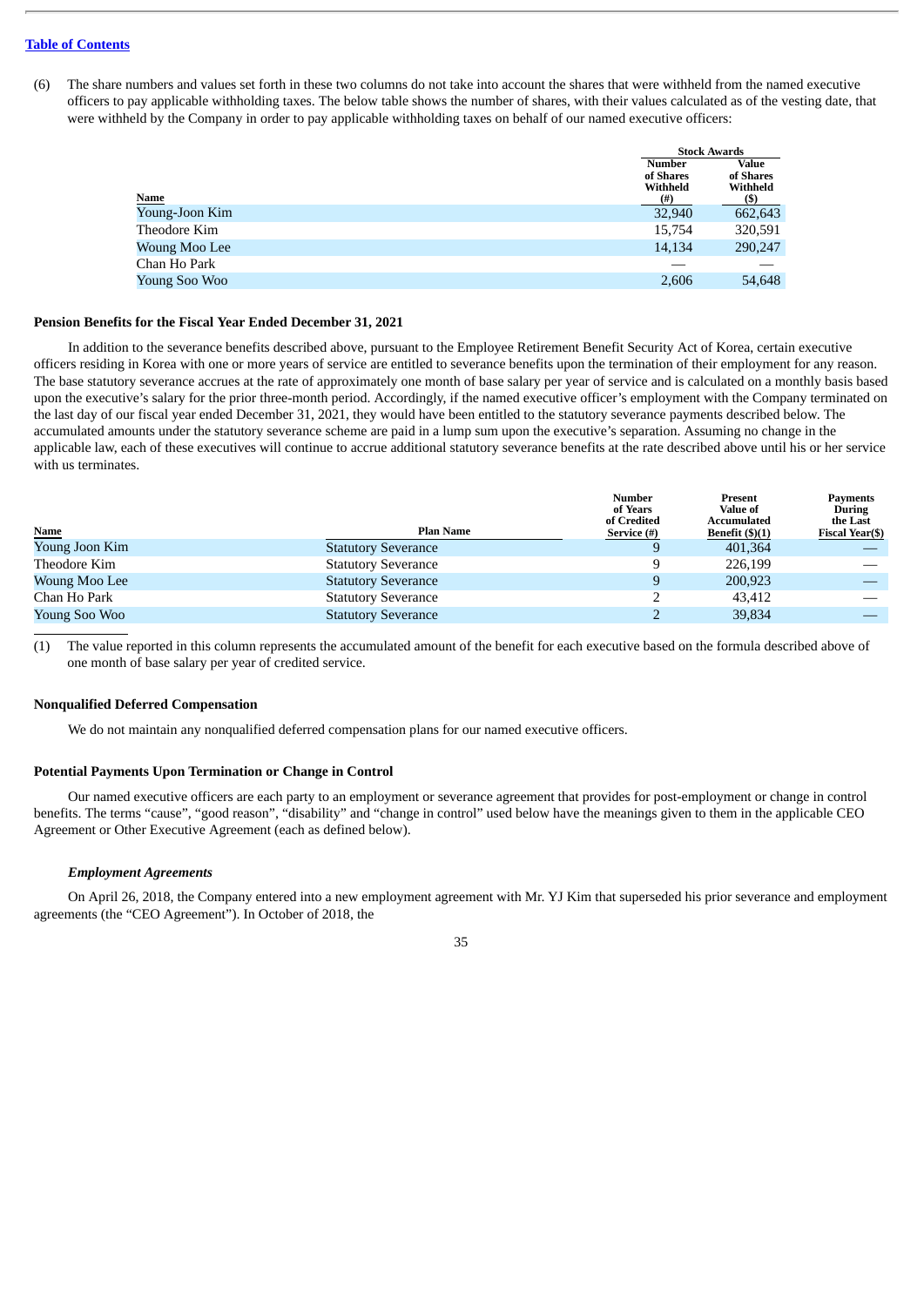Table of Contents

(6) The share numbers and values set forth in these two columns do not take into account the shares that were withheld from the named executive officers to pay applicable withholding taxes. The below table shows the number of shares, with their values calculated as of the vesting date, that were withheld by the Company in order to pay applicable withholding taxes on behalf of our named executive officers:

| | Stock Awards | |
|---|---|---|
| Name | Number of Shares Withheld (#) | Value of Shares Withheld ($) |
| Young-Joon Kim | 32,940 | 662,643 |
| Theodore Kim | 15,754 | 320,591 |
| Woung Moo Lee | 14,134 | 290,247 |
| Chan Ho Park | — | — |
| Young Soo Woo | 2,606 | 54,648 |

**Pension Benefits for the Fiscal Year Ended December 31, 2021**

In addition to the severance benefits described above, pursuant to the Employee Retirement Benefit Security Act of Korea, certain executive officers residing in Korea with one or more years of service are entitled to severance benefits upon the termination of their employment for any reason. The base statutory severance accrues at the rate of approximately one month of base salary per year of service and is calculated on a monthly basis based upon the executive's salary for the prior three-month period. Accordingly, if the named executive officer's employment with the Company terminated on the last day of our fiscal year ended December 31, 2021, they would have been entitled to the statutory severance payments described below. The accumulated amounts under the statutory severance scheme are paid in a lump sum upon the executive's separation. Assuming no change in the applicable law, each of these executives will continue to accrue additional statutory severance benefits at the rate described above until his or her service with us terminates.

| Name | Plan Name | Number of Years of Credited Service (#) | Present Value of Accumulated Benefit ($)(1) | Payments During the Last Fiscal Year($) |
|---|---|---|---|---|
| Young Joon Kim | Statutory Severance | 9 | 401,364 | — |
| Theodore Kim | Statutory Severance | 9 | 226,199 | — |
| Woung Moo Lee | Statutory Severance | 9 | 200,923 | — |
| Chan Ho Park | Statutory Severance | 2 | 43,412 | — |
| Young Soo Woo | Statutory Severance | 2 | 39,834 | — |

(1) The value reported in this column represents the accumulated amount of the benefit for each executive based on the formula described above of one month of base salary per year of credited service.

**Nonqualified Deferred Compensation**

We do not maintain any nonqualified deferred compensation plans for our named executive officers.

**Potential Payments Upon Termination or Change in Control**

Our named executive officers are each party to an employment or severance agreement that provides for post-employment or change in control benefits. The terms "cause", "good reason", "disability" and "change in control" used below have the meanings given to them in the applicable CEO Agreement or Other Executive Agreement (each as defined below).

***Employment Agreements***

On April 26, 2018, the Company entered into a new employment agreement with Mr. YJ Kim that superseded his prior severance and employment agreements (the "CEO Agreement"). In October of 2018, the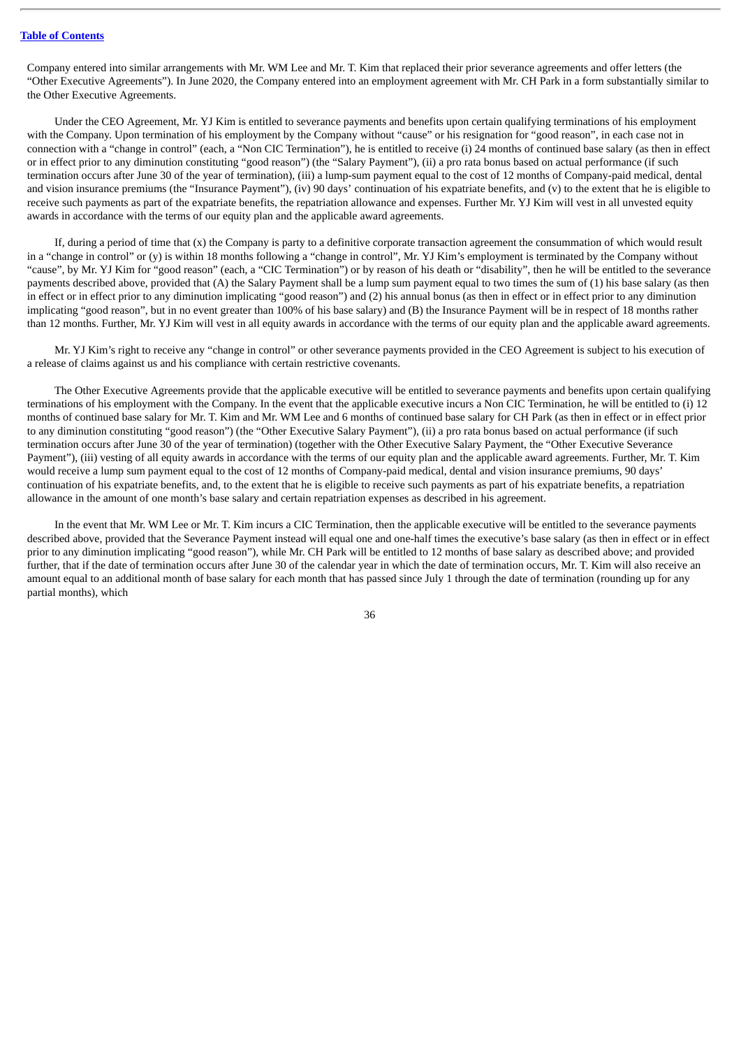Company entered into similar arrangements with Mr. WM Lee and Mr. T. Kim that replaced their prior severance agreements and offer letters (the "Other Executive Agreements"). In June 2020, the Company entered into an employment agreement with Mr. CH Park in a form substantially similar to the Other Executive Agreements.

Under the CEO Agreement, Mr. YJ Kim is entitled to severance payments and benefits upon certain qualifying terminations of his employment with the Company. Upon termination of his employment by the Company without "cause" or his resignation for "good reason", in each case not in connection with a "change in control" (each, a "Non CIC Termination"), he is entitled to receive (i) 24 months of continued base salary (as then in effect or in effect prior to any diminution constituting "good reason") (the "Salary Payment"), (ii) a pro rata bonus based on actual performance (if such termination occurs after June 30 of the year of termination), (iii) a lump-sum payment equal to the cost of 12 months of Company-paid medical, dental and vision insurance premiums (the "Insurance Payment"), (iv) 90 days' continuation of his expatriate benefits, and (v) to the extent that he is eligible to receive such payments as part of the expatriate benefits, the repatriation allowance and expenses. Further Mr. YJ Kim will vest in all unvested equity awards in accordance with the terms of our equity plan and the applicable award agreements.

If, during a period of time that (x) the Company is party to a definitive corporate transaction agreement the consummation of which would result in a "change in control" or (y) is within 18 months following a "change in control", Mr. YJ Kim's employment is terminated by the Company without "cause", by Mr. YJ Kim for "good reason" (each, a "CIC Termination") or by reason of his death or "disability", then he will be entitled to the severance payments described above, provided that (A) the Salary Payment shall be a lump sum payment equal to two times the sum of (1) his base salary (as then in effect or in effect prior to any diminution implicating "good reason") and (2) his annual bonus (as then in effect or in effect prior to any diminution implicating "good reason", but in no event greater than 100% of his base salary) and (B) the Insurance Payment will be in respect of 18 months rather than 12 months. Further, Mr. YJ Kim will vest in all equity awards in accordance with the terms of our equity plan and the applicable award agreements.

Mr. YJ Kim's right to receive any "change in control" or other severance payments provided in the CEO Agreement is subject to his execution of a release of claims against us and his compliance with certain restrictive covenants.

The Other Executive Agreements provide that the applicable executive will be entitled to severance payments and benefits upon certain qualifying terminations of his employment with the Company. In the event that the applicable executive incurs a Non CIC Termination, he will be entitled to (i) 12 months of continued base salary for Mr. T. Kim and Mr. WM Lee and 6 months of continued base salary for CH Park (as then in effect or in effect prior to any diminution constituting "good reason") (the "Other Executive Salary Payment"), (ii) a pro rata bonus based on actual performance (if such termination occurs after June 30 of the year of termination) (together with the Other Executive Salary Payment, the "Other Executive Severance Payment"), (iii) vesting of all equity awards in accordance with the terms of our equity plan and the applicable award agreements. Further, Mr. T. Kim would receive a lump sum payment equal to the cost of 12 months of Company-paid medical, dental and vision insurance premiums, 90 days' continuation of his expatriate benefits, and, to the extent that he is eligible to receive such payments as part of his expatriate benefits, a repatriation allowance in the amount of one month's base salary and certain repatriation expenses as described in his agreement.

In the event that Mr. WM Lee or Mr. T. Kim incurs a CIC Termination, then the applicable executive will be entitled to the severance payments described above, provided that the Severance Payment instead will equal one and one-half times the executive's base salary (as then in effect or in effect prior to any diminution implicating "good reason"), while Mr. CH Park will be entitled to 12 months of base salary as described above; and provided further, that if the date of termination occurs after June 30 of the calendar year in which the date of termination occurs, Mr. T. Kim will also receive an amount equal to an additional month of base salary for each month that has passed since July 1 through the date of termination (rounding up for any partial months), which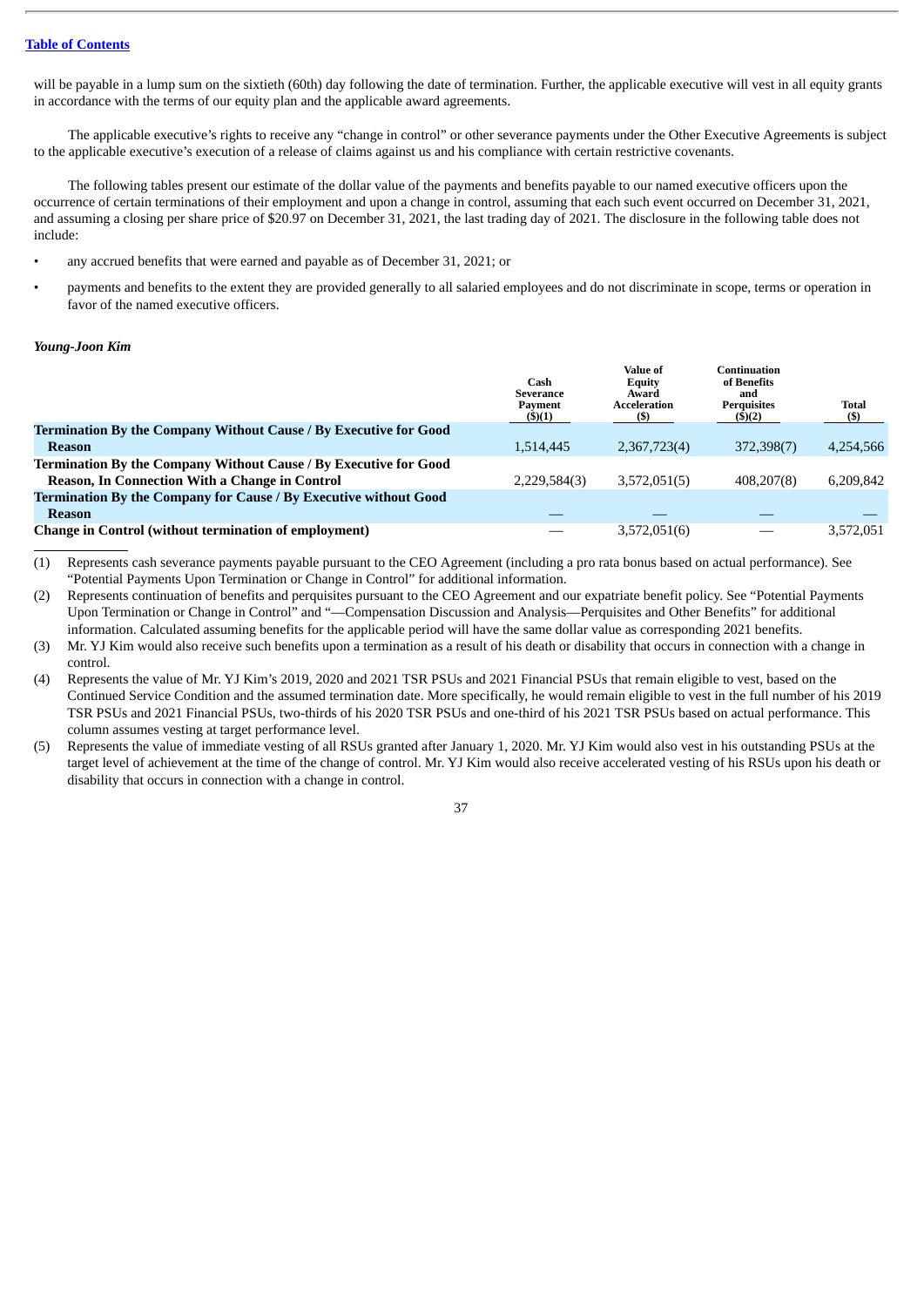will be payable in a lump sum on the sixtieth (60th) day following the date of termination. Further, the applicable executive will vest in all equity grants in accordance with the terms of our equity plan and the applicable award agreements.

The applicable executive's rights to receive any "change in control" or other severance payments under the Other Executive Agreements is subject to the applicable executive's execution of a release of claims against us and his compliance with certain restrictive covenants.

The following tables present our estimate of the dollar value of the payments and benefits payable to our named executive officers upon the occurrence of certain terminations of their employment and upon a change in control, assuming that each such event occurred on December 31, 2021, and assuming a closing per share price of $20.97 on December 31, 2021, the last trading day of 2021. The disclosure in the following table does not include:

- any accrued benefits that were earned and payable as of December 31, 2021; or
- payments and benefits to the extent they are provided generally to all salaried employees and do not discriminate in scope, terms or operation in favor of the named executive officers.

***Young-Joon Kim***

| | Cash Severance Payment ($)(1) | Value of Equity Award Acceleration ($) | Continuation of Benefits and Perquisites ($)(2) | Total ($) |
|---|---|---|---|---|
| **Termination By the Company Without Cause / By Executive for Good Reason** | 1,514,445 | 2,367,723(4) | 372,398(7) | 4,254,566 |
| **Termination By the Company Without Cause / By Executive for Good Reason, In Connection With a Change in Control** | 2,229,584(3) | 3,572,051(5) | 408,207(8) | 6,209,842 |
| **Termination By the Company for Cause / By Executive without Good Reason** | — | — | — | — |
| **Change in Control (without termination of employment)** | — | 3,572,051(6) | — | 3,572,051 |

(1) Represents cash severance payments payable pursuant to the CEO Agreement (including a pro rata bonus based on actual performance). See "Potential Payments Upon Termination or Change in Control" for additional information.

(2) Represents continuation of benefits and perquisites pursuant to the CEO Agreement and our expatriate benefit policy. See "Potential Payments Upon Termination or Change in Control" and "—Compensation Discussion and Analysis—Perquisites and Other Benefits" for additional information. Calculated assuming benefits for the applicable period will have the same dollar value as corresponding 2021 benefits.

(3) Mr. YJ Kim would also receive such benefits upon a termination as a result of his death or disability that occurs in connection with a change in control.

(4) Represents the value of Mr. YJ Kim's 2019, 2020 and 2021 TSR PSUs and 2021 Financial PSUs that remain eligible to vest, based on the Continued Service Condition and the assumed termination date. More specifically, he would remain eligible to vest in the full number of his 2019 TSR PSUs and 2021 Financial PSUs, two-thirds of his 2020 TSR PSUs and one-third of his 2021 TSR PSUs based on actual performance. This column assumes vesting at target performance level.

(5) Represents the value of immediate vesting of all RSUs granted after January 1, 2020. Mr. YJ Kim would also vest in his outstanding PSUs at the target level of achievement at the time of the change of control. Mr. YJ Kim would also receive accelerated vesting of his RSUs upon his death or disability that occurs in connection with a change in control.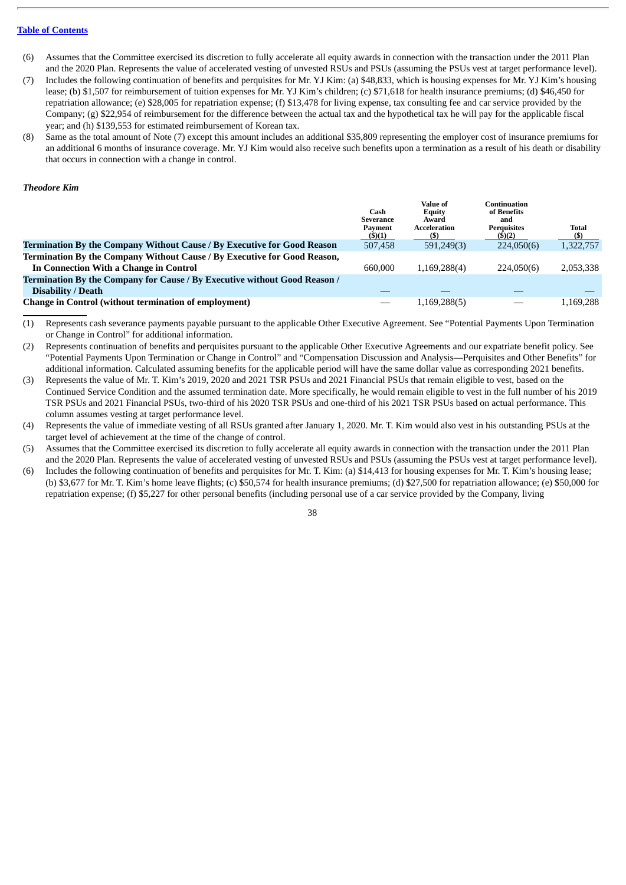[Table of Contents](#)

(6) Assumes that the Committee exercised its discretion to fully accelerate all equity awards in connection with the transaction under the 2011 Plan and the 2020 Plan. Represents the value of accelerated vesting of unvested RSUs and PSUs (assuming the PSUs vest at target performance level).

(7) Includes the following continuation of benefits and perquisites for Mr. YJ Kim: (a) $48,833, which is housing expenses for Mr. YJ Kim's housing lease; (b) $1,507 for reimbursement of tuition expenses for Mr. YJ Kim's children; (c) $71,618 for health insurance premiums; (d) $46,450 for repatriation allowance; (e) $28,005 for repatriation expense; (f) $13,478 for living expense, tax consulting fee and car service provided by the Company; (g) $22,954 of reimbursement for the difference between the actual tax and the hypothetical tax he will pay for the applicable fiscal year; and (h) $139,553 for estimated reimbursement of Korean tax.

(8) Same as the total amount of Note (7) except this amount includes an additional $35,809 representing the employer cost of insurance premiums for an additional 6 months of insurance coverage. Mr. YJ Kim would also receive such benefits upon a termination as a result of his death or disability that occurs in connection with a change in control.

***Theodore Kim***

| | Cash Severance Payment ($)(1) | Value of Equity Award Acceleration ($) | Continuation of Benefits and Perquisites ($)(2) | Total ($) |
|---|---|---|---|---|
| **Termination By the Company Without Cause / By Executive for Good Reason** | 507,458 | 591,249(3) | 224,050(6) | 1,322,757 |
| **Termination By the Company Without Cause / By Executive for Good Reason, In Connection With a Change in Control** | 660,000 | 1,169,288(4) | 224,050(6) | 2,053,338 |
| **Termination By the Company for Cause / By Executive without Good Reason / Disability / Death** | — | — | — | — |
| **Change in Control (without termination of employment)** | — | 1,169,288(5) | — | 1,169,288 |

(1) Represents cash severance payments payable pursuant to the applicable Other Executive Agreement. See "Potential Payments Upon Termination or Change in Control" for additional information.

(2) Represents continuation of benefits and perquisites pursuant to the applicable Other Executive Agreements and our expatriate benefit policy. See "Potential Payments Upon Termination or Change in Control" and "Compensation Discussion and Analysis—Perquisites and Other Benefits" for additional information. Calculated assuming benefits for the applicable period will have the same dollar value as corresponding 2021 benefits.

(3) Represents the value of Mr. T. Kim's 2019, 2020 and 2021 TSR PSUs and 2021 Financial PSUs that remain eligible to vest, based on the Continued Service Condition and the assumed termination date. More specifically, he would remain eligible to vest in the full number of his 2019 TSR PSUs and 2021 Financial PSUs, two-third of his 2020 TSR PSUs and one-third of his 2021 TSR PSUs based on actual performance. This column assumes vesting at target performance level.

(4) Represents the value of immediate vesting of all RSUs granted after January 1, 2020. Mr. T. Kim would also vest in his outstanding PSUs at the target level of achievement at the time of the change of control.

(5) Assumes that the Committee exercised its discretion to fully accelerate all equity awards in connection with the transaction under the 2011 Plan and the 2020 Plan. Represents the value of accelerated vesting of unvested RSUs and PSUs (assuming the PSUs vest at target performance level).

(6) Includes the following continuation of benefits and perquisites for Mr. T. Kim: (a) $14,413 for housing expenses for Mr. T. Kim's housing lease; (b) $3,677 for Mr. T. Kim's home leave flights; (c) $50,574 for health insurance premiums; (d) $27,500 for repatriation allowance; (e) $50,000 for repatriation expense; (f) $5,227 for other personal benefits (including personal use of a car service provided by the Company, living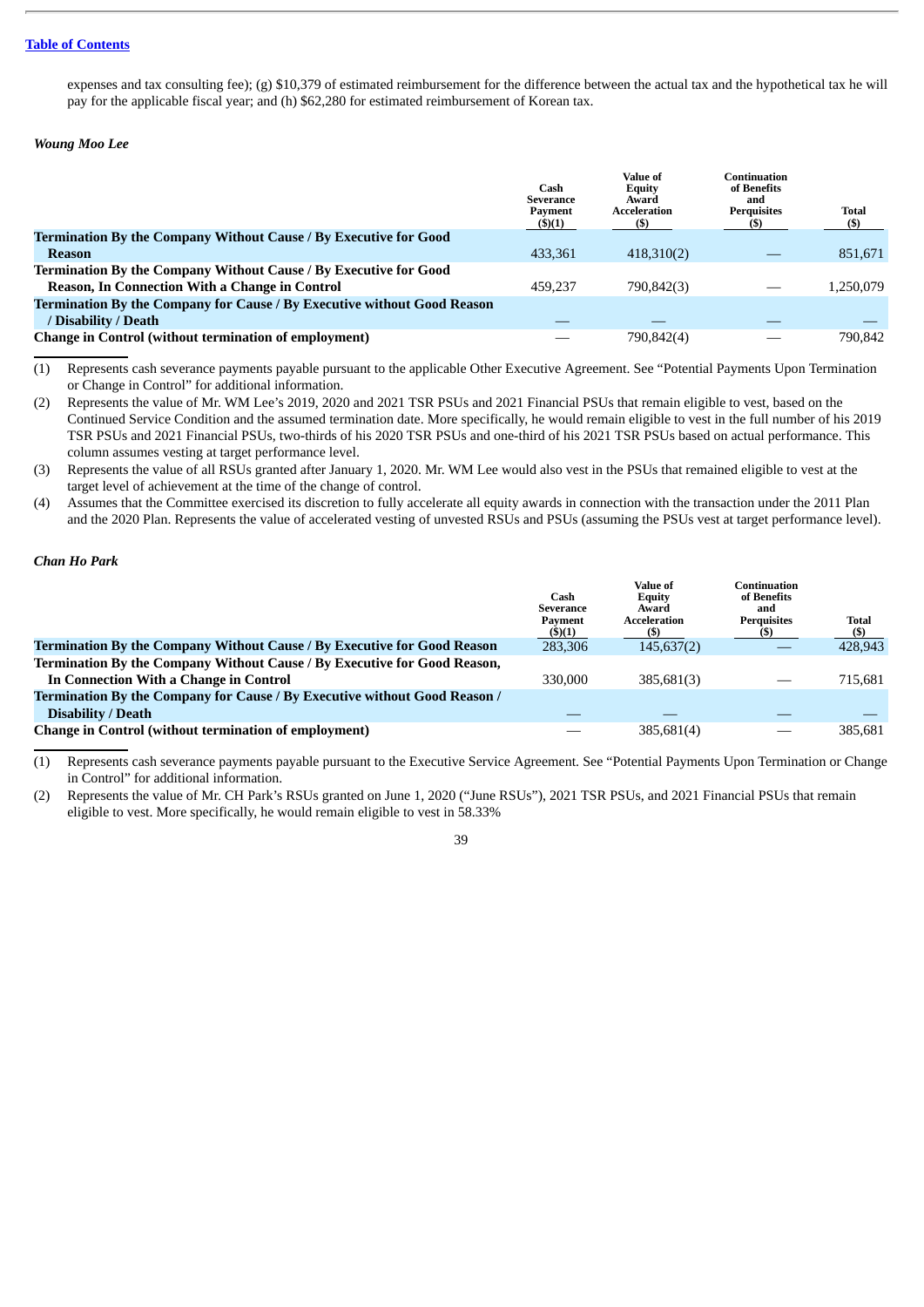expenses and tax consulting fee); (g) $10,379 of estimated reimbursement for the difference between the actual tax and the hypothetical tax he will pay for the applicable fiscal year; and (h) $62,280 for estimated reimbursement of Korean tax.

***Woung Moo Lee***

| | Cash Severance Payment ($)(1) | Value of Equity Award Acceleration ($) | Continuation of Benefits and Perquisites ($) | Total ($) |
|---|---|---|---|---|
| **Termination By the Company Without Cause / By Executive for Good Reason** | 433,361 | 418,310(2) | — | 851,671 |
| **Termination By the Company Without Cause / By Executive for Good Reason, In Connection With a Change in Control** | 459,237 | 790,842(3) | — | 1,250,079 |
| **Termination By the Company for Cause / By Executive without Good Reason / Disability / Death** | — | — | — | — |
| **Change in Control (without termination of employment)** | — | 790,842(4) | — | 790,842 |

(1) Represents cash severance payments payable pursuant to the applicable Other Executive Agreement. See "Potential Payments Upon Termination or Change in Control" for additional information.

(2) Represents the value of Mr. WM Lee's 2019, 2020 and 2021 TSR PSUs and 2021 Financial PSUs that remain eligible to vest, based on the Continued Service Condition and the assumed termination date. More specifically, he would remain eligible to vest in the full number of his 2019 TSR PSUs and 2021 Financial PSUs, two-thirds of his 2020 TSR PSUs and one-third of his 2021 TSR PSUs based on actual performance. This column assumes vesting at target performance level.

(3) Represents the value of all RSUs granted after January 1, 2020. Mr. WM Lee would also vest in the PSUs that remained eligible to vest at the target level of achievement at the time of the change of control.

(4) Assumes that the Committee exercised its discretion to fully accelerate all equity awards in connection with the transaction under the 2011 Plan and the 2020 Plan. Represents the value of accelerated vesting of unvested RSUs and PSUs (assuming the PSUs vest at target performance level).

***Chan Ho Park***

| | Cash Severance Payment ($)(1) | Value of Equity Award Acceleration ($) | Continuation of Benefits and Perquisites ($) | Total ($) |
|---|---|---|---|---|
| **Termination By the Company Without Cause / By Executive for Good Reason** | 283,306 | 145,637(2) | — | 428,943 |
| **Termination By the Company Without Cause / By Executive for Good Reason, In Connection With a Change in Control** | 330,000 | 385,681(3) | — | 715,681 |
| **Termination By the Company for Cause / By Executive without Good Reason / Disability / Death** | — | — | — | — |
| **Change in Control (without termination of employment)** | — | 385,681(4) | — | 385,681 |

(1) Represents cash severance payments payable pursuant to the Executive Service Agreement. See "Potential Payments Upon Termination or Change in Control" for additional information.

(2) Represents the value of Mr. CH Park's RSUs granted on June 1, 2020 ("June RSUs"), 2021 TSR PSUs, and 2021 Financial PSUs that remain eligible to vest. More specifically, he would remain eligible to vest in 58.33%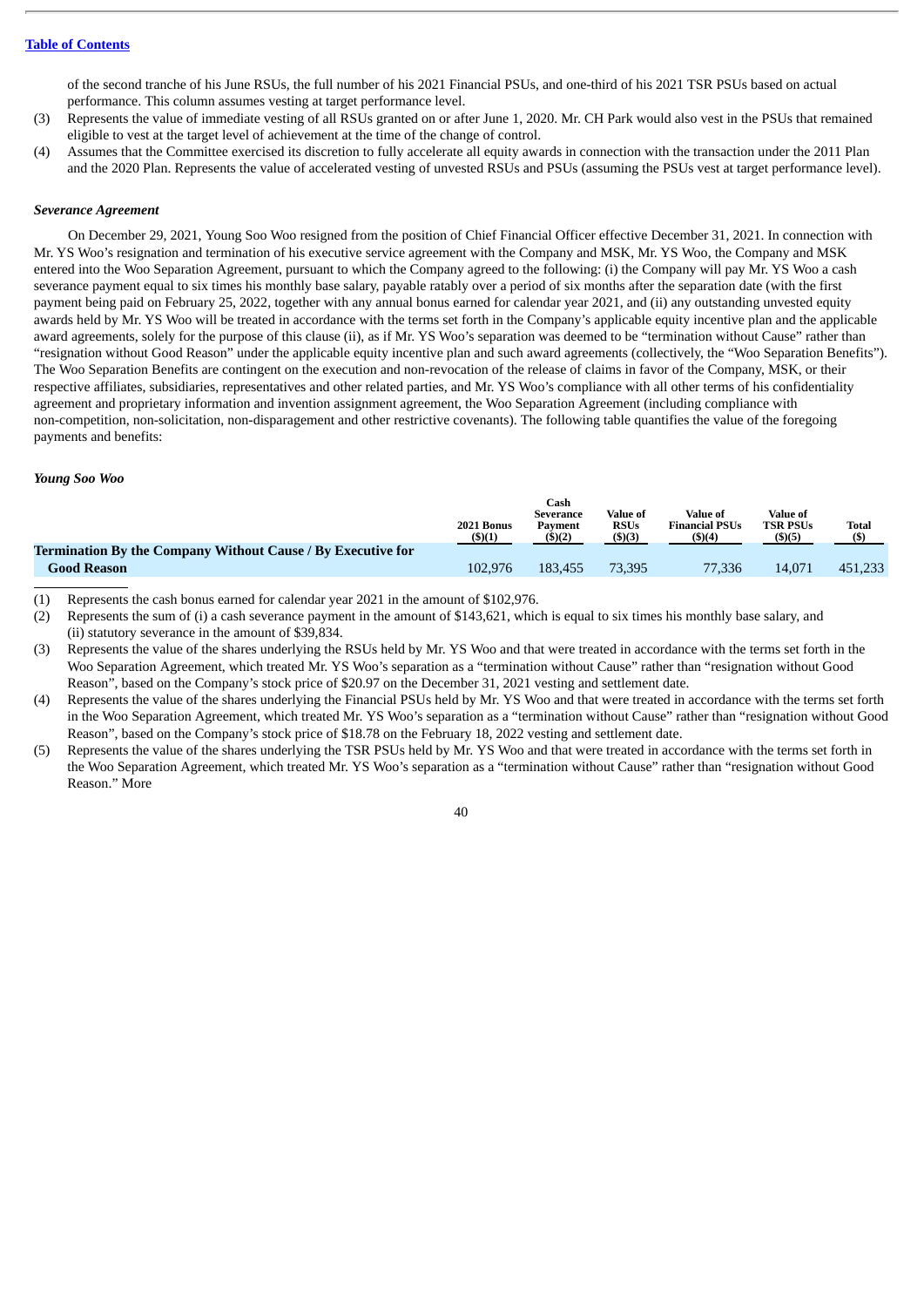of the second tranche of his June RSUs, the full number of his 2021 Financial PSUs, and one-third of his 2021 TSR PSUs based on actual performance. This column assumes vesting at target performance level.

(3) Represents the value of immediate vesting of all RSUs granted on or after June 1, 2020. Mr. CH Park would also vest in the PSUs that remained eligible to vest at the target level of achievement at the time of the change of control.

(4) Assumes that the Committee exercised its discretion to fully accelerate all equity awards in connection with the transaction under the 2011 Plan and the 2020 Plan. Represents the value of accelerated vesting of unvested RSUs and PSUs (assuming the PSUs vest at target performance level).

***Severance Agreement***

On December 29, 2021, Young Soo Woo resigned from the position of Chief Financial Officer effective December 31, 2021. In connection with Mr. YS Woo's resignation and termination of his executive service agreement with the Company and MSK, Mr. YS Woo, the Company and MSK entered into the Woo Separation Agreement, pursuant to which the Company agreed to the following: (i) the Company will pay Mr. YS Woo a cash severance payment equal to six times his monthly base salary, payable ratably over a period of six months after the separation date (with the first payment being paid on February 25, 2022, together with any annual bonus earned for calendar year 2021, and (ii) any outstanding unvested equity awards held by Mr. YS Woo will be treated in accordance with the terms set forth in the Company's applicable equity incentive plan and the applicable award agreements, solely for the purpose of this clause (ii), as if Mr. YS Woo's separation was deemed to be "termination without Cause" rather than "resignation without Good Reason" under the applicable equity incentive plan and such award agreements (collectively, the "Woo Separation Benefits"). The Woo Separation Benefits are contingent on the execution and non-revocation of the release of claims in favor of the Company, MSK, or their respective affiliates, subsidiaries, representatives and other related parties, and Mr. YS Woo's compliance with all other terms of his confidentiality agreement and proprietary information and invention assignment agreement, the Woo Separation Agreement (including compliance with non-competition, non-solicitation, non-disparagement and other restrictive covenants). The following table quantifies the value of the foregoing payments and benefits:

***Young Soo Woo***

| | 2021 Bonus ($)(1) | Cash Severance Payment ($)(2) | Value of RSUs ($)(3) | Value of Financial PSUs ($)(4) | Value of TSR PSUs ($)(5) | Total ($) |
|---|---|---|---|---|---|---|
| **Termination By the Company Without Cause / By Executive for Good Reason** | 102,976 | 183,455 | 73,395 | 77,336 | 14,071 | 451,233 |

(1) Represents the cash bonus earned for calendar year 2021 in the amount of $102,976.

(2) Represents the sum of (i) a cash severance payment in the amount of $143,621, which is equal to six times his monthly base salary, and (ii) statutory severance in the amount of $39,834.

(3) Represents the value of the shares underlying the RSUs held by Mr. YS Woo and that were treated in accordance with the terms set forth in the Woo Separation Agreement, which treated Mr. YS Woo's separation as a "termination without Cause" rather than "resignation without Good Reason", based on the Company's stock price of $20.97 on the December 31, 2021 vesting and settlement date.

(4) Represents the value of the shares underlying the Financial PSUs held by Mr. YS Woo and that were treated in accordance with the terms set forth in the Woo Separation Agreement, which treated Mr. YS Woo's separation as a "termination without Cause" rather than "resignation without Good Reason", based on the Company's stock price of $18.78 on the February 18, 2022 vesting and settlement date.

(5) Represents the value of the shares underlying the TSR PSUs held by Mr. YS Woo and that were treated in accordance with the terms set forth in the Woo Separation Agreement, which treated Mr. YS Woo's separation as a "termination without Cause" rather than "resignation without Good Reason." More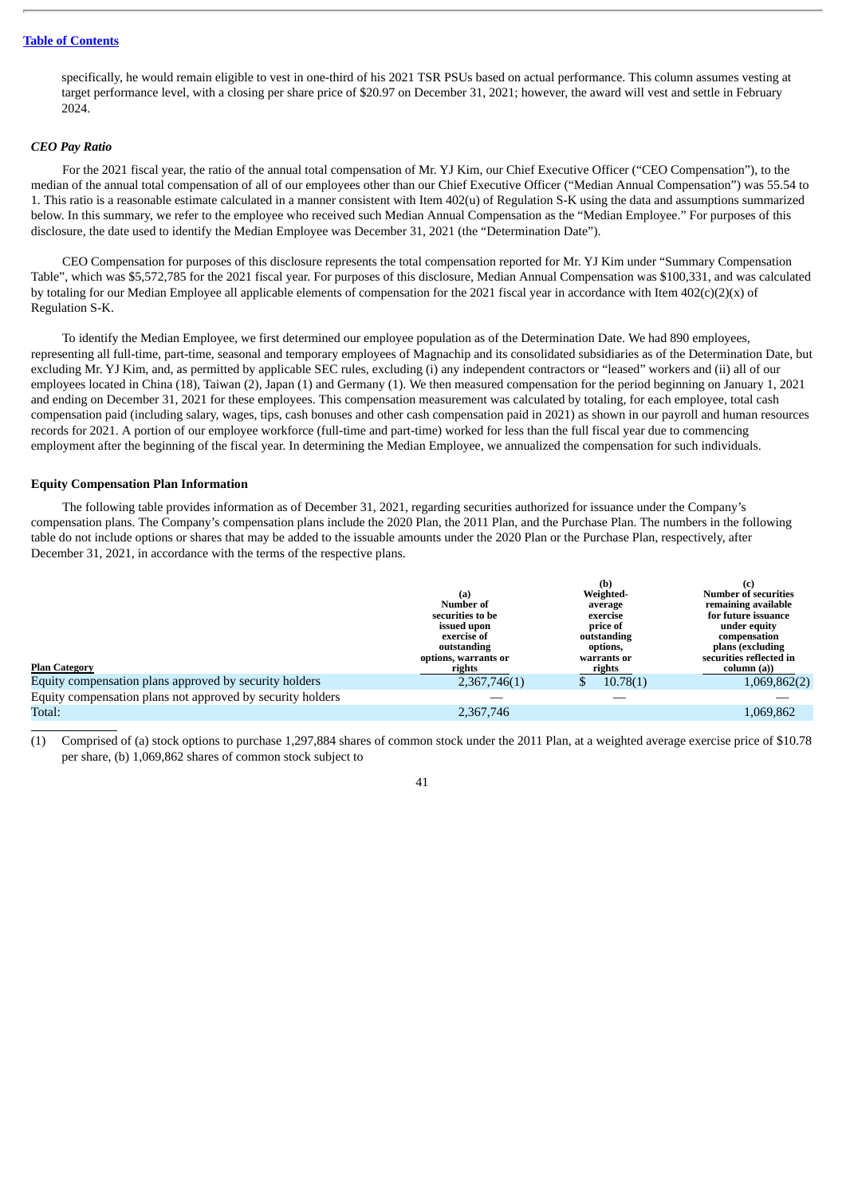specifically, he would remain eligible to vest in one-third of his 2021 TSR PSUs based on actual performance. This column assumes vesting at target performance level, with a closing per share price of $20.97 on December 31, 2021; however, the award will vest and settle in February 2024.

### *CEO Pay Ratio*

For the 2021 fiscal year, the ratio of the annual total compensation of Mr. YJ Kim, our Chief Executive Officer ("CEO Compensation"), to the median of the annual total compensation of all of our employees other than our Chief Executive Officer ("Median Annual Compensation") was 55.54 to 1. This ratio is a reasonable estimate calculated in a manner consistent with Item 402(u) of Regulation S-K using the data and assumptions summarized below. In this summary, we refer to the employee who received such Median Annual Compensation as the "Median Employee." For purposes of this disclosure, the date used to identify the Median Employee was December 31, 2021 (the "Determination Date").

CEO Compensation for purposes of this disclosure represents the total compensation reported for Mr. YJ Kim under "Summary Compensation Table", which was $5,572,785 for the 2021 fiscal year. For purposes of this disclosure, Median Annual Compensation was $100,331, and was calculated by totaling for our Median Employee all applicable elements of compensation for the 2021 fiscal year in accordance with Item 402(c)(2)(x) of Regulation S-K.

To identify the Median Employee, we first determined our employee population as of the Determination Date. We had 890 employees, representing all full-time, part-time, seasonal and temporary employees of Magnachip and its consolidated subsidiaries as of the Determination Date, but excluding Mr. YJ Kim, and, as permitted by applicable SEC rules, excluding (i) any independent contractors or "leased" workers and (ii) all of our employees located in China (18), Taiwan (2), Japan (1) and Germany (1). We then measured compensation for the period beginning on January 1, 2021 and ending on December 31, 2021 for these employees. This compensation measurement was calculated by totaling, for each employee, total cash compensation paid (including salary, wages, tips, cash bonuses and other cash compensation paid in 2021) as shown in our payroll and human resources records for 2021. A portion of our employee workforce (full-time and part-time) worked for less than the full fiscal year due to commencing employment after the beginning of the fiscal year. In determining the Median Employee, we annualized the compensation for such individuals.

### Equity Compensation Plan Information

The following table provides information as of December 31, 2021, regarding securities authorized for issuance under the Company's compensation plans. The Company's compensation plans include the 2020 Plan, the 2011 Plan, and the Purchase Plan. The numbers in the following table do not include options or shares that may be added to the issuable amounts under the 2020 Plan or the Purchase Plan, respectively, after December 31, 2021, in accordance with the terms of the respective plans.

| Plan Category | (a) Number of securities to be issued upon exercise of outstanding options, warrants or rights | (b) Weighted-average exercise price of outstanding options, warrants or rights | (c) Number of securities remaining available for future issuance under equity compensation plans (excluding securities reflected in column (a)) |
|---|---|---|---|
| Equity compensation plans approved by security holders | 2,367,746(1) | $ 10.78(1) | 1,069,862(2) |
| Equity compensation plans not approved by security holders | — | — | — |
| Total: | 2,367,746 | | 1,069,862 |

(1) Comprised of (a) stock options to purchase 1,297,884 shares of common stock under the 2011 Plan, at a weighted average exercise price of $10.78 per share, (b) 1,069,862 shares of common stock subject to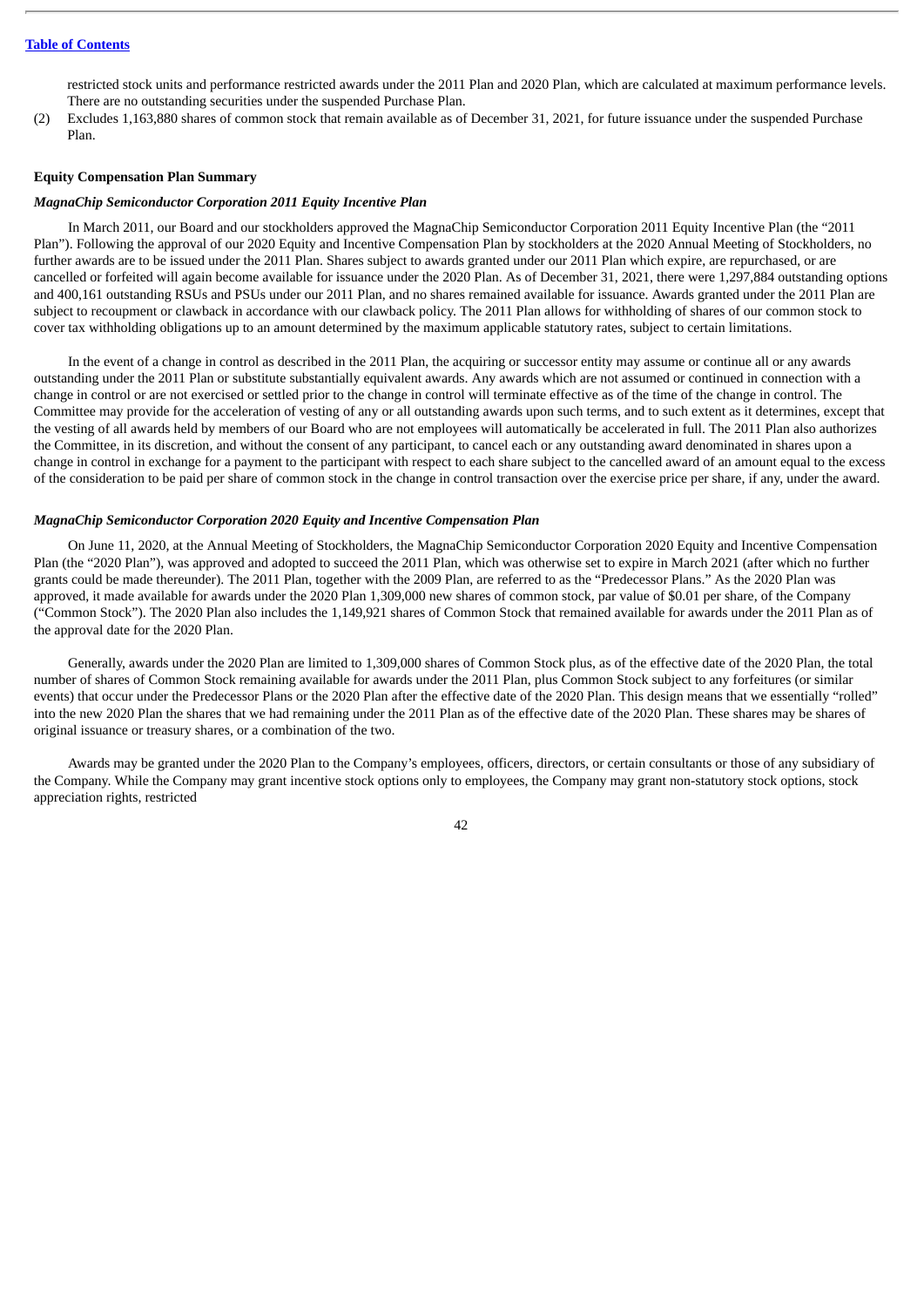restricted stock units and performance restricted awards under the 2011 Plan and 2020 Plan, which are calculated at maximum performance levels. There are no outstanding securities under the suspended Purchase Plan.

(2) Excludes 1,163,880 shares of common stock that remain available as of December 31, 2021, for future issuance under the suspended Purchase Plan.

**Equity Compensation Plan Summary**

***MagnaChip Semiconductor Corporation 2011 Equity Incentive Plan***

In March 2011, our Board and our stockholders approved the MagnaChip Semiconductor Corporation 2011 Equity Incentive Plan (the "2011 Plan"). Following the approval of our 2020 Equity and Incentive Compensation Plan by stockholders at the 2020 Annual Meeting of Stockholders, no further awards are to be issued under the 2011 Plan. Shares subject to awards granted under our 2011 Plan which expire, are repurchased, or are cancelled or forfeited will again become available for issuance under the 2020 Plan. As of December 31, 2021, there were 1,297,884 outstanding options and 400,161 outstanding RSUs and PSUs under our 2011 Plan, and no shares remained available for issuance. Awards granted under the 2011 Plan are subject to recoupment or clawback in accordance with our clawback policy. The 2011 Plan allows for withholding of shares of our common stock to cover tax withholding obligations up to an amount determined by the maximum applicable statutory rates, subject to certain limitations.

In the event of a change in control as described in the 2011 Plan, the acquiring or successor entity may assume or continue all or any awards outstanding under the 2011 Plan or substitute substantially equivalent awards. Any awards which are not assumed or continued in connection with a change in control or are not exercised or settled prior to the change in control will terminate effective as of the time of the change in control. The Committee may provide for the acceleration of vesting of any or all outstanding awards upon such terms, and to such extent as it determines, except that the vesting of all awards held by members of our Board who are not employees will automatically be accelerated in full. The 2011 Plan also authorizes the Committee, in its discretion, and without the consent of any participant, to cancel each or any outstanding award denominated in shares upon a change in control in exchange for a payment to the participant with respect to each share subject to the cancelled award of an amount equal to the excess of the consideration to be paid per share of common stock in the change in control transaction over the exercise price per share, if any, under the award.

***MagnaChip Semiconductor Corporation 2020 Equity and Incentive Compensation Plan***

On June 11, 2020, at the Annual Meeting of Stockholders, the MagnaChip Semiconductor Corporation 2020 Equity and Incentive Compensation Plan (the "2020 Plan"), was approved and adopted to succeed the 2011 Plan, which was otherwise set to expire in March 2021 (after which no further grants could be made thereunder). The 2011 Plan, together with the 2009 Plan, are referred to as the "Predecessor Plans." As the 2020 Plan was approved, it made available for awards under the 2020 Plan 1,309,000 new shares of common stock, par value of $0.01 per share, of the Company ("Common Stock"). The 2020 Plan also includes the 1,149,921 shares of Common Stock that remained available for awards under the 2011 Plan as of the approval date for the 2020 Plan.

Generally, awards under the 2020 Plan are limited to 1,309,000 shares of Common Stock plus, as of the effective date of the 2020 Plan, the total number of shares of Common Stock remaining available for awards under the 2011 Plan, plus Common Stock subject to any forfeitures (or similar events) that occur under the Predecessor Plans or the 2020 Plan after the effective date of the 2020 Plan. This design means that we essentially "rolled" into the new 2020 Plan the shares that we had remaining under the 2011 Plan as of the effective date of the 2020 Plan. These shares may be shares of original issuance or treasury shares, or a combination of the two.

Awards may be granted under the 2020 Plan to the Company's employees, officers, directors, or certain consultants or those of any subsidiary of the Company. While the Company may grant incentive stock options only to employees, the Company may grant non-statutory stock options, stock appreciation rights, restricted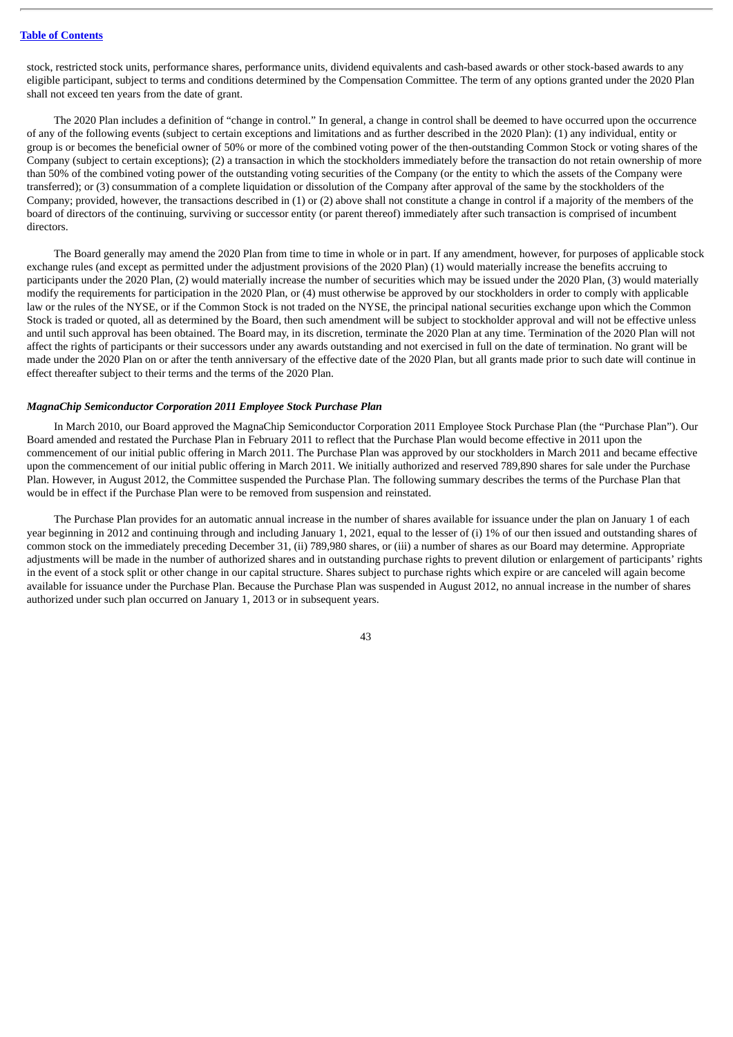stock, restricted stock units, performance shares, performance units, dividend equivalents and cash-based awards or other stock-based awards to any eligible participant, subject to terms and conditions determined by the Compensation Committee. The term of any options granted under the 2020 Plan shall not exceed ten years from the date of grant.

The 2020 Plan includes a definition of "change in control." In general, a change in control shall be deemed to have occurred upon the occurrence of any of the following events (subject to certain exceptions and limitations and as further described in the 2020 Plan): (1) any individual, entity or group is or becomes the beneficial owner of 50% or more of the combined voting power of the then-outstanding Common Stock or voting shares of the Company (subject to certain exceptions); (2) a transaction in which the stockholders immediately before the transaction do not retain ownership of more than 50% of the combined voting power of the outstanding voting securities of the Company (or the entity to which the assets of the Company were transferred); or (3) consummation of a complete liquidation or dissolution of the Company after approval of the same by the stockholders of the Company; provided, however, the transactions described in (1) or (2) above shall not constitute a change in control if a majority of the members of the board of directors of the continuing, surviving or successor entity (or parent thereof) immediately after such transaction is comprised of incumbent directors.

The Board generally may amend the 2020 Plan from time to time in whole or in part. If any amendment, however, for purposes of applicable stock exchange rules (and except as permitted under the adjustment provisions of the 2020 Plan) (1) would materially increase the benefits accruing to participants under the 2020 Plan, (2) would materially increase the number of securities which may be issued under the 2020 Plan, (3) would materially modify the requirements for participation in the 2020 Plan, or (4) must otherwise be approved by our stockholders in order to comply with applicable law or the rules of the NYSE, or if the Common Stock is not traded on the NYSE, the principal national securities exchange upon which the Common Stock is traded or quoted, all as determined by the Board, then such amendment will be subject to stockholder approval and will not be effective unless and until such approval has been obtained. The Board may, in its discretion, terminate the 2020 Plan at any time. Termination of the 2020 Plan will not affect the rights of participants or their successors under any awards outstanding and not exercised in full on the date of termination. No grant will be made under the 2020 Plan on or after the tenth anniversary of the effective date of the 2020 Plan, but all grants made prior to such date will continue in effect thereafter subject to their terms and the terms of the 2020 Plan.

***MagnaChip Semiconductor Corporation 2011 Employee Stock Purchase Plan***

In March 2010, our Board approved the MagnaChip Semiconductor Corporation 2011 Employee Stock Purchase Plan (the "Purchase Plan"). Our Board amended and restated the Purchase Plan in February 2011 to reflect that the Purchase Plan would become effective in 2011 upon the commencement of our initial public offering in March 2011. The Purchase Plan was approved by our stockholders in March 2011 and became effective upon the commencement of our initial public offering in March 2011. We initially authorized and reserved 789,890 shares for sale under the Purchase Plan. However, in August 2012, the Committee suspended the Purchase Plan. The following summary describes the terms of the Purchase Plan that would be in effect if the Purchase Plan were to be removed from suspension and reinstated.

The Purchase Plan provides for an automatic annual increase in the number of shares available for issuance under the plan on January 1 of each year beginning in 2012 and continuing through and including January 1, 2021, equal to the lesser of (i) 1% of our then issued and outstanding shares of common stock on the immediately preceding December 31, (ii) 789,980 shares, or (iii) a number of shares as our Board may determine. Appropriate adjustments will be made in the number of authorized shares and in outstanding purchase rights to prevent dilution or enlargement of participants' rights in the event of a stock split or other change in our capital structure. Shares subject to purchase rights which expire or are canceled will again become available for issuance under the Purchase Plan. Because the Purchase Plan was suspended in August 2012, no annual increase in the number of shares authorized under such plan occurred on January 1, 2013 or in subsequent years.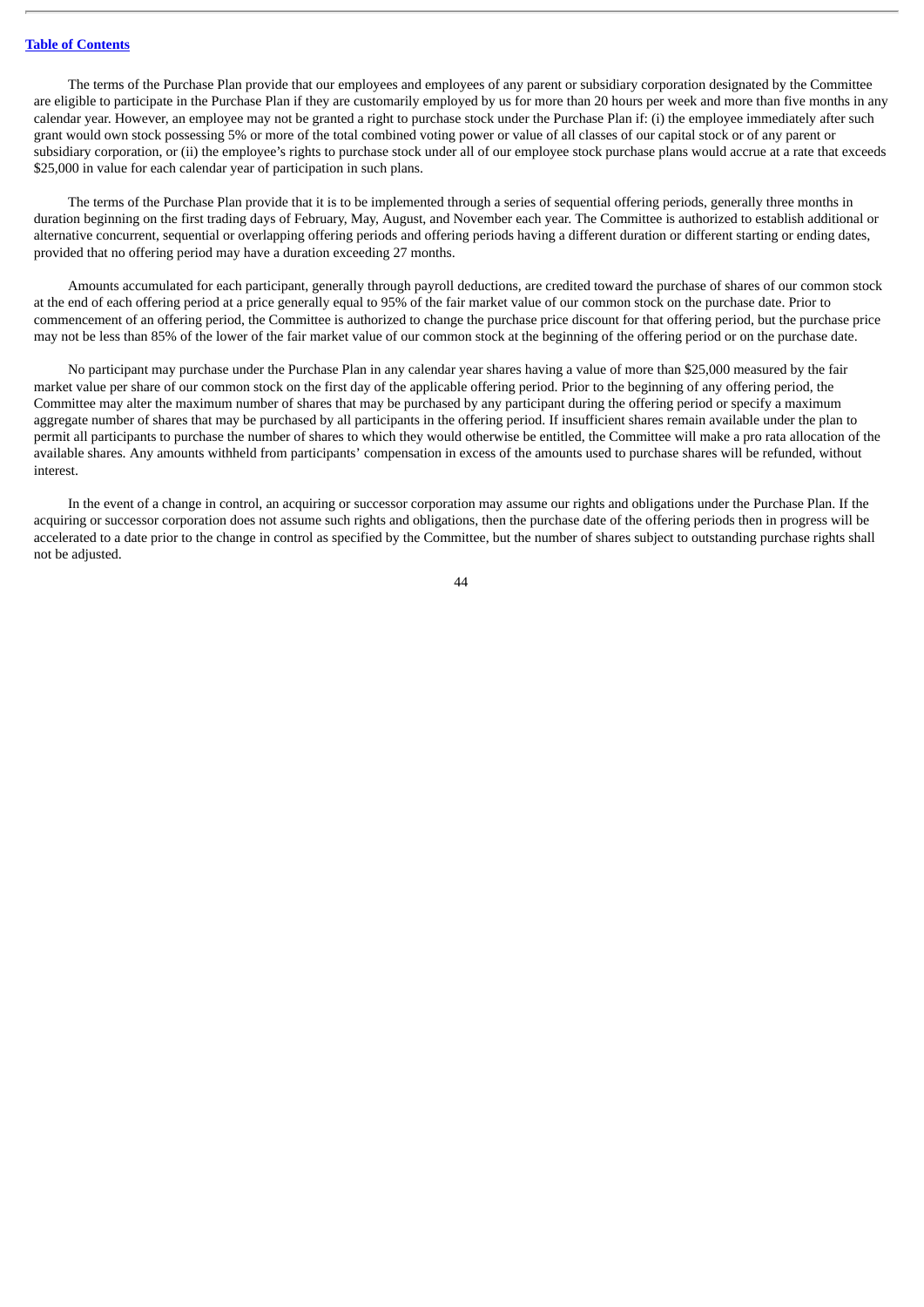The terms of the Purchase Plan provide that our employees and employees of any parent or subsidiary corporation designated by the Committee are eligible to participate in the Purchase Plan if they are customarily employed by us for more than 20 hours per week and more than five months in any calendar year. However, an employee may not be granted a right to purchase stock under the Purchase Plan if: (i) the employee immediately after such grant would own stock possessing 5% or more of the total combined voting power or value of all classes of our capital stock or of any parent or subsidiary corporation, or (ii) the employee's rights to purchase stock under all of our employee stock purchase plans would accrue at a rate that exceeds $25,000 in value for each calendar year of participation in such plans.

The terms of the Purchase Plan provide that it is to be implemented through a series of sequential offering periods, generally three months in duration beginning on the first trading days of February, May, August, and November each year. The Committee is authorized to establish additional or alternative concurrent, sequential or overlapping offering periods and offering periods having a different duration or different starting or ending dates, provided that no offering period may have a duration exceeding 27 months.

Amounts accumulated for each participant, generally through payroll deductions, are credited toward the purchase of shares of our common stock at the end of each offering period at a price generally equal to 95% of the fair market value of our common stock on the purchase date. Prior to commencement of an offering period, the Committee is authorized to change the purchase price discount for that offering period, but the purchase price may not be less than 85% of the lower of the fair market value of our common stock at the beginning of the offering period or on the purchase date.

No participant may purchase under the Purchase Plan in any calendar year shares having a value of more than $25,000 measured by the fair market value per share of our common stock on the first day of the applicable offering period. Prior to the beginning of any offering period, the Committee may alter the maximum number of shares that may be purchased by any participant during the offering period or specify a maximum aggregate number of shares that may be purchased by all participants in the offering period. If insufficient shares remain available under the plan to permit all participants to purchase the number of shares to which they would otherwise be entitled, the Committee will make a pro rata allocation of the available shares. Any amounts withheld from participants' compensation in excess of the amounts used to purchase shares will be refunded, without interest.

In the event of a change in control, an acquiring or successor corporation may assume our rights and obligations under the Purchase Plan. If the acquiring or successor corporation does not assume such rights and obligations, then the purchase date of the offering periods then in progress will be accelerated to a date prior to the change in control as specified by the Committee, but the number of shares subject to outstanding purchase rights shall not be adjusted.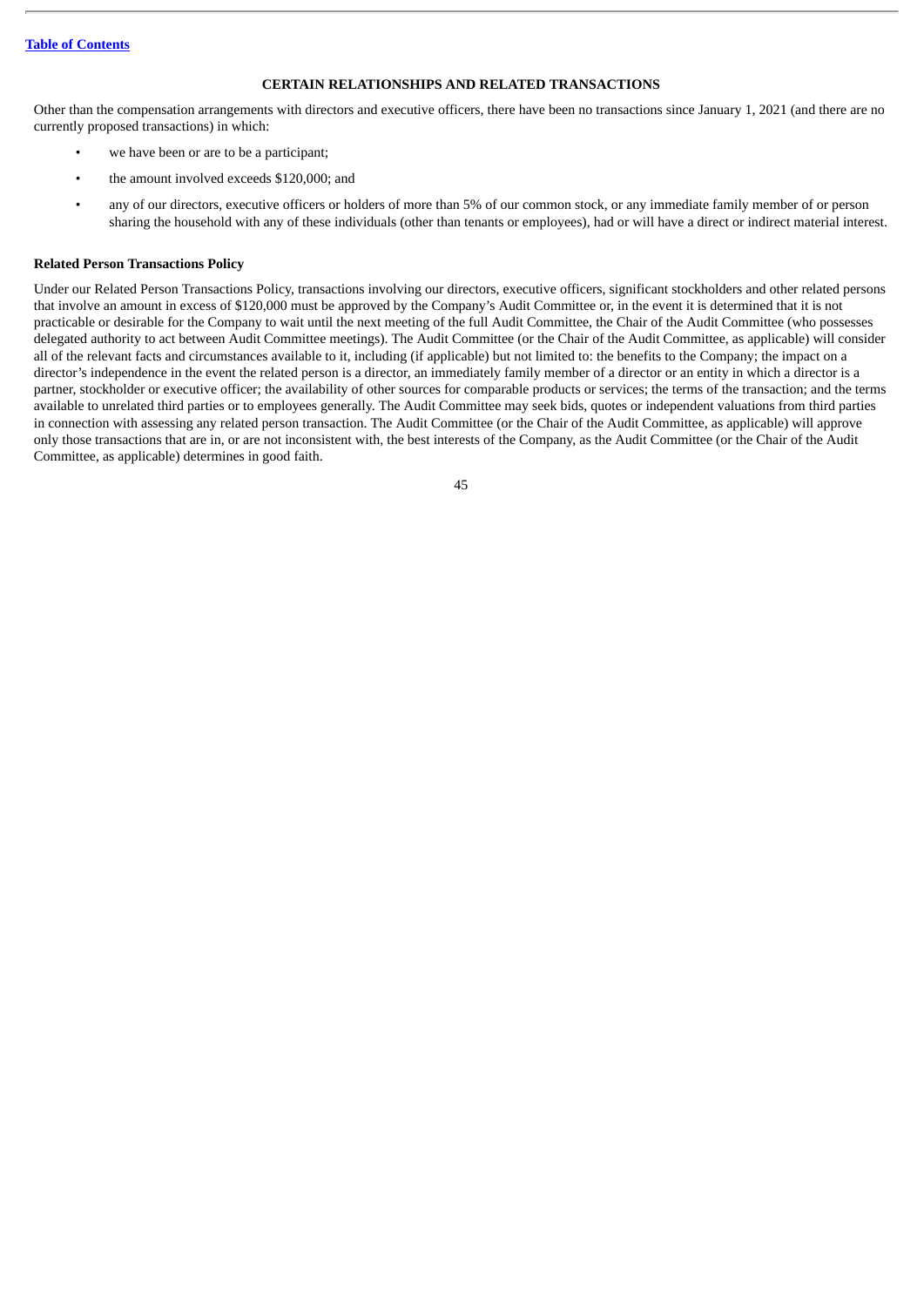## CERTAIN RELATIONSHIPS AND RELATED TRANSACTIONS

Other than the compensation arrangements with directors and executive officers, there have been no transactions since January 1, 2021 (and there are no currently proposed transactions) in which:

- we have been or are to be a participant;
- the amount involved exceeds $120,000; and
- any of our directors, executive officers or holders of more than 5% of our common stock, or any immediate family member of or person sharing the household with any of these individuals (other than tenants or employees), had or will have a direct or indirect material interest.

### Related Person Transactions Policy

Under our Related Person Transactions Policy, transactions involving our directors, executive officers, significant stockholders and other related persons that involve an amount in excess of $120,000 must be approved by the Company's Audit Committee or, in the event it is determined that it is not practicable or desirable for the Company to wait until the next meeting of the full Audit Committee, the Chair of the Audit Committee (who possesses delegated authority to act between Audit Committee meetings). The Audit Committee (or the Chair of the Audit Committee, as applicable) will consider all of the relevant facts and circumstances available to it, including (if applicable) but not limited to: the benefits to the Company; the impact on a director's independence in the event the related person is a director, an immediately family member of a director or an entity in which a director is a partner, stockholder or executive officer; the availability of other sources for comparable products or services; the terms of the transaction; and the terms available to unrelated third parties or to employees generally. The Audit Committee may seek bids, quotes or independent valuations from third parties in connection with assessing any related person transaction. The Audit Committee (or the Chair of the Audit Committee, as applicable) will approve only those transactions that are in, or are not inconsistent with, the best interests of the Company, as the Audit Committee (or the Chair of the Audit Committee, as applicable) determines in good faith.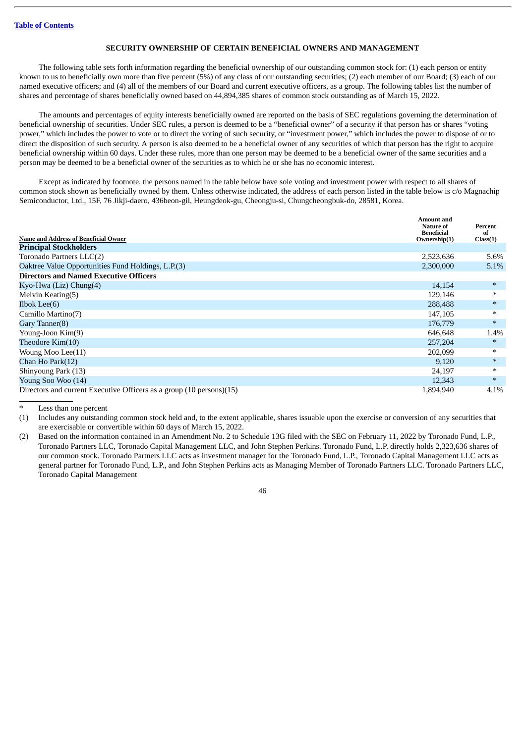[Table of Contents](#)

## SECURITY OWNERSHIP OF CERTAIN BENEFICIAL OWNERS AND MANAGEMENT

The following table sets forth information regarding the beneficial ownership of our outstanding common stock for: (1) each person or entity known to us to beneficially own more than five percent (5%) of any class of our outstanding securities; (2) each member of our Board; (3) each of our named executive officers; and (4) all of the members of our Board and current executive officers, as a group. The following tables list the number of shares and percentage of shares beneficially owned based on 44,894,385 shares of common stock outstanding as of March 15, 2022.

The amounts and percentages of equity interests beneficially owned are reported on the basis of SEC regulations governing the determination of beneficial ownership of securities. Under SEC rules, a person is deemed to be a "beneficial owner" of a security if that person has or shares "voting power," which includes the power to vote or to direct the voting of such security, or "investment power," which includes the power to dispose of or to direct the disposition of such security. A person is also deemed to be a beneficial owner of any securities of which that person has the right to acquire beneficial ownership within 60 days. Under these rules, more than one person may be deemed to be a beneficial owner of the same securities and a person may be deemed to be a beneficial owner of the securities as to which he or she has no economic interest.

Except as indicated by footnote, the persons named in the table below have sole voting and investment power with respect to all shares of common stock shown as beneficially owned by them. Unless otherwise indicated, the address of each person listed in the table below is c/o Magnachip Semiconductor, Ltd., 15F, 76 Jikji-daero, 436beon-gil, Heungdeok-gu, Cheongju-si, Chungcheongbuk-do, 28581, Korea.

| Name and Address of Beneficial Owner | Amount and Nature of Beneficial Ownership(1) | Percent of Class(1) |
|---|---|---|
| **Principal Stockholders** | | |
| Toronado Partners LLC(2) | 2,523,636 | 5.6% |
| Oaktree Value Opportunities Fund Holdings, L.P.(3) | 2,300,000 | 5.1% |
| **Directors and Named Executive Officers** | | |
| Kyo-Hwa (Liz) Chung(4) | 14,154 | * |
| Melvin Keating(5) | 129,146 | * |
| Ilbok Lee(6) | 288,488 | * |
| Camillo Martino(7) | 147,105 | * |
| Gary Tanner(8) | 176,779 | * |
| Young-Joon Kim(9) | 646,648 | 1.4% |
| Theodore Kim(10) | 257,204 | * |
| Woung Moo Lee(11) | 202,099 | * |
| Chan Ho Park(12) | 9,120 | * |
| Shinyoung Park (13) | 24,197 | * |
| Young Soo Woo (14) | 12,343 | * |
| Directors and current Executive Officers as a group (10 persons)(15) | 1,894,940 | 4.1% |

\* Less than one percent

(1) Includes any outstanding common stock held and, to the extent applicable, shares issuable upon the exercise or conversion of any securities that are exercisable or convertible within 60 days of March 15, 2022.

(2) Based on the information contained in an Amendment No. 2 to Schedule 13G filed with the SEC on February 11, 2022 by Toronado Fund, L.P., Toronado Partners LLC, Toronado Capital Management LLC, and John Stephen Perkins. Toronado Fund, L.P. directly holds 2,323,636 shares of our common stock. Toronado Partners LLC acts as investment manager for the Toronado Fund, L.P., Toronado Capital Management LLC acts as general partner for Toronado Fund, L.P., and John Stephen Perkins acts as Managing Member of Toronado Partners LLC. Toronado Partners LLC, Toronado Capital Management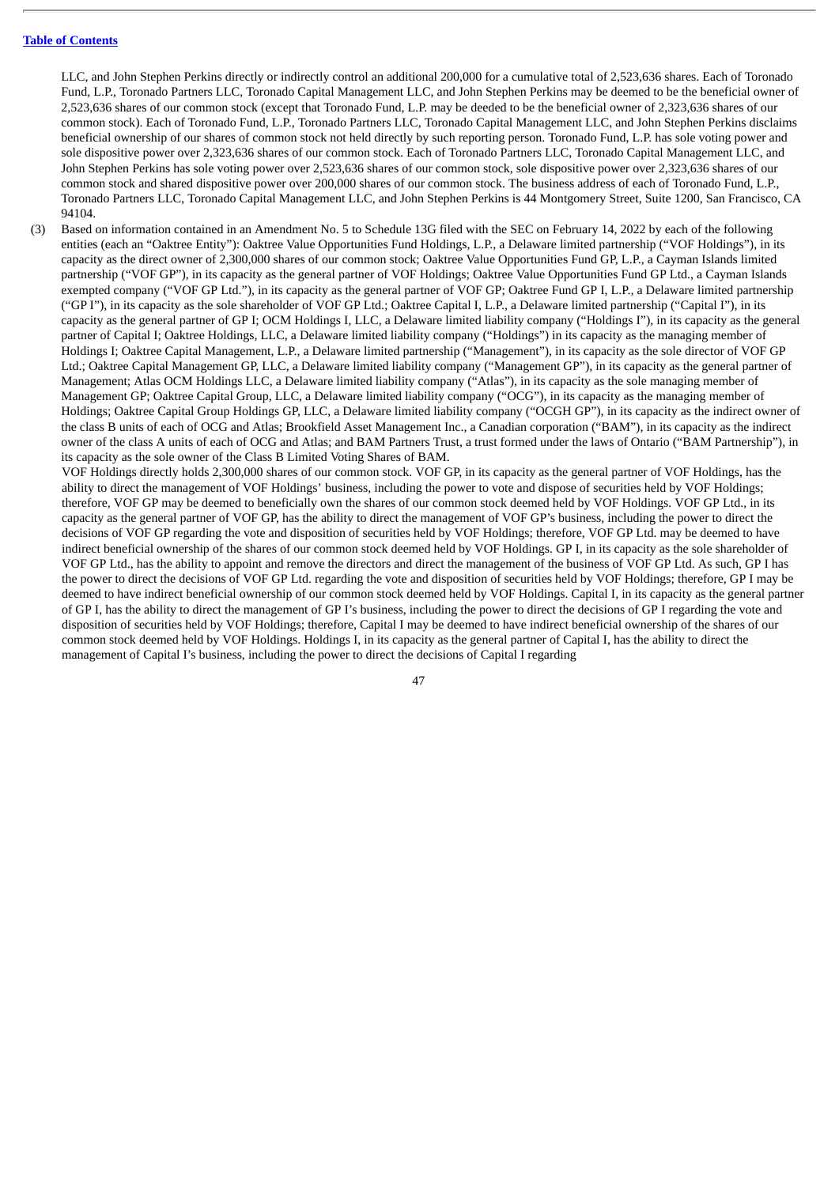LLC, and John Stephen Perkins directly or indirectly control an additional 200,000 for a cumulative total of 2,523,636 shares. Each of Toronado Fund, L.P., Toronado Partners LLC, Toronado Capital Management LLC, and John Stephen Perkins may be deemed to be the beneficial owner of 2,523,636 shares of our common stock (except that Toronado Fund, L.P. may be deeded to be the beneficial owner of 2,323,636 shares of our common stock). Each of Toronado Fund, L.P., Toronado Partners LLC, Toronado Capital Management LLC, and John Stephen Perkins disclaims beneficial ownership of our shares of common stock not held directly by such reporting person. Toronado Fund, L.P. has sole voting power and sole dispositive power over 2,323,636 shares of our common stock. Each of Toronado Partners LLC, Toronado Capital Management LLC, and John Stephen Perkins has sole voting power over 2,523,636 shares of our common stock, sole dispositive power over 2,323,636 shares of our common stock and shared dispositive power over 200,000 shares of our common stock. The business address of each of Toronado Fund, L.P., Toronado Partners LLC, Toronado Capital Management LLC, and John Stephen Perkins is 44 Montgomery Street, Suite 1200, San Francisco, CA 94104.

(3) Based on information contained in an Amendment No. 5 to Schedule 13G filed with the SEC on February 14, 2022 by each of the following entities (each an "Oaktree Entity"): Oaktree Value Opportunities Fund Holdings, L.P., a Delaware limited partnership ("VOF Holdings"), in its capacity as the direct owner of 2,300,000 shares of our common stock; Oaktree Value Opportunities Fund GP, L.P., a Cayman Islands limited partnership ("VOF GP"), in its capacity as the general partner of VOF Holdings; Oaktree Value Opportunities Fund GP Ltd., a Cayman Islands exempted company ("VOF GP Ltd."), in its capacity as the general partner of VOF GP; Oaktree Fund GP I, L.P., a Delaware limited partnership ("GP I"), in its capacity as the sole shareholder of VOF GP Ltd.; Oaktree Capital I, L.P., a Delaware limited partnership ("Capital I"), in its capacity as the general partner of GP I; OCM Holdings I, LLC, a Delaware limited liability company ("Holdings I"), in its capacity as the general partner of Capital I; Oaktree Holdings, LLC, a Delaware limited liability company ("Holdings") in its capacity as the managing member of Holdings I; Oaktree Capital Management, L.P., a Delaware limited partnership ("Management"), in its capacity as the sole director of VOF GP Ltd.; Oaktree Capital Management GP, LLC, a Delaware limited liability company ("Management GP"), in its capacity as the general partner of Management; Atlas OCM Holdings LLC, a Delaware limited liability company ("Atlas"), in its capacity as the sole managing member of Management GP; Oaktree Capital Group, LLC, a Delaware limited liability company ("OCG"), in its capacity as the managing member of Holdings; Oaktree Capital Group Holdings GP, LLC, a Delaware limited liability company ("OCGH GP"), in its capacity as the indirect owner of the class B units of each of OCG and Atlas; Brookfield Asset Management Inc., a Canadian corporation ("BAM"), in its capacity as the indirect owner of the class A units of each of OCG and Atlas; and BAM Partners Trust, a trust formed under the laws of Ontario ("BAM Partnership"), in its capacity as the sole owner of the Class B Limited Voting Shares of BAM.

VOF Holdings directly holds 2,300,000 shares of our common stock. VOF GP, in its capacity as the general partner of VOF Holdings, has the ability to direct the management of VOF Holdings' business, including the power to vote and dispose of securities held by VOF Holdings; therefore, VOF GP may be deemed to beneficially own the shares of our common stock deemed held by VOF Holdings. VOF GP Ltd., in its capacity as the general partner of VOF GP, has the ability to direct the management of VOF GP's business, including the power to direct the decisions of VOF GP regarding the vote and disposition of securities held by VOF Holdings; therefore, VOF GP Ltd. may be deemed to have indirect beneficial ownership of the shares of our common stock deemed held by VOF Holdings. GP I, in its capacity as the sole shareholder of VOF GP Ltd., has the ability to appoint and remove the directors and direct the management of the business of VOF GP Ltd. As such, GP I has the power to direct the decisions of VOF GP Ltd. regarding the vote and disposition of securities held by VOF Holdings; therefore, GP I may be deemed to have indirect beneficial ownership of our common stock deemed held by VOF Holdings. Capital I, in its capacity as the general partner of GP I, has the ability to direct the management of GP I's business, including the power to direct the decisions of GP I regarding the vote and disposition of securities held by VOF Holdings; therefore, Capital I may be deemed to have indirect beneficial ownership of the shares of our common stock deemed held by VOF Holdings. Holdings I, in its capacity as the general partner of Capital I, has the ability to direct the management of Capital I's business, including the power to direct the decisions of Capital I regarding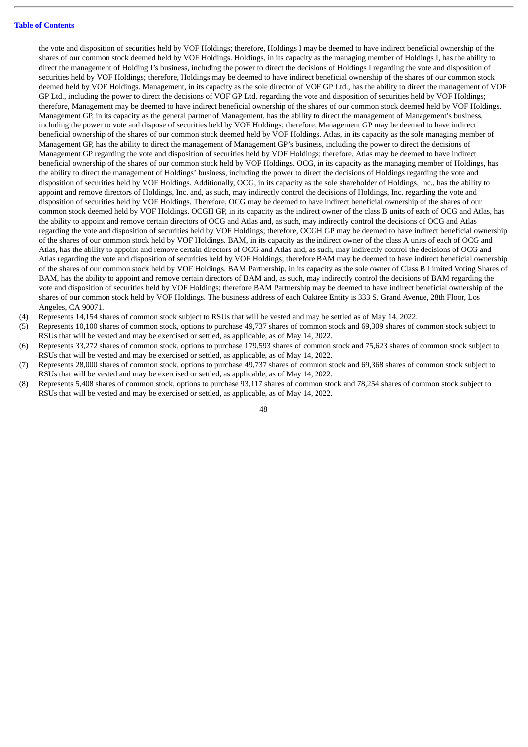the vote and disposition of securities held by VOF Holdings; therefore, Holdings I may be deemed to have indirect beneficial ownership of the shares of our common stock deemed held by VOF Holdings. Holdings, in its capacity as the managing member of Holdings I, has the ability to direct the management of Holding I's business, including the power to direct the decisions of Holdings I regarding the vote and disposition of securities held by VOF Holdings; therefore, Holdings may be deemed to have indirect beneficial ownership of the shares of our common stock deemed held by VOF Holdings. Management, in its capacity as the sole director of VOF GP Ltd., has the ability to direct the management of VOF GP Ltd., including the power to direct the decisions of VOF GP Ltd. regarding the vote and disposition of securities held by VOF Holdings; therefore, Management may be deemed to have indirect beneficial ownership of the shares of our common stock deemed held by VOF Holdings. Management GP, in its capacity as the general partner of Management, has the ability to direct the management of Management's business, including the power to vote and dispose of securities held by VOF Holdings; therefore, Management GP may be deemed to have indirect beneficial ownership of the shares of our common stock deemed held by VOF Holdings. Atlas, in its capacity as the sole managing member of Management GP, has the ability to direct the management of Management GP's business, including the power to direct the decisions of Management GP regarding the vote and disposition of securities held by VOF Holdings; therefore, Atlas may be deemed to have indirect beneficial ownership of the shares of our common stock held by VOF Holdings. OCG, in its capacity as the managing member of Holdings, has the ability to direct the management of Holdings' business, including the power to direct the decisions of Holdings regarding the vote and disposition of securities held by VOF Holdings. Additionally, OCG, in its capacity as the sole shareholder of Holdings, Inc., has the ability to appoint and remove directors of Holdings, Inc. and, as such, may indirectly control the decisions of Holdings, Inc. regarding the vote and disposition of securities held by VOF Holdings. Therefore, OCG may be deemed to have indirect beneficial ownership of the shares of our common stock deemed held by VOF Holdings. OCGH GP, in its capacity as the indirect owner of the class B units of each of OCG and Atlas, has the ability to appoint and remove certain directors of OCG and Atlas and, as such, may indirectly control the decisions of OCG and Atlas regarding the vote and disposition of securities held by VOF Holdings; therefore, OCGH GP may be deemed to have indirect beneficial ownership of the shares of our common stock held by VOF Holdings. BAM, in its capacity as the indirect owner of the class A units of each of OCG and Atlas, has the ability to appoint and remove certain directors of OCG and Atlas and, as such, may indirectly control the decisions of OCG and Atlas regarding the vote and disposition of securities held by VOF Holdings; therefore BAM may be deemed to have indirect beneficial ownership of the shares of our common stock held by VOF Holdings. BAM Partnership, in its capacity as the sole owner of Class B Limited Voting Shares of BAM, has the ability to appoint and remove certain directors of BAM and, as such, may indirectly control the decisions of BAM regarding the vote and disposition of securities held by VOF Holdings; therefore BAM Partnership may be deemed to have indirect beneficial ownership of the shares of our common stock held by VOF Holdings. The business address of each Oaktree Entity is 333 S. Grand Avenue, 28th Floor, Los Angeles, CA 90071.

(4) Represents 14,154 shares of common stock subject to RSUs that will be vested and may be settled as of May 14, 2022.

(5) Represents 10,100 shares of common stock, options to purchase 49,737 shares of common stock and 69,309 shares of common stock subject to RSUs that will be vested and may be exercised or settled, as applicable, as of May 14, 2022.

(6) Represents 33,272 shares of common stock, options to purchase 179,593 shares of common stock and 75,623 shares of common stock subject to RSUs that will be vested and may be exercised or settled, as applicable, as of May 14, 2022.

(7) Represents 28,000 shares of common stock, options to purchase 49,737 shares of common stock and 69,368 shares of common stock subject to RSUs that will be vested and may be exercised or settled, as applicable, as of May 14, 2022.

(8) Represents 5,408 shares of common stock, options to purchase 93,117 shares of common stock and 78,254 shares of common stock subject to RSUs that will be vested and may be exercised or settled, as applicable, as of May 14, 2022.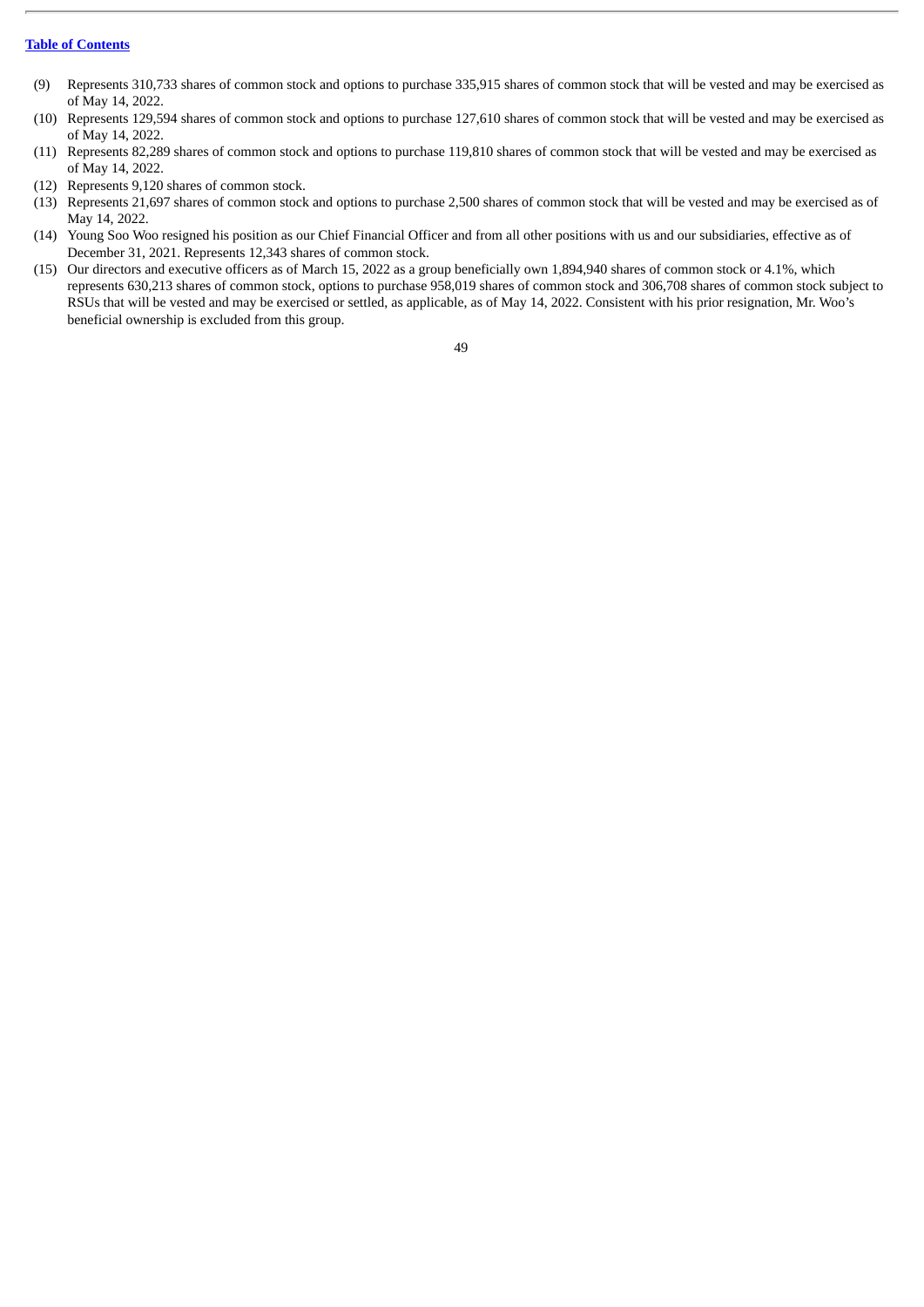[Table of Contents](#)

(9) Represents 310,733 shares of common stock and options to purchase 335,915 shares of common stock that will be vested and may be exercised as of May 14, 2022.

(10) Represents 129,594 shares of common stock and options to purchase 127,610 shares of common stock that will be vested and may be exercised as of May 14, 2022.

(11) Represents 82,289 shares of common stock and options to purchase 119,810 shares of common stock that will be vested and may be exercised as of May 14, 2022.

(12) Represents 9,120 shares of common stock.

(13) Represents 21,697 shares of common stock and options to purchase 2,500 shares of common stock that will be vested and may be exercised as of May 14, 2022.

(14) Young Soo Woo resigned his position as our Chief Financial Officer and from all other positions with us and our subsidiaries, effective as of December 31, 2021. Represents 12,343 shares of common stock.

(15) Our directors and executive officers as of March 15, 2022 as a group beneficially own 1,894,940 shares of common stock or 4.1%, which represents 630,213 shares of common stock, options to purchase 958,019 shares of common stock and 306,708 shares of common stock subject to RSUs that will be vested and may be exercised or settled, as applicable, as of May 14, 2022. Consistent with his prior resignation, Mr. Woo's beneficial ownership is excluded from this group.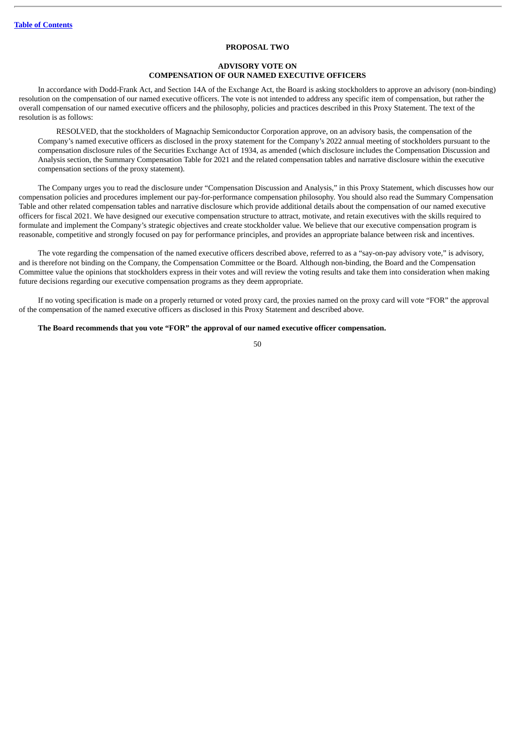[Table of Contents](#)

## PROPOSAL TWO

### ADVISORY VOTE ON COMPENSATION OF OUR NAMED EXECUTIVE OFFICERS

In accordance with Dodd-Frank Act, and Section 14A of the Exchange Act, the Board is asking stockholders to approve an advisory (non-binding) resolution on the compensation of our named executive officers. The vote is not intended to address any specific item of compensation, but rather the overall compensation of our named executive officers and the philosophy, policies and practices described in this Proxy Statement. The text of the resolution is as follows:

> RESOLVED, that the stockholders of Magnachip Semiconductor Corporation approve, on an advisory basis, the compensation of the Company's named executive officers as disclosed in the proxy statement for the Company's 2022 annual meeting of stockholders pursuant to the compensation disclosure rules of the Securities Exchange Act of 1934, as amended (which disclosure includes the Compensation Discussion and Analysis section, the Summary Compensation Table for 2021 and the related compensation tables and narrative disclosure within the executive compensation sections of the proxy statement).

The Company urges you to read the disclosure under "Compensation Discussion and Analysis," in this Proxy Statement, which discusses how our compensation policies and procedures implement our pay-for-performance compensation philosophy. You should also read the Summary Compensation Table and other related compensation tables and narrative disclosure which provide additional details about the compensation of our named executive officers for fiscal 2021. We have designed our executive compensation structure to attract, motivate, and retain executives with the skills required to formulate and implement the Company's strategic objectives and create stockholder value. We believe that our executive compensation program is reasonable, competitive and strongly focused on pay for performance principles, and provides an appropriate balance between risk and incentives.

The vote regarding the compensation of the named executive officers described above, referred to as a "say-on-pay advisory vote," is advisory, and is therefore not binding on the Company, the Compensation Committee or the Board. Although non-binding, the Board and the Compensation Committee value the opinions that stockholders express in their votes and will review the voting results and take them into consideration when making future decisions regarding our executive compensation programs as they deem appropriate.

If no voting specification is made on a properly returned or voted proxy card, the proxies named on the proxy card will vote "FOR" the approval of the compensation of the named executive officers as disclosed in this Proxy Statement and described above.

**The Board recommends that you vote "FOR" the approval of our named executive officer compensation.**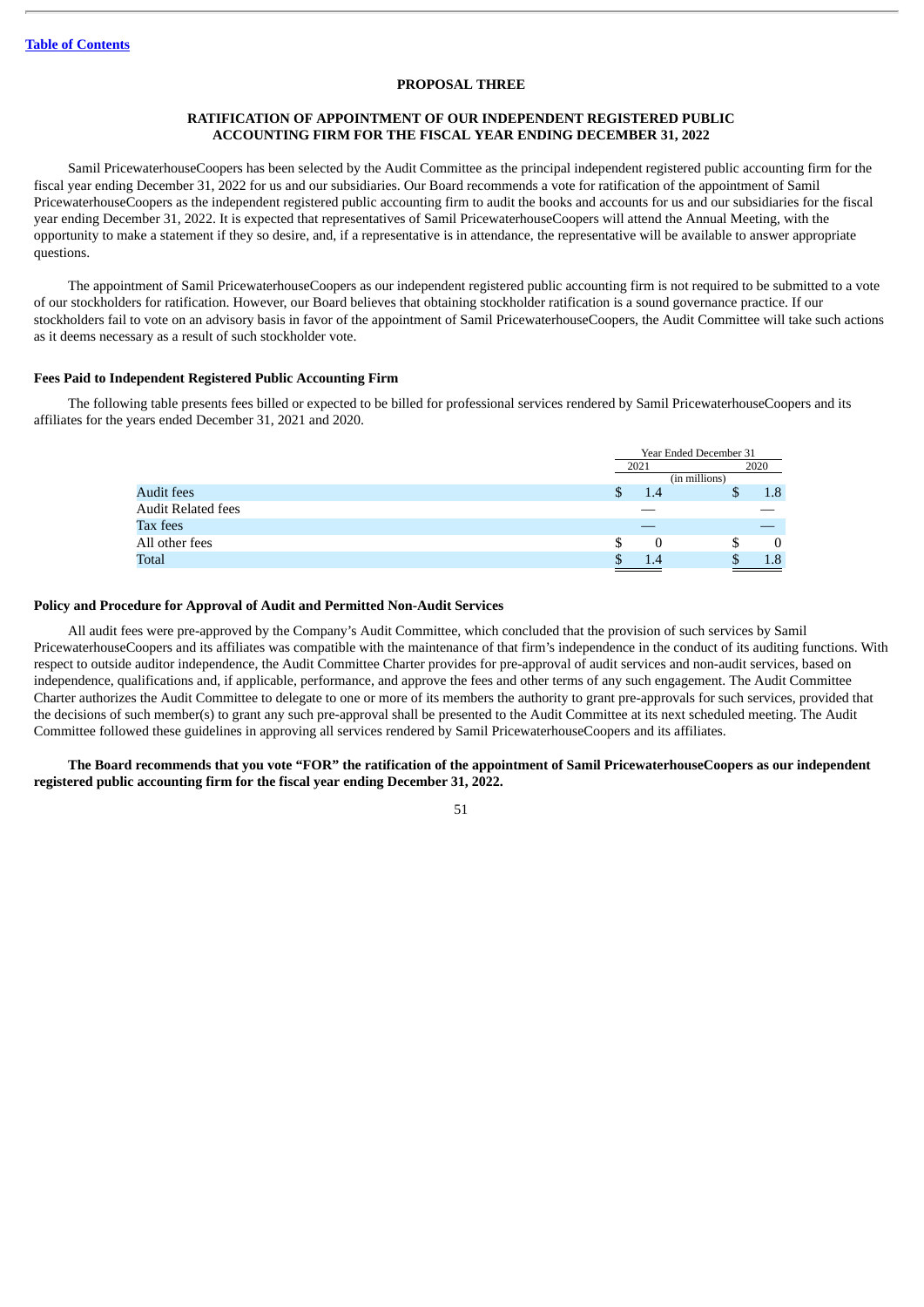[Table of Contents](#)

## PROPOSAL THREE

### RATIFICATION OF APPOINTMENT OF OUR INDEPENDENT REGISTERED PUBLIC ACCOUNTING FIRM FOR THE FISCAL YEAR ENDING DECEMBER 31, 2022

Samil PricewaterhouseCoopers has been selected by the Audit Committee as the principal independent registered public accounting firm for the fiscal year ending December 31, 2022 for us and our subsidiaries. Our Board recommends a vote for ratification of the appointment of Samil PricewaterhouseCoopers as the independent registered public accounting firm to audit the books and accounts for us and our subsidiaries for the fiscal year ending December 31, 2022. It is expected that representatives of Samil PricewaterhouseCoopers will attend the Annual Meeting, with the opportunity to make a statement if they so desire, and, if a representative is in attendance, the representative will be available to answer appropriate questions.

The appointment of Samil PricewaterhouseCoopers as our independent registered public accounting firm is not required to be submitted to a vote of our stockholders for ratification. However, our Board believes that obtaining stockholder ratification is a sound governance practice. If our stockholders fail to vote on an advisory basis in favor of the appointment of Samil PricewaterhouseCoopers, the Audit Committee will take such actions as it deems necessary as a result of such stockholder vote.

**Fees Paid to Independent Registered Public Accounting Firm**

The following table presents fees billed or expected to be billed for professional services rendered by Samil PricewaterhouseCoopers and its affiliates for the years ended December 31, 2021 and 2020.

| | Year Ended December 31 | |
|---|---|---|
| | 2021 | 2020 |
| | (in millions) | |
| Audit fees | $ 1.4 | $ 1.8 |
| Audit Related fees | — | — |
| Tax fees | — | — |
| All other fees | $ 0 | $ 0 |
| Total | $ 1.4 | $ 1.8 |

**Policy and Procedure for Approval of Audit and Permitted Non-Audit Services**

All audit fees were pre-approved by the Company's Audit Committee, which concluded that the provision of such services by Samil PricewaterhouseCoopers and its affiliates was compatible with the maintenance of that firm's independence in the conduct of its auditing functions. With respect to outside auditor independence, the Audit Committee Charter provides for pre-approval of audit services and non-audit services, based on independence, qualifications and, if applicable, performance, and approve the fees and other terms of any such engagement. The Audit Committee Charter authorizes the Audit Committee to delegate to one or more of its members the authority to grant pre-approvals for such services, provided that the decisions of such member(s) to grant any such pre-approval shall be presented to the Audit Committee at its next scheduled meeting. The Audit Committee followed these guidelines in approving all services rendered by Samil PricewaterhouseCoopers and its affiliates.

**The Board recommends that you vote "FOR" the ratification of the appointment of Samil PricewaterhouseCoopers as our independent registered public accounting firm for the fiscal year ending December 31, 2022.**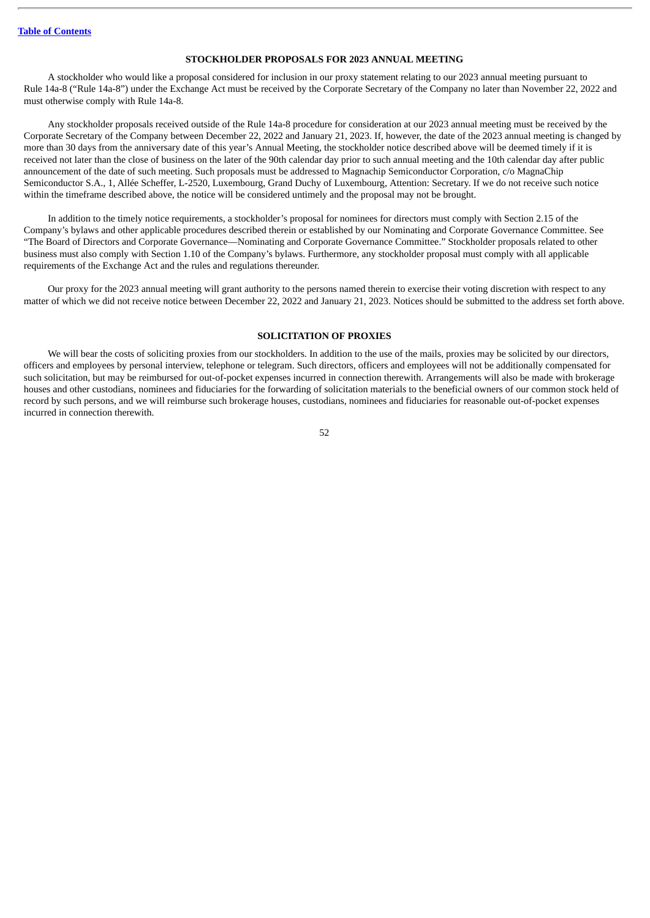## STOCKHOLDER PROPOSALS FOR 2023 ANNUAL MEETING

A stockholder who would like a proposal considered for inclusion in our proxy statement relating to our 2023 annual meeting pursuant to Rule 14a-8 ("Rule 14a-8") under the Exchange Act must be received by the Corporate Secretary of the Company no later than November 22, 2022 and must otherwise comply with Rule 14a-8.

Any stockholder proposals received outside of the Rule 14a-8 procedure for consideration at our 2023 annual meeting must be received by the Corporate Secretary of the Company between December 22, 2022 and January 21, 2023. If, however, the date of the 2023 annual meeting is changed by more than 30 days from the anniversary date of this year's Annual Meeting, the stockholder notice described above will be deemed timely if it is received not later than the close of business on the later of the 90th calendar day prior to such annual meeting and the 10th calendar day after public announcement of the date of such meeting. Such proposals must be addressed to Magnachip Semiconductor Corporation, c/o MagnaChip Semiconductor S.A., 1, Allée Scheffer, L-2520, Luxembourg, Grand Duchy of Luxembourg, Attention: Secretary. If we do not receive such notice within the timeframe described above, the notice will be considered untimely and the proposal may not be brought.

In addition to the timely notice requirements, a stockholder's proposal for nominees for directors must comply with Section 2.15 of the Company's bylaws and other applicable procedures described therein or established by our Nominating and Corporate Governance Committee. See "The Board of Directors and Corporate Governance—Nominating and Corporate Governance Committee." Stockholder proposals related to other business must also comply with Section 1.10 of the Company's bylaws. Furthermore, any stockholder proposal must comply with all applicable requirements of the Exchange Act and the rules and regulations thereunder.

Our proxy for the 2023 annual meeting will grant authority to the persons named therein to exercise their voting discretion with respect to any matter of which we did not receive notice between December 22, 2022 and January 21, 2023. Notices should be submitted to the address set forth above.

## SOLICITATION OF PROXIES

We will bear the costs of soliciting proxies from our stockholders. In addition to the use of the mails, proxies may be solicited by our directors, officers and employees by personal interview, telephone or telegram. Such directors, officers and employees will not be additionally compensated for such solicitation, but may be reimbursed for out-of-pocket expenses incurred in connection therewith. Arrangements will also be made with brokerage houses and other custodians, nominees and fiduciaries for the forwarding of solicitation materials to the beneficial owners of our common stock held of record by such persons, and we will reimburse such brokerage houses, custodians, nominees and fiduciaries for reasonable out-of-pocket expenses incurred in connection therewith.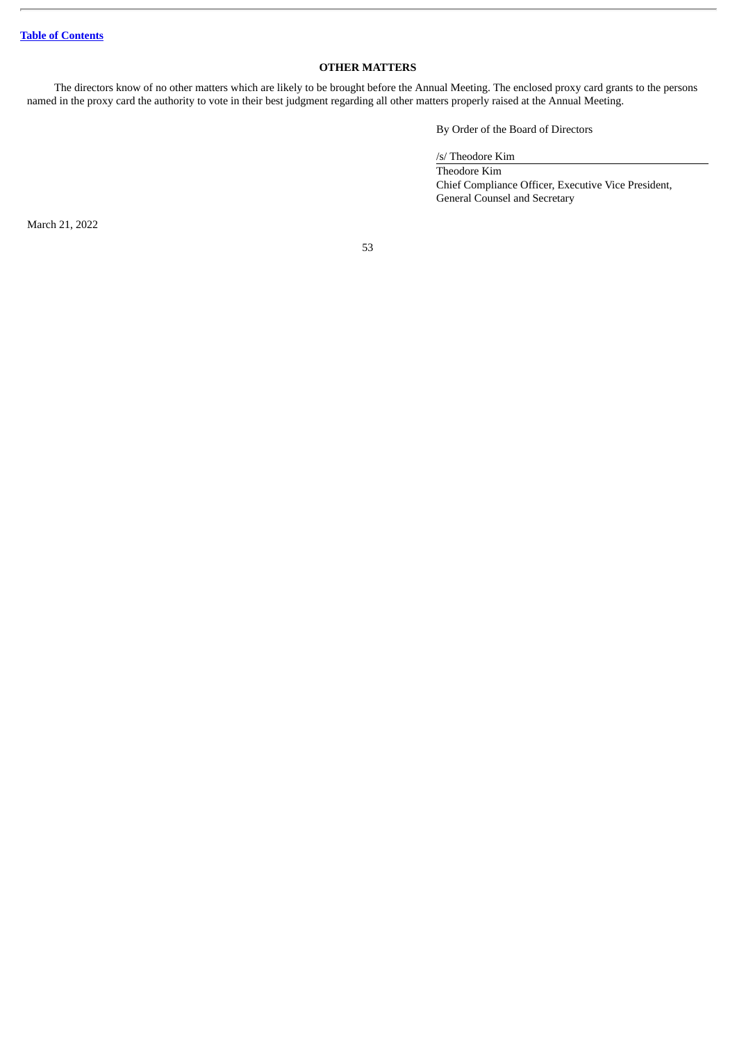[Table of Contents](#)

## OTHER MATTERS

The directors know of no other matters which are likely to be brought before the Annual Meeting. The enclosed proxy card grants to the persons named in the proxy card the authority to vote in their best judgment regarding all other matters properly raised at the Annual Meeting.

By Order of the Board of Directors

/s/ Theodore Kim

Theodore Kim
Chief Compliance Officer, Executive Vice President,
General Counsel and Secretary

March 21, 2022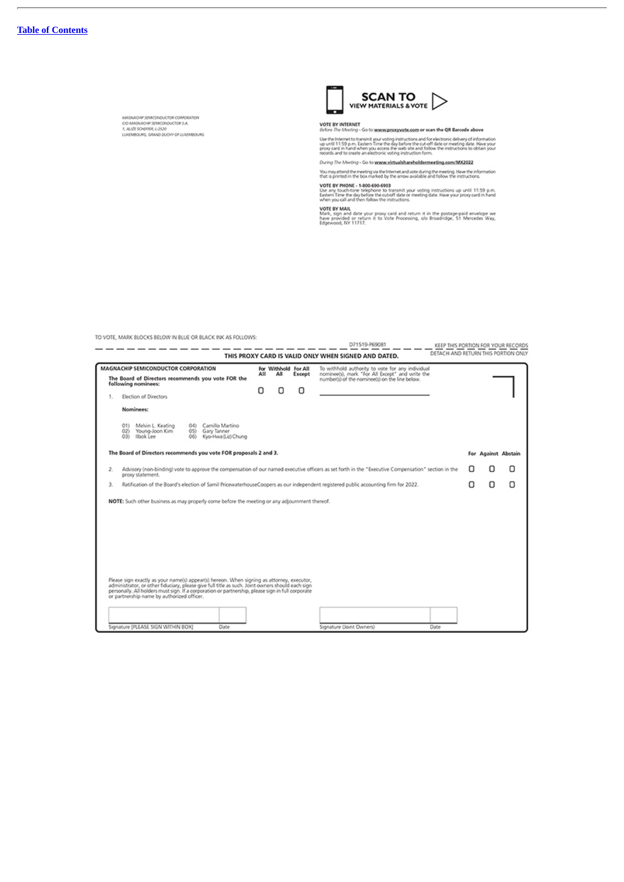[Table of Contents](#)

MAGNACHIP SEMICONDUCTOR CORPORATION
C/O MAGNACHIP SEMICONDUCTOR S.A.
1, ALLÉE SCHEFFER, L-2520
LUXEMBOURG, GRAND DUCHY OF LUXEMBOURG

**SCAN TO VIEW MATERIALS & VOTE**

**VOTE BY INTERNET**
*Before The Meeting* - Go to **www.proxyvote.com** or scan the QR Barcode above

Use the Internet to transmit your voting instructions and for electronic delivery of information up until 11:59 p.m. Eastern Time the day before the cut-off date or meeting date. Have your proxy card in hand when you access the web site and follow the instructions to obtain your records and to create an electronic voting instruction form.

*During The Meeting* - Go to **www.virtualshareholdermeeting.com/MX2022**

You may attend the meeting via the Internet and vote during the meeting. Have the information that is printed in the box marked by the arrow available and follow the instructions.

**VOTE BY PHONE - 1-800-690-6903**
Use any touch-tone telephone to transmit your voting instructions up until 11:59 p.m. Eastern Time the day before the cut-off date or meeting date. Have your proxy card in hand when you call and then follow the instructions.

**VOTE BY MAIL**
Mark, sign and date your proxy card and return it in the postage-paid envelope we have provided or return it to Vote Processing, c/o Broadridge, 51 Mercedes Way, Edgewood, NY 11717.

TO VOTE, MARK BLOCKS BELOW IN BLUE OR BLACK INK AS FOLLOWS:

D71519-P69081 KEEP THIS PORTION FOR YOUR RECORDS

**THIS PROXY CARD IS VALID ONLY WHEN SIGNED AND DATED.** DETACH AND RETURN THIS PORTION ONLY

**MAGNACHIP SEMICONDUCTOR CORPORATION**

**The Board of Directors recommends you vote FOR the following nominees:**

| | For All | Withhold All | For All Except |
|---|---|---|---|
| 1. Election of Directors | ☐ | ☐ | ☐ |

To withhold authority to vote for any individual nominee(s), mark "For All Except" and write the number(s) of the nominee(s) on the line below.

**Nominees:**

01) Melvin L. Keating
02) Young-Joon Kim
03) Ilbok Lee
04) Camillo Martino
05) Gary Tanner
06) Kyo-Hwa (Liz) Chung

**The Board of Directors recommends you vote FOR proposals 2 and 3.**

| | For | Against | Abstain |
|---|---|---|---|
| 2. Advisory (non-binding) vote to approve the compensation of our named executive officers as set forth in the "Executive Compensation" section in the proxy statement. | ☐ | ☐ | ☐ |
| 3. Ratification of the Board's election of Samil PricewaterhouseCoopers as our independent registered public accounting firm for 2022. | ☐ | ☐ | ☐ |

**NOTE:** Such other business as may properly come before the meeting or any adjournment thereof.

Please sign exactly as your name(s) appear(s) hereon. When signing as attorney, executor, administrator, or other fiduciary, please give full title as such. Joint owners should each sign personally. All holders must sign. If a corporation or partnership, please sign in full corporate or partnership name by authorized officer.

| Signature [PLEASE SIGN WITHIN BOX] | Date | Signature (Joint Owners) | Date |
|---|---|---|---|
| | | | |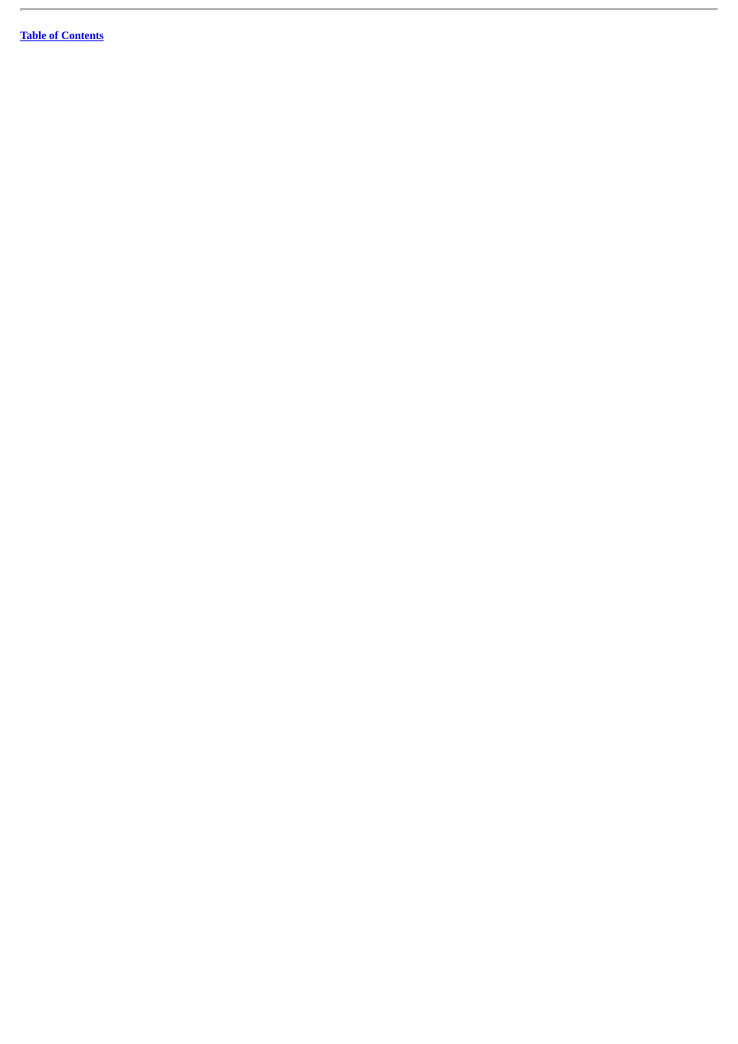[Table of Contents]